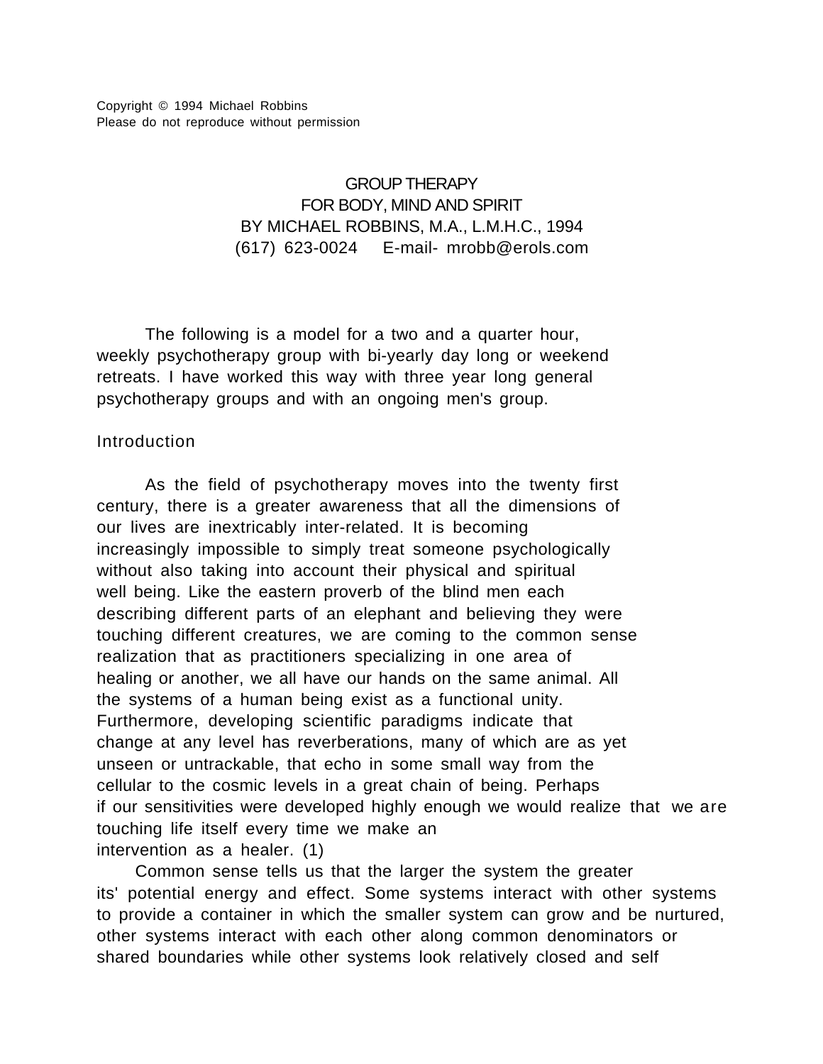Copyright © 1994 Michael Robbins
Please do not reproduce without permission

# GROUP THERAPY
# FOR BODY, MIND AND SPIRIT

BY MICHAEL ROBBINS, M.A., L.M.H.C., 1994
(617) 623-0024 E-mail- mrobb@erols.com

The following is a model for a two and a quarter hour, weekly psychotherapy group with bi-yearly day long or weekend retreats. I have worked this way with three year long general psychotherapy groups and with an ongoing men's group.

## Introduction

As the field of psychotherapy moves into the twenty first century, there is a greater awareness that all the dimensions of our lives are inextricably inter-related. It is becoming increasingly impossible to simply treat someone psychologically without also taking into account their physical and spiritual well being. Like the eastern proverb of the blind men each describing different parts of an elephant and believing they were touching different creatures, we are coming to the common sense realization that as practitioners specializing in one area of healing or another, we all have our hands on the same animal. All the systems of a human being exist as a functional unity. Furthermore, developing scientific paradigms indicate that change at any level has reverberations, many of which are as yet unseen or untrackable, that echo in some small way from the cellular to the cosmic levels in a great chain of being. Perhaps if our sensitivities were developed highly enough we would realize that we are touching life itself every time we make an intervention as a healer. (1)

Common sense tells us that the larger the system the greater its' potential energy and effect. Some systems interact with other systems to provide a container in which the smaller system can grow and be nurtured, other systems interact with each other along common denominators or shared boundaries while other systems look relatively closed and self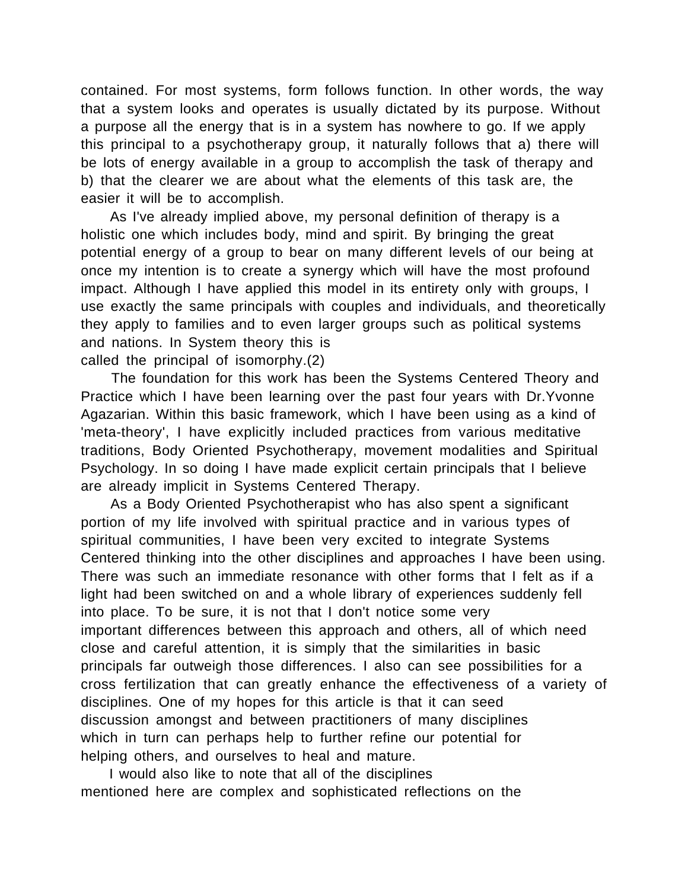contained. For most systems, form follows function. In other words, the way that a system looks and operates is usually dictated by its purpose. Without a purpose all the energy that is in a system has nowhere to go. If we apply this principal to a psychotherapy group, it naturally follows that a) there will be lots of energy available in a group to accomplish the task of therapy and b) that the clearer we are about what the elements of this task are, the easier it will be to accomplish.

As I've already implied above, my personal definition of therapy is a holistic one which includes body, mind and spirit. By bringing the great potential energy of a group to bear on many different levels of our being at once my intention is to create a synergy which will have the most profound impact. Although I have applied this model in its entirety only with groups, I use exactly the same principals with couples and individuals, and theoretically they apply to families and to even larger groups such as political systems and nations. In System theory this is called the principal of isomorphy.(2)

The foundation for this work has been the Systems Centered Theory and Practice which I have been learning over the past four years with Dr.Yvonne Agazarian. Within this basic framework, which I have been using as a kind of 'meta-theory', I have explicitly included practices from various meditative traditions, Body Oriented Psychotherapy, movement modalities and Spiritual Psychology. In so doing I have made explicit certain principals that I believe are already implicit in Systems Centered Therapy.

As a Body Oriented Psychotherapist who has also spent a significant portion of my life involved with spiritual practice and in various types of spiritual communities, I have been very excited to integrate Systems Centered thinking into the other disciplines and approaches I have been using. There was such an immediate resonance with other forms that I felt as if a light had been switched on and a whole library of experiences suddenly fell into place. To be sure, it is not that I don't notice some very important differences between this approach and others, all of which need close and careful attention, it is simply that the similarities in basic principals far outweigh those differences. I also can see possibilities for a cross fertilization that can greatly enhance the effectiveness of a variety of disciplines. One of my hopes for this article is that it can seed discussion amongst and between practitioners of many disciplines which in turn can perhaps help to further refine our potential for helping others, and ourselves to heal and mature.

I would also like to note that all of the disciplines mentioned here are complex and sophisticated reflections on the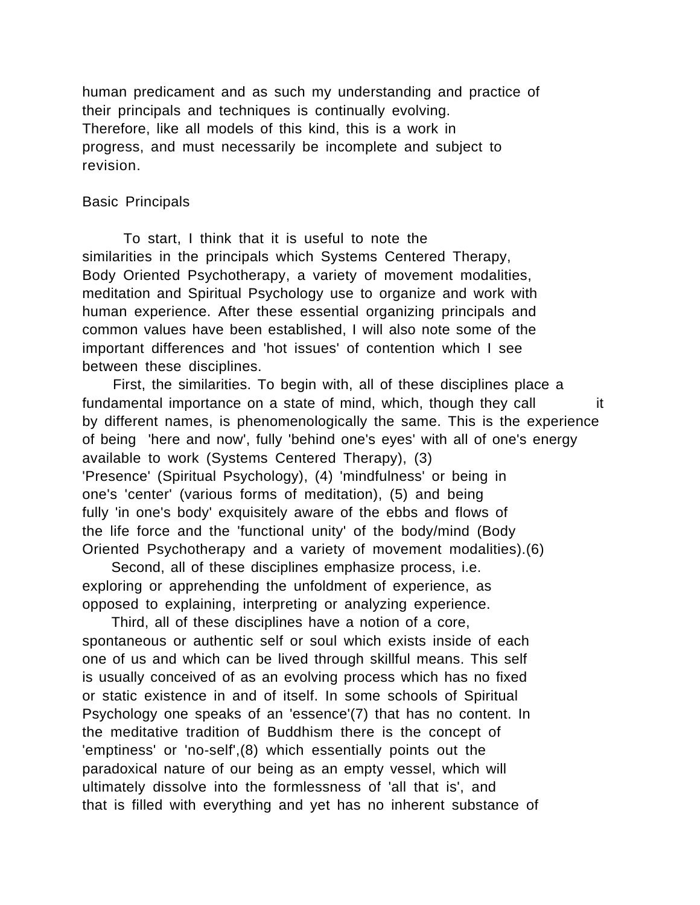human predicament and as such my understanding and practice of their principals and techniques is continually evolving. Therefore, like all models of this kind, this is a work in progress, and must necessarily be incomplete and subject to revision.

## Basic Principals

To start, I think that it is useful to note the similarities in the principals which Systems Centered Therapy, Body Oriented Psychotherapy, a variety of movement modalities, meditation and Spiritual Psychology use to organize and work with human experience. After these essential organizing principals and common values have been established, I will also note some of the important differences and 'hot issues' of contention which I see between these disciplines.

First, the similarities. To begin with, all of these disciplines place a fundamental importance on a state of mind, which, though they call it by different names, is phenomenologically the same. This is the experience of being 'here and now', fully 'behind one's eyes' with all of one's energy available to work (Systems Centered Therapy), (3) 'Presence' (Spiritual Psychology), (4) 'mindfulness' or being in one's 'center' (various forms of meditation), (5) and being fully 'in one's body' exquisitely aware of the ebbs and flows of the life force and the 'functional unity' of the body/mind (Body Oriented Psychotherapy and a variety of movement modalities).(6)

Second, all of these disciplines emphasize process, i.e. exploring or apprehending the unfoldment of experience, as opposed to explaining, interpreting or analyzing experience.

Third, all of these disciplines have a notion of a core, spontaneous or authentic self or soul which exists inside of each one of us and which can be lived through skillful means. This self is usually conceived of as an evolving process which has no fixed or static existence in and of itself. In some schools of Spiritual Psychology one speaks of an 'essence'(7) that has no content. In the meditative tradition of Buddhism there is the concept of 'emptiness' or 'no-self',(8) which essentially points out the paradoxical nature of our being as an empty vessel, which will ultimately dissolve into the formlessness of 'all that is', and that is filled with everything and yet has no inherent substance of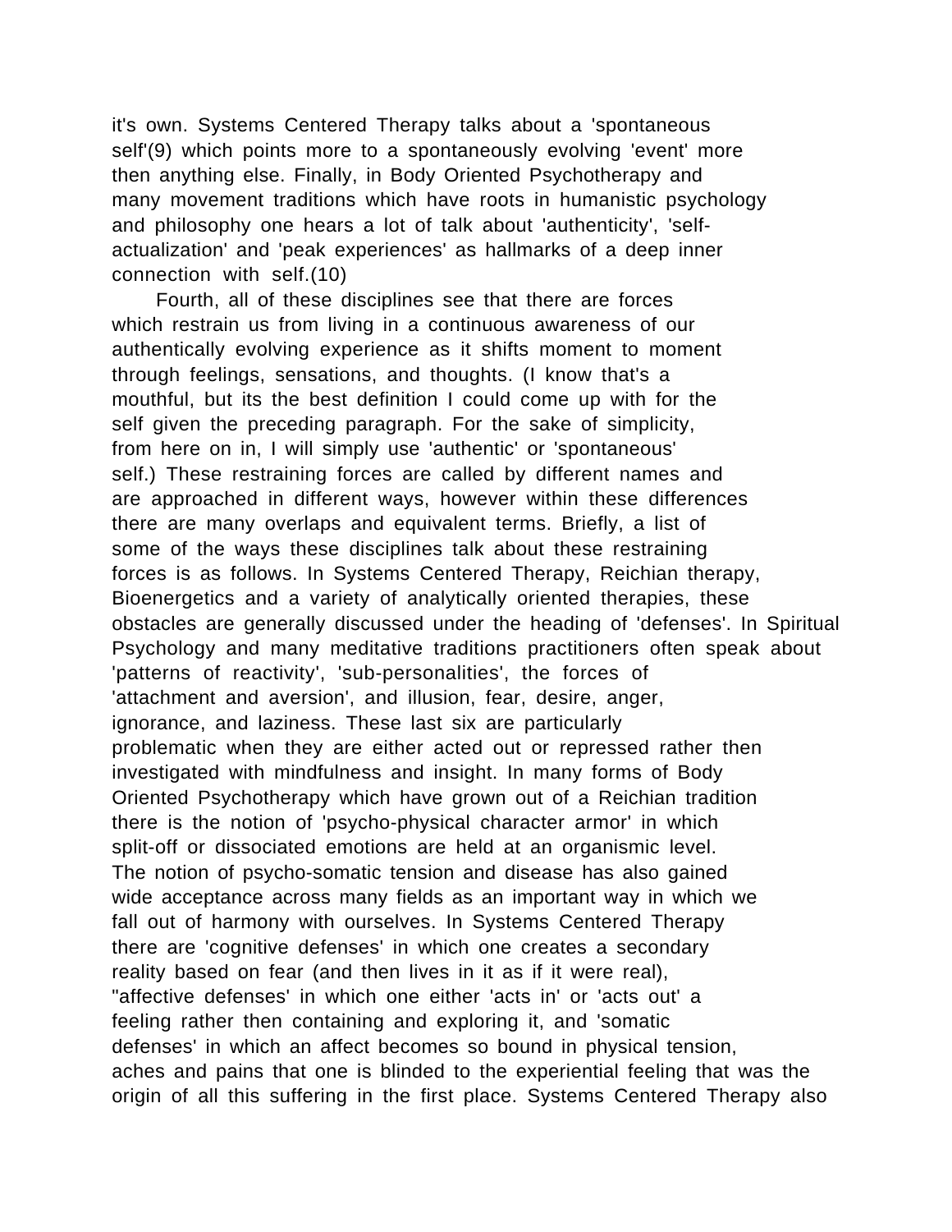it's own. Systems Centered Therapy talks about a 'spontaneous self'(9) which points more to a spontaneously evolving 'event' more then anything else. Finally, in Body Oriented Psychotherapy and many movement traditions which have roots in humanistic psychology and philosophy one hears a lot of talk about 'authenticity', 'self-actualization' and 'peak experiences' as hallmarks of a deep inner connection with self.(10)

Fourth, all of these disciplines see that there are forces which restrain us from living in a continuous awareness of our authentically evolving experience as it shifts moment to moment through feelings, sensations, and thoughts. (I know that's a mouthful, but its the best definition I could come up with for the self given the preceding paragraph. For the sake of simplicity, from here on in, I will simply use 'authentic' or 'spontaneous' self.) These restraining forces are called by different names and are approached in different ways, however within these differences there are many overlaps and equivalent terms. Briefly, a list of some of the ways these disciplines talk about these restraining forces is as follows. In Systems Centered Therapy, Reichian therapy, Bioenergetics and a variety of analytically oriented therapies, these obstacles are generally discussed under the heading of 'defenses'. In Spiritual Psychology and many meditative traditions practitioners often speak about 'patterns of reactivity', 'sub-personalities', the forces of 'attachment and aversion', and illusion, fear, desire, anger, ignorance, and laziness. These last six are particularly problematic when they are either acted out or repressed rather then investigated with mindfulness and insight. In many forms of Body Oriented Psychotherapy which have grown out of a Reichian tradition there is the notion of 'psycho-physical character armor' in which split-off or dissociated emotions are held at an organismic level. The notion of psycho-somatic tension and disease has also gained wide acceptance across many fields as an important way in which we fall out of harmony with ourselves. In Systems Centered Therapy there are 'cognitive defenses' in which one creates a secondary reality based on fear (and then lives in it as if it were real), "affective defenses' in which one either 'acts in' or 'acts out' a feeling rather then containing and exploring it, and 'somatic defenses' in which an affect becomes so bound in physical tension, aches and pains that one is blinded to the experiential feeling that was the origin of all this suffering in the first place. Systems Centered Therapy also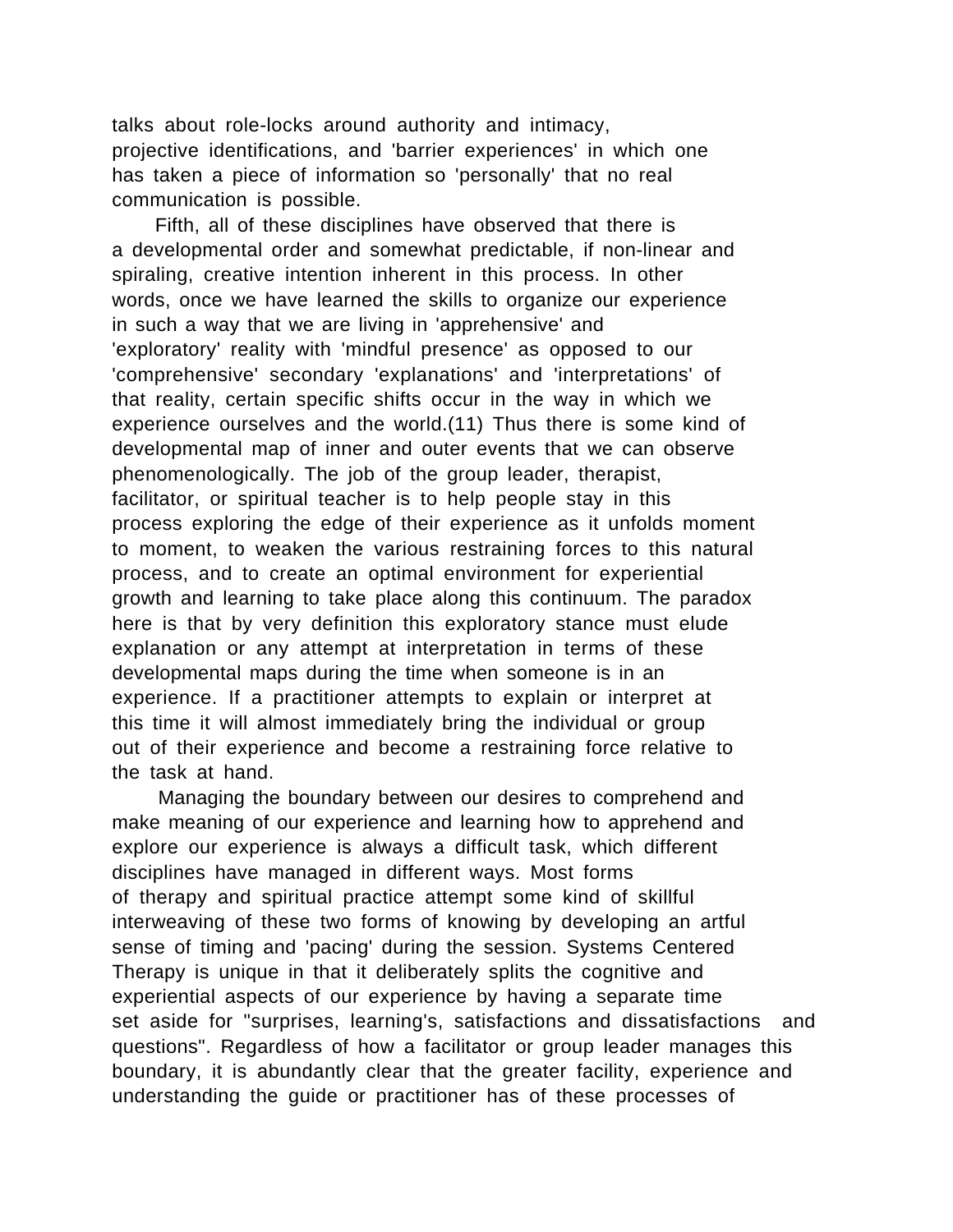talks about role-locks around authority and intimacy, projective identifications, and 'barrier experiences' in which one has taken a piece of information so 'personally' that no real communication is possible.

Fifth, all of these disciplines have observed that there is a developmental order and somewhat predictable, if non-linear and spiraling, creative intention inherent in this process. In other words, once we have learned the skills to organize our experience in such a way that we are living in 'apprehensive' and 'exploratory' reality with 'mindful presence' as opposed to our 'comprehensive' secondary 'explanations' and 'interpretations' of that reality, certain specific shifts occur in the way in which we experience ourselves and the world.(11) Thus there is some kind of developmental map of inner and outer events that we can observe phenomenologically. The job of the group leader, therapist, facilitator, or spiritual teacher is to help people stay in this process exploring the edge of their experience as it unfolds moment to moment, to weaken the various restraining forces to this natural process, and to create an optimal environment for experiential growth and learning to take place along this continuum. The paradox here is that by very definition this exploratory stance must elude explanation or any attempt at interpretation in terms of these developmental maps during the time when someone is in an experience. If a practitioner attempts to explain or interpret at this time it will almost immediately bring the individual or group out of their experience and become a restraining force relative to the task at hand.

Managing the boundary between our desires to comprehend and make meaning of our experience and learning how to apprehend and explore our experience is always a difficult task, which different disciplines have managed in different ways. Most forms of therapy and spiritual practice attempt some kind of skillful interweaving of these two forms of knowing by developing an artful sense of timing and 'pacing' during the session. Systems Centered Therapy is unique in that it deliberately splits the cognitive and experiential aspects of our experience by having a separate time set aside for "surprises, learning's, satisfactions and dissatisfactions and questions". Regardless of how a facilitator or group leader manages this boundary, it is abundantly clear that the greater facility, experience and understanding the guide or practitioner has of these processes of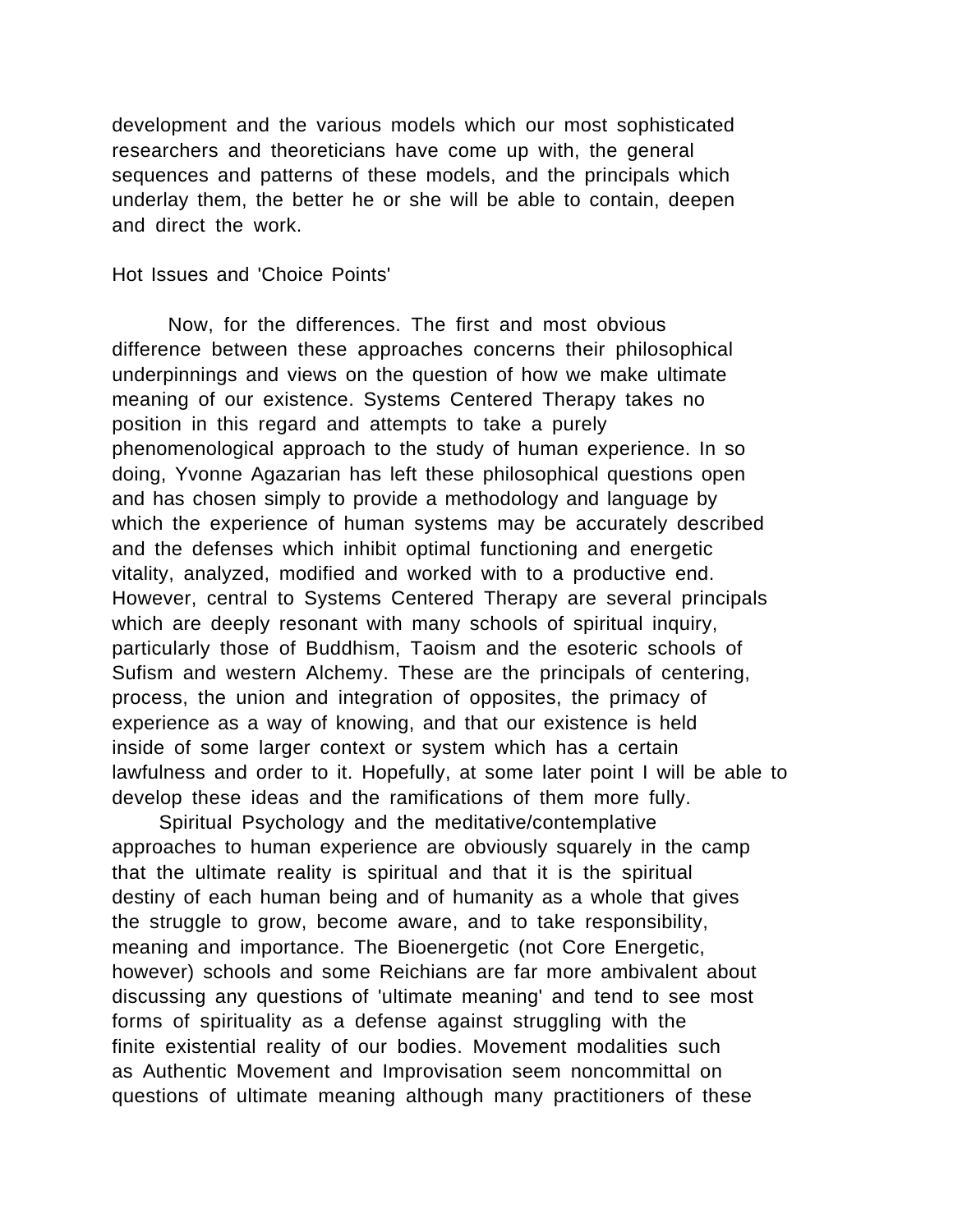development and the various models which our most sophisticated researchers and theoreticians have come up with, the general sequences and patterns of these models, and the principals which underlay them, the better he or she will be able to contain, deepen and direct the work.

## Hot Issues and 'Choice Points'

Now, for the differences. The first and most obvious difference between these approaches concerns their philosophical underpinnings and views on the question of how we make ultimate meaning of our existence. Systems Centered Therapy takes no position in this regard and attempts to take a purely phenomenological approach to the study of human experience. In so doing, Yvonne Agazarian has left these philosophical questions open and has chosen simply to provide a methodology and language by which the experience of human systems may be accurately described and the defenses which inhibit optimal functioning and energetic vitality, analyzed, modified and worked with to a productive end. However, central to Systems Centered Therapy are several principals which are deeply resonant with many schools of spiritual inquiry, particularly those of Buddhism, Taoism and the esoteric schools of Sufism and western Alchemy. These are the principals of centering, process, the union and integration of opposites, the primacy of experience as a way of knowing, and that our existence is held inside of some larger context or system which has a certain lawfulness and order to it. Hopefully, at some later point I will be able to develop these ideas and the ramifications of them more fully.

Spiritual Psychology and the meditative/contemplative approaches to human experience are obviously squarely in the camp that the ultimate reality is spiritual and that it is the spiritual destiny of each human being and of humanity as a whole that gives the struggle to grow, become aware, and to take responsibility, meaning and importance. The Bioenergetic (not Core Energetic, however) schools and some Reichians are far more ambivalent about discussing any questions of 'ultimate meaning' and tend to see most forms of spirituality as a defense against struggling with the finite existential reality of our bodies. Movement modalities such as Authentic Movement and Improvisation seem noncommittal on questions of ultimate meaning although many practitioners of these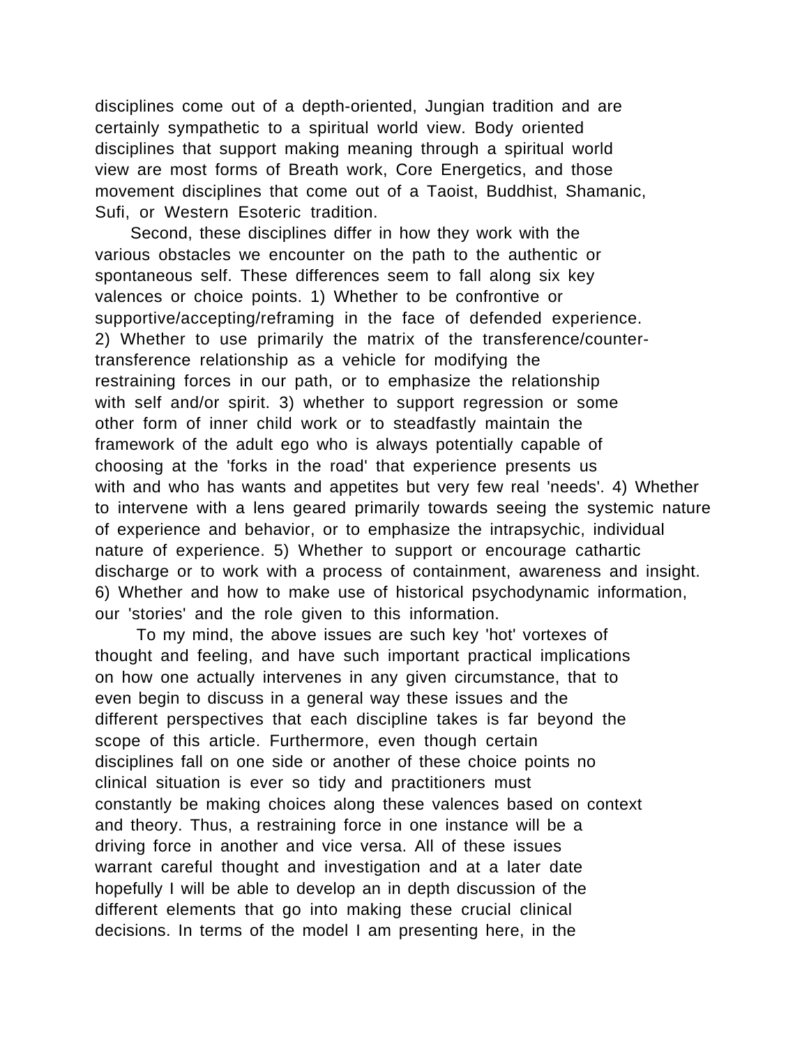disciplines come out of a depth-oriented, Jungian tradition and are certainly sympathetic to a spiritual world view. Body oriented disciplines that support making meaning through a spiritual world view are most forms of Breath work, Core Energetics, and those movement disciplines that come out of a Taoist, Buddhist, Shamanic, Sufi, or Western Esoteric tradition.

Second, these disciplines differ in how they work with the various obstacles we encounter on the path to the authentic or spontaneous self. These differences seem to fall along six key valences or choice points. 1) Whether to be confrontive or supportive/accepting/reframing in the face of defended experience. 2) Whether to use primarily the matrix of the transference/counter-transference relationship as a vehicle for modifying the restraining forces in our path, or to emphasize the relationship with self and/or spirit. 3) whether to support regression or some other form of inner child work or to steadfastly maintain the framework of the adult ego who is always potentially capable of choosing at the 'forks in the road' that experience presents us with and who has wants and appetites but very few real 'needs'. 4) Whether to intervene with a lens geared primarily towards seeing the systemic nature of experience and behavior, or to emphasize the intrapsychic, individual nature of experience. 5) Whether to support or encourage cathartic discharge or to work with a process of containment, awareness and insight. 6) Whether and how to make use of historical psychodynamic information, our 'stories' and the role given to this information.

To my mind, the above issues are such key 'hot' vortexes of thought and feeling, and have such important practical implications on how one actually intervenes in any given circumstance, that to even begin to discuss in a general way these issues and the different perspectives that each discipline takes is far beyond the scope of this article. Furthermore, even though certain disciplines fall on one side or another of these choice points no clinical situation is ever so tidy and practitioners must constantly be making choices along these valences based on context and theory. Thus, a restraining force in one instance will be a driving force in another and vice versa. All of these issues warrant careful thought and investigation and at a later date hopefully I will be able to develop an in depth discussion of the different elements that go into making these crucial clinical decisions. In terms of the model I am presenting here, in the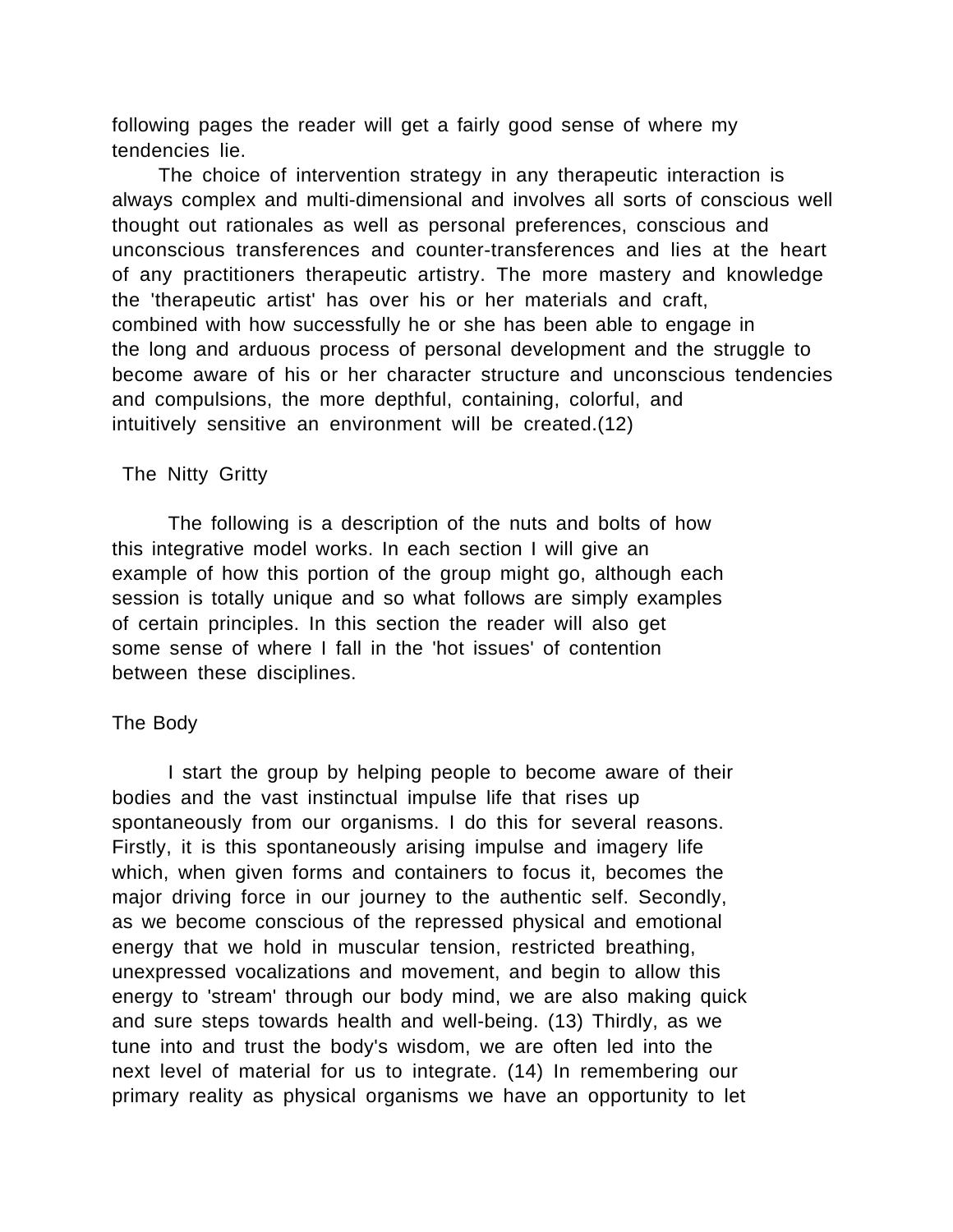following pages the reader will get a fairly good sense of where my tendencies lie.

The choice of intervention strategy in any therapeutic interaction is always complex and multi-dimensional and involves all sorts of conscious well thought out rationales as well as personal preferences, conscious and unconscious transferences and counter-transferences and lies at the heart of any practitioners therapeutic artistry. The more mastery and knowledge the 'therapeutic artist' has over his or her materials and craft, combined with how successfully he or she has been able to engage in the long and arduous process of personal development and the struggle to become aware of his or her character structure and unconscious tendencies and compulsions, the more depthful, containing, colorful, and intuitively sensitive an environment will be created.(12)

## The Nitty Gritty

The following is a description of the nuts and bolts of how this integrative model works. In each section I will give an example of how this portion of the group might go, although each session is totally unique and so what follows are simply examples of certain principles. In this section the reader will also get some sense of where I fall in the 'hot issues' of contention between these disciplines.

### The Body

I start the group by helping people to become aware of their bodies and the vast instinctual impulse life that rises up spontaneously from our organisms. I do this for several reasons. Firstly, it is this spontaneously arising impulse and imagery life which, when given forms and containers to focus it, becomes the major driving force in our journey to the authentic self. Secondly, as we become conscious of the repressed physical and emotional energy that we hold in muscular tension, restricted breathing, unexpressed vocalizations and movement, and begin to allow this energy to 'stream' through our body mind, we are also making quick and sure steps towards health and well-being. (13) Thirdly, as we tune into and trust the body's wisdom, we are often led into the next level of material for us to integrate. (14) In remembering our primary reality as physical organisms we have an opportunity to let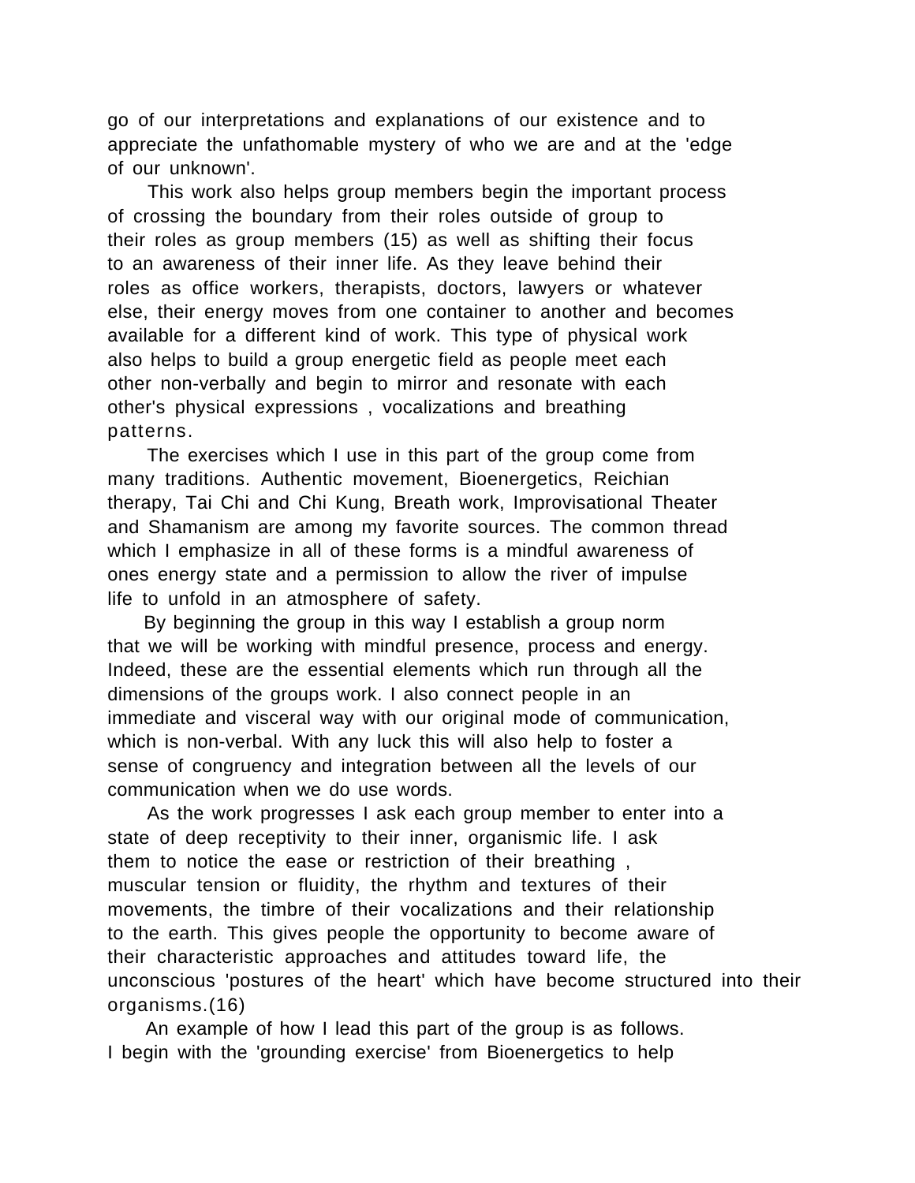go of our interpretations and explanations of our existence and to appreciate the unfathomable mystery of who we are and at the 'edge of our unknown'.

This work also helps group members begin the important process of crossing the boundary from their roles outside of group to their roles as group members (15) as well as shifting their focus to an awareness of their inner life. As they leave behind their roles as office workers, therapists, doctors, lawyers or whatever else, their energy moves from one container to another and becomes available for a different kind of work. This type of physical work also helps to build a group energetic field as people meet each other non-verbally and begin to mirror and resonate with each other's physical expressions , vocalizations and breathing patterns.

The exercises which I use in this part of the group come from many traditions. Authentic movement, Bioenergetics, Reichian therapy, Tai Chi and Chi Kung, Breath work, Improvisational Theater and Shamanism are among my favorite sources. The common thread which I emphasize in all of these forms is a mindful awareness of ones energy state and a permission to allow the river of impulse life to unfold in an atmosphere of safety.

By beginning the group in this way I establish a group norm that we will be working with mindful presence, process and energy. Indeed, these are the essential elements which run through all the dimensions of the groups work. I also connect people in an immediate and visceral way with our original mode of communication, which is non-verbal. With any luck this will also help to foster a sense of congruency and integration between all the levels of our communication when we do use words.

As the work progresses I ask each group member to enter into a state of deep receptivity to their inner, organismic life. I ask them to notice the ease or restriction of their breathing , muscular tension or fluidity, the rhythm and textures of their movements, the timbre of their vocalizations and their relationship to the earth. This gives people the opportunity to become aware of their characteristic approaches and attitudes toward life, the unconscious 'postures of the heart' which have become structured into their organisms.(16)

An example of how I lead this part of the group is as follows. I begin with the 'grounding exercise' from Bioenergetics to help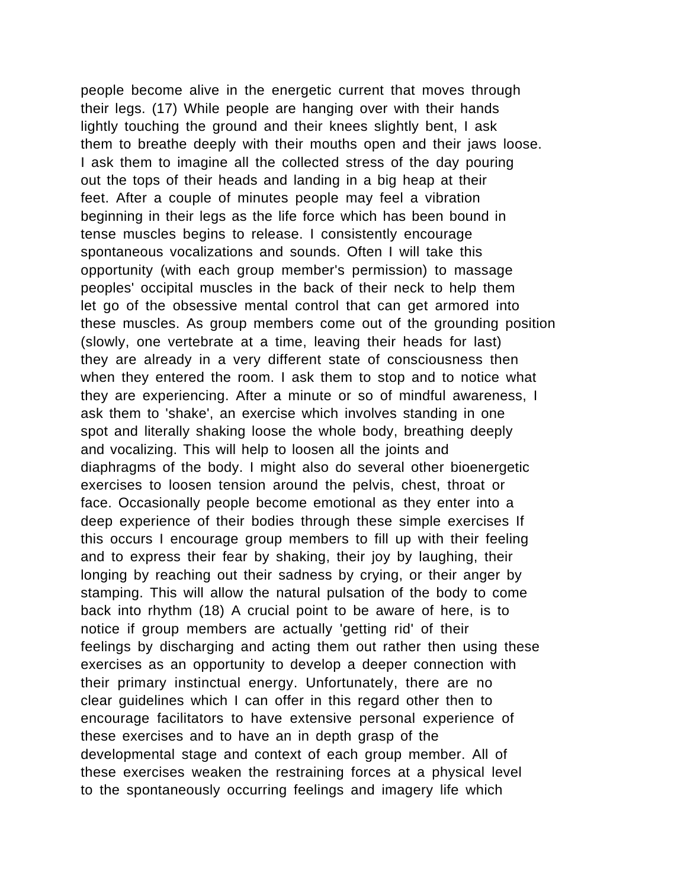people become alive in the energetic current that moves through their legs. (17) While people are hanging over with their hands lightly touching the ground and their knees slightly bent, I ask them to breathe deeply with their mouths open and their jaws loose. I ask them to imagine all the collected stress of the day pouring out the tops of their heads and landing in a big heap at their feet. After a couple of minutes people may feel a vibration beginning in their legs as the life force which has been bound in tense muscles begins to release. I consistently encourage spontaneous vocalizations and sounds. Often I will take this opportunity (with each group member's permission) to massage peoples' occipital muscles in the back of their neck to help them let go of the obsessive mental control that can get armored into these muscles. As group members come out of the grounding position (slowly, one vertebrate at a time, leaving their heads for last) they are already in a very different state of consciousness then when they entered the room. I ask them to stop and to notice what they are experiencing. After a minute or so of mindful awareness, I ask them to 'shake', an exercise which involves standing in one spot and literally shaking loose the whole body, breathing deeply and vocalizing. This will help to loosen all the joints and diaphragms of the body. I might also do several other bioenergetic exercises to loosen tension around the pelvis, chest, throat or face. Occasionally people become emotional as they enter into a deep experience of their bodies through these simple exercises If this occurs I encourage group members to fill up with their feeling and to express their fear by shaking, their joy by laughing, their longing by reaching out their sadness by crying, or their anger by stamping. This will allow the natural pulsation of the body to come back into rhythm (18) A crucial point to be aware of here, is to notice if group members are actually 'getting rid' of their feelings by discharging and acting them out rather then using these exercises as an opportunity to develop a deeper connection with their primary instinctual energy. Unfortunately, there are no clear guidelines which I can offer in this regard other then to encourage facilitators to have extensive personal experience of these exercises and to have an in depth grasp of the developmental stage and context of each group member. All of these exercises weaken the restraining forces at a physical level to the spontaneously occurring feelings and imagery life which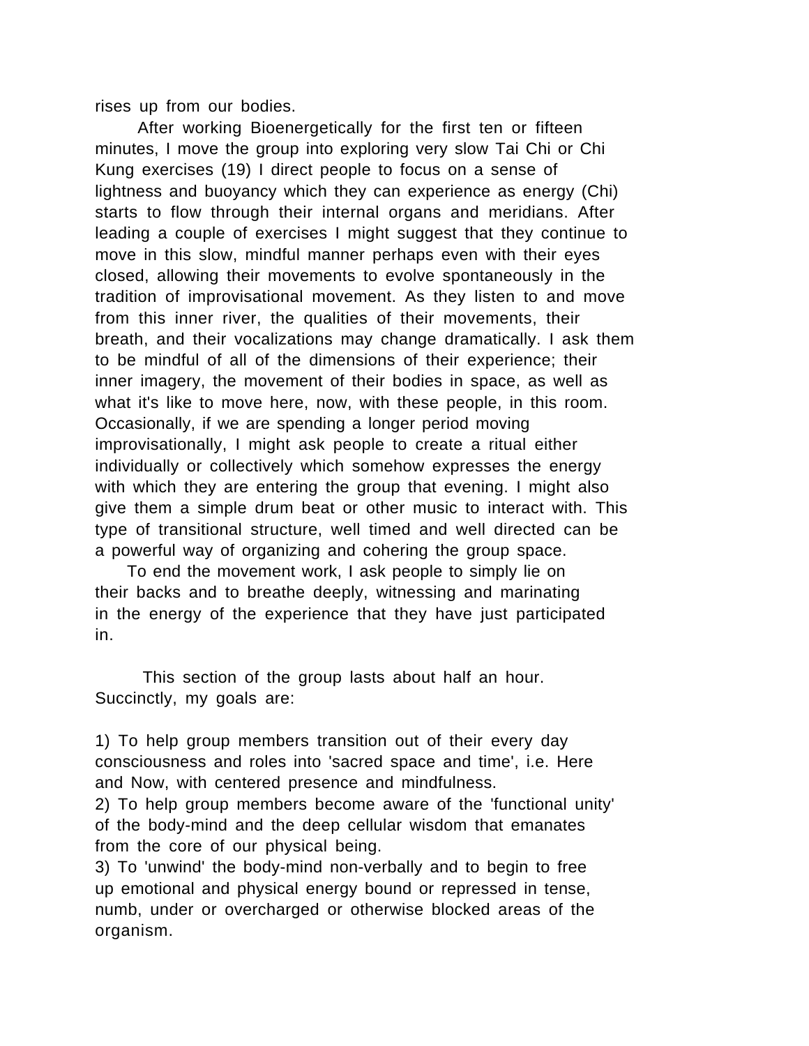rises up from our bodies.

After working Bioenergetically for the first ten or fifteen minutes, I move the group into exploring very slow Tai Chi or Chi Kung exercises (19) I direct people to focus on a sense of lightness and buoyancy which they can experience as energy (Chi) starts to flow through their internal organs and meridians. After leading a couple of exercises I might suggest that they continue to move in this slow, mindful manner perhaps even with their eyes closed, allowing their movements to evolve spontaneously in the tradition of improvisational movement. As they listen to and move from this inner river, the qualities of their movements, their breath, and their vocalizations may change dramatically. I ask them to be mindful of all of the dimensions of their experience; their inner imagery, the movement of their bodies in space, as well as what it's like to move here, now, with these people, in this room. Occasionally, if we are spending a longer period moving improvisationally, I might ask people to create a ritual either individually or collectively which somehow expresses the energy with which they are entering the group that evening. I might also give them a simple drum beat or other music to interact with. This type of transitional structure, well timed and well directed can be a powerful way of organizing and cohering the group space.

To end the movement work, I ask people to simply lie on their backs and to breathe deeply, witnessing and marinating in the energy of the experience that they have just participated in.

This section of the group lasts about half an hour. Succinctly, my goals are:

1) To help group members transition out of their every day consciousness and roles into 'sacred space and time', i.e. Here and Now, with centered presence and mindfulness.
2) To help group members become aware of the 'functional unity' of the body-mind and the deep cellular wisdom that emanates from the core of our physical being.
3) To 'unwind' the body-mind non-verbally and to begin to free up emotional and physical energy bound or repressed in tense, numb, under or overcharged or otherwise blocked areas of the organism.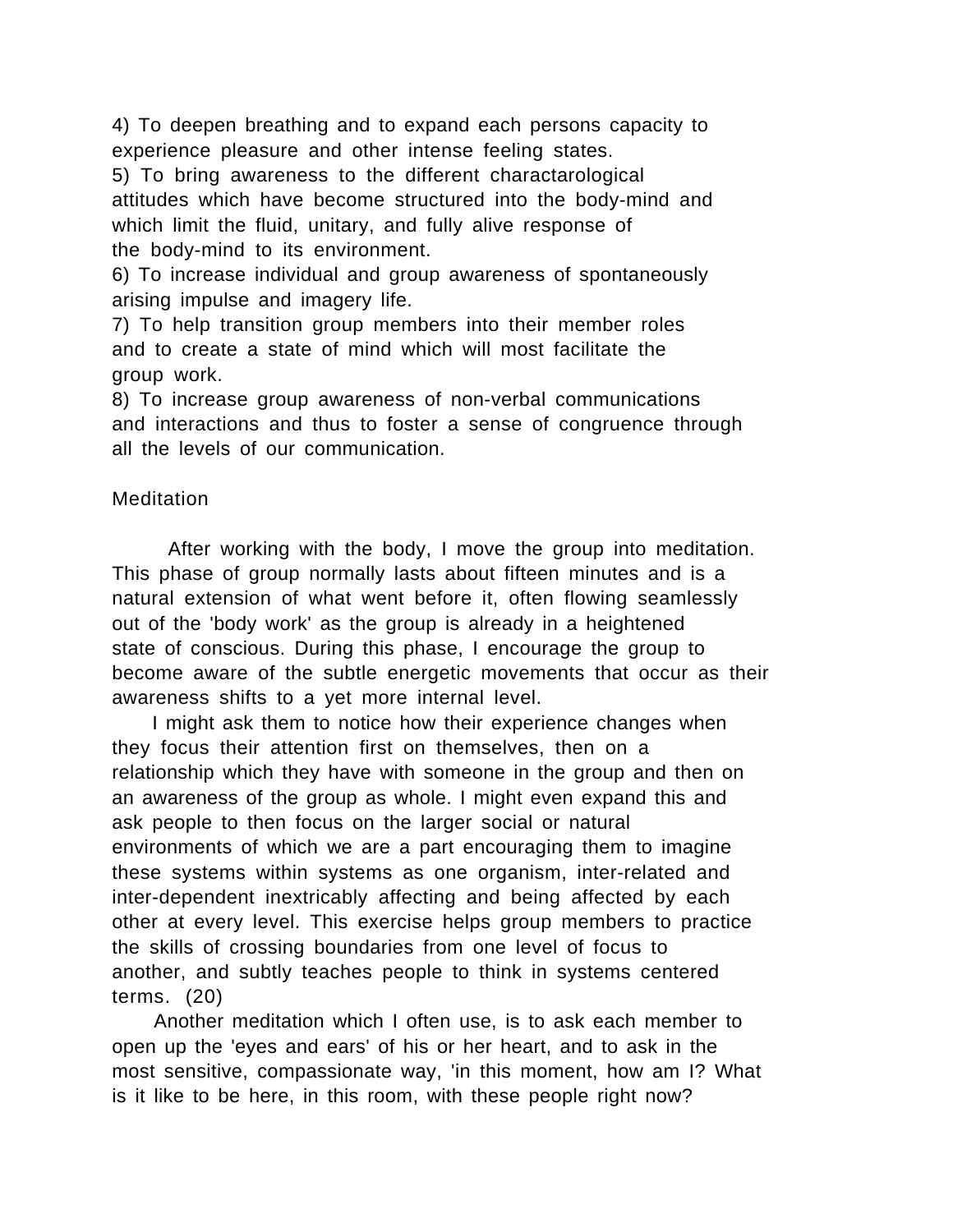4) To deepen breathing and to expand each persons capacity to experience pleasure and other intense feeling states.
5) To bring awareness to the different charactarological attitudes which have become structured into the body-mind and which limit the fluid, unitary, and fully alive response of the body-mind to its environment.
6) To increase individual and group awareness of spontaneously arising impulse and imagery life.
7) To help transition group members into their member roles and to create a state of mind which will most facilitate the group work.
8) To increase group awareness of non-verbal communications and interactions and thus to foster a sense of congruence through all the levels of our communication.

## Meditation

After working with the body, I move the group into meditation. This phase of group normally lasts about fifteen minutes and is a natural extension of what went before it, often flowing seamlessly out of the 'body work' as the group is already in a heightened state of conscious. During this phase, I encourage the group to become aware of the subtle energetic movements that occur as their awareness shifts to a yet more internal level.

I might ask them to notice how their experience changes when they focus their attention first on themselves, then on a relationship which they have with someone in the group and then on an awareness of the group as whole. I might even expand this and ask people to then focus on the larger social or natural environments of which we are a part encouraging them to imagine these systems within systems as one organism, inter-related and inter-dependent inextricably affecting and being affected by each other at every level. This exercise helps group members to practice the skills of crossing boundaries from one level of focus to another, and subtly teaches people to think in systems centered terms. (20)

Another meditation which I often use, is to ask each member to open up the 'eyes and ears' of his or her heart, and to ask in the most sensitive, compassionate way, 'in this moment, how am I? What is it like to be here, in this room, with these people right now?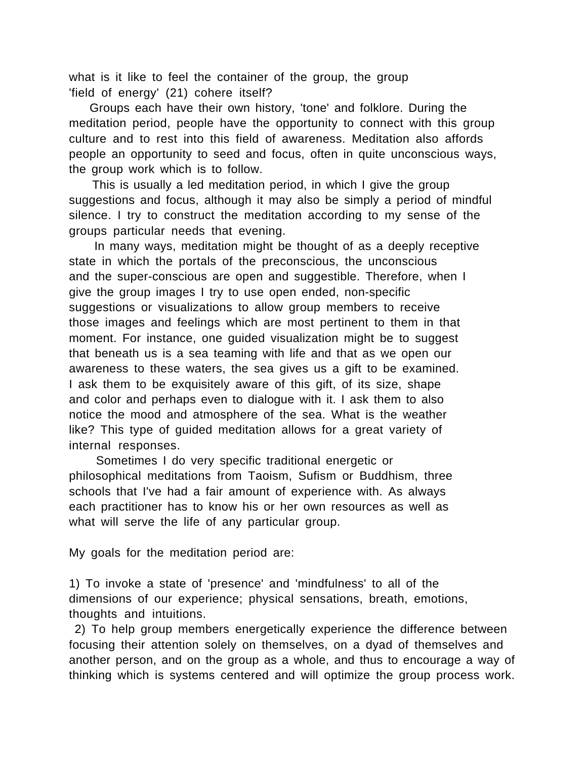what is it like to feel the container of the group, the group 'field of energy' (21) cohere itself?

Groups each have their own history, 'tone' and folklore. During the meditation period, people have the opportunity to connect with this group culture and to rest into this field of awareness. Meditation also affords people an opportunity to seed and focus, often in quite unconscious ways, the group work which is to follow.

This is usually a led meditation period, in which I give the group suggestions and focus, although it may also be simply a period of mindful silence. I try to construct the meditation according to my sense of the groups particular needs that evening.

In many ways, meditation might be thought of as a deeply receptive state in which the portals of the preconscious, the unconscious and the super-conscious are open and suggestible. Therefore, when I give the group images I try to use open ended, non-specific suggestions or visualizations to allow group members to receive those images and feelings which are most pertinent to them in that moment. For instance, one guided visualization might be to suggest that beneath us is a sea teaming with life and that as we open our awareness to these waters, the sea gives us a gift to be examined. I ask them to be exquisitely aware of this gift, of its size, shape and color and perhaps even to dialogue with it. I ask them to also notice the mood and atmosphere of the sea. What is the weather like? This type of guided meditation allows for a great variety of internal responses.

Sometimes I do very specific traditional energetic or philosophical meditations from Taoism, Sufism or Buddhism, three schools that I've had a fair amount of experience with. As always each practitioner has to know his or her own resources as well as what will serve the life of any particular group.

My goals for the meditation period are:

1) To invoke a state of 'presence' and 'mindfulness' to all of the dimensions of our experience; physical sensations, breath, emotions, thoughts and intuitions.

2) To help group members energetically experience the difference between focusing their attention solely on themselves, on a dyad of themselves and another person, and on the group as a whole, and thus to encourage a way of thinking which is systems centered and will optimize the group process work.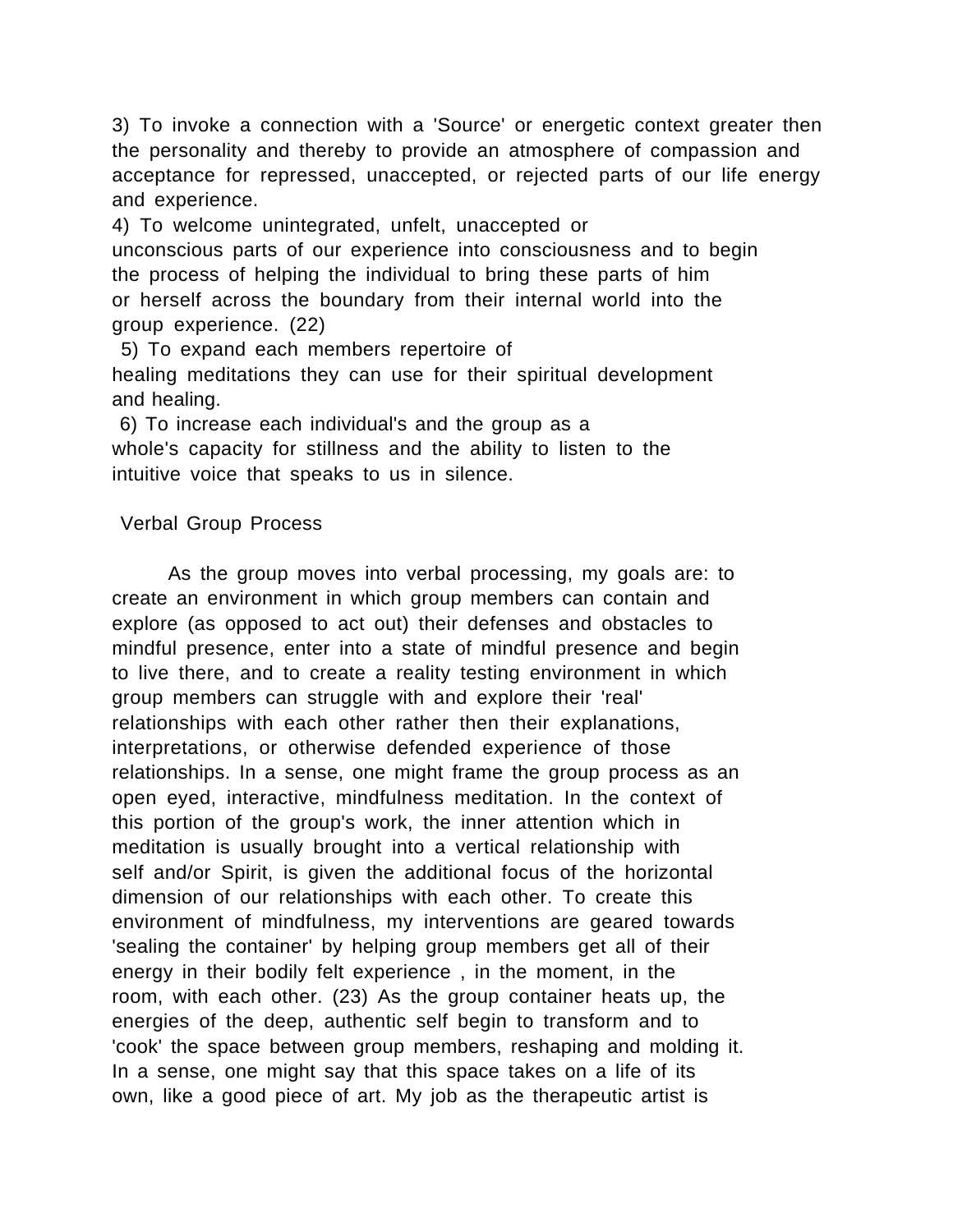3) To invoke a connection with a 'Source' or energetic context greater then the personality and thereby to provide an atmosphere of compassion and acceptance for repressed, unaccepted, or rejected parts of our life energy and experience.

4) To welcome unintegrated, unfelt, unaccepted or unconscious parts of our experience into consciousness and to begin the process of helping the individual to bring these parts of him or herself across the boundary from their internal world into the group experience. (22)

5) To expand each members repertoire of healing meditations they can use for their spiritual development and healing.

6) To increase each individual's and the group as a whole's capacity for stillness and the ability to listen to the intuitive voice that speaks to us in silence.

## Verbal Group Process

As the group moves into verbal processing, my goals are: to create an environment in which group members can contain and explore (as opposed to act out) their defenses and obstacles to mindful presence, enter into a state of mindful presence and begin to live there, and to create a reality testing environment in which group members can struggle with and explore their 'real' relationships with each other rather then their explanations, interpretations, or otherwise defended experience of those relationships. In a sense, one might frame the group process as an open eyed, interactive, mindfulness meditation. In the context of this portion of the group's work, the inner attention which in meditation is usually brought into a vertical relationship with self and/or Spirit, is given the additional focus of the horizontal dimension of our relationships with each other. To create this environment of mindfulness, my interventions are geared towards 'sealing the container' by helping group members get all of their energy in their bodily felt experience , in the moment, in the room, with each other. (23) As the group container heats up, the energies of the deep, authentic self begin to transform and to 'cook' the space between group members, reshaping and molding it. In a sense, one might say that this space takes on a life of its own, like a good piece of art. My job as the therapeutic artist is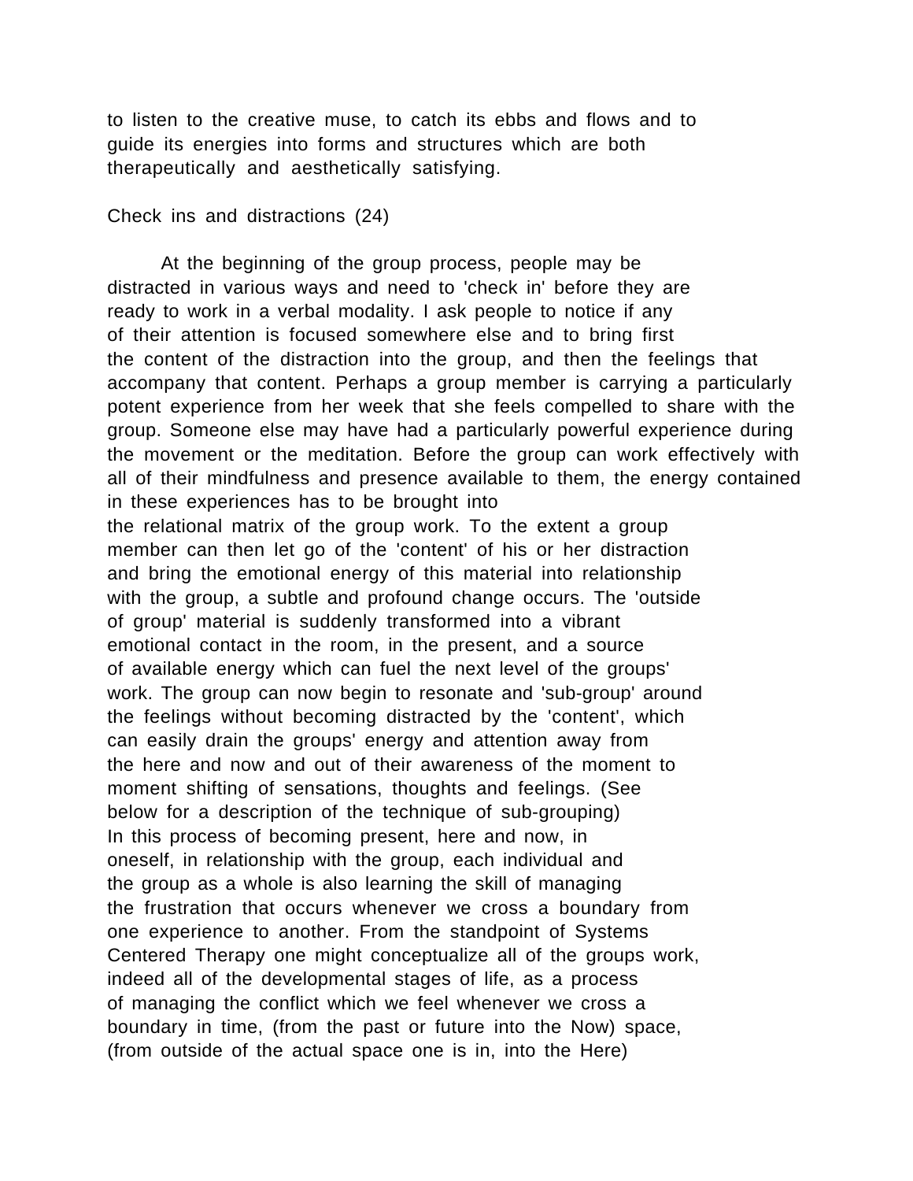to listen to the creative muse, to catch its ebbs and flows and to guide its energies into forms and structures which are both therapeutically and aesthetically satisfying.

## Check ins and distractions (24)

At the beginning of the group process, people may be distracted in various ways and need to 'check in' before they are ready to work in a verbal modality. I ask people to notice if any of their attention is focused somewhere else and to bring first the content of the distraction into the group, and then the feelings that accompany that content. Perhaps a group member is carrying a particularly potent experience from her week that she feels compelled to share with the group. Someone else may have had a particularly powerful experience during the movement or the meditation. Before the group can work effectively with all of their mindfulness and presence available to them, the energy contained in these experiences has to be brought into the relational matrix of the group work. To the extent a group member can then let go of the 'content' of his or her distraction and bring the emotional energy of this material into relationship with the group, a subtle and profound change occurs. The 'outside of group' material is suddenly transformed into a vibrant emotional contact in the room, in the present, and a source of available energy which can fuel the next level of the groups' work. The group can now begin to resonate and 'sub-group' around the feelings without becoming distracted by the 'content', which can easily drain the groups' energy and attention away from the here and now and out of their awareness of the moment to moment shifting of sensations, thoughts and feelings. (See below for a description of the technique of sub-grouping) In this process of becoming present, here and now, in oneself, in relationship with the group, each individual and the group as a whole is also learning the skill of managing the frustration that occurs whenever we cross a boundary from one experience to another. From the standpoint of Systems Centered Therapy one might conceptualize all of the groups work, indeed all of the developmental stages of life, as a process of managing the conflict which we feel whenever we cross a boundary in time, (from the past or future into the Now) space, (from outside of the actual space one is in, into the Here)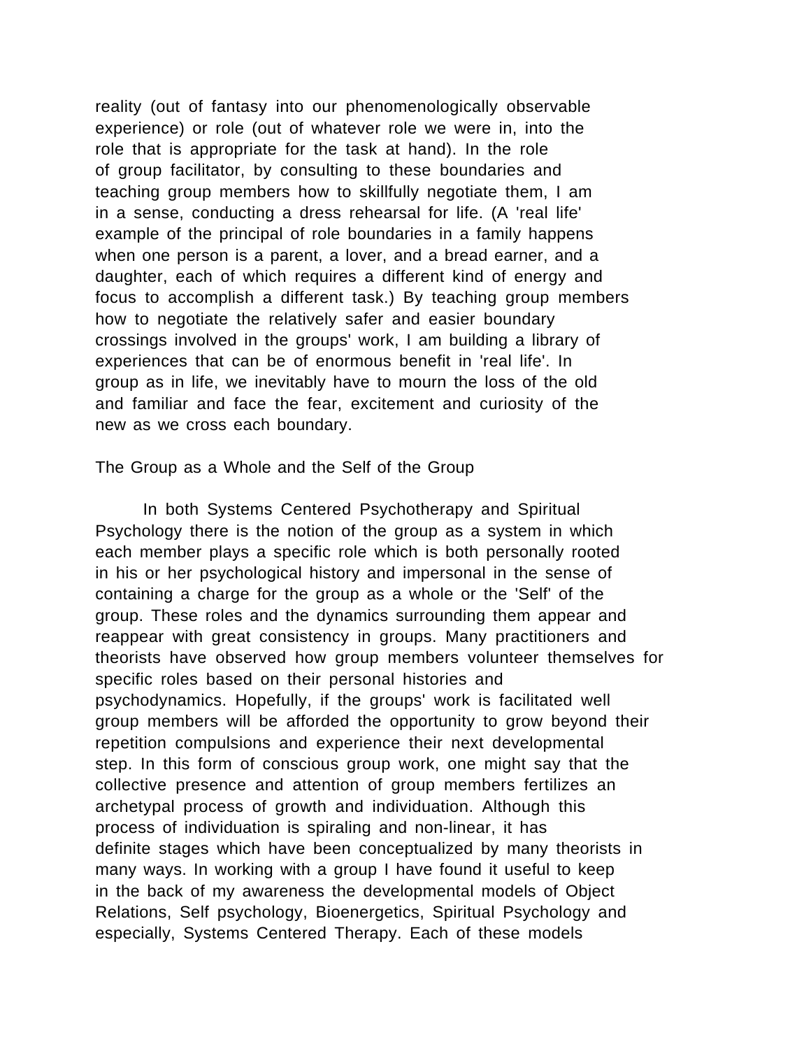reality (out of fantasy into our phenomenologically observable experience) or role (out of whatever role we were in, into the role that is appropriate for the task at hand). In the role of group facilitator, by consulting to these boundaries and teaching group members how to skillfully negotiate them, I am in a sense, conducting a dress rehearsal for life. (A 'real life' example of the principal of role boundaries in a family happens when one person is a parent, a lover, and a bread earner, and a daughter, each of which requires a different kind of energy and focus to accomplish a different task.) By teaching group members how to negotiate the relatively safer and easier boundary crossings involved in the groups' work, I am building a library of experiences that can be of enormous benefit in 'real life'. In group as in life, we inevitably have to mourn the loss of the old and familiar and face the fear, excitement and curiosity of the new as we cross each boundary.

## The Group as a Whole and the Self of the Group

In both Systems Centered Psychotherapy and Spiritual Psychology there is the notion of the group as a system in which each member plays a specific role which is both personally rooted in his or her psychological history and impersonal in the sense of containing a charge for the group as a whole or the 'Self' of the group. These roles and the dynamics surrounding them appear and reappear with great consistency in groups. Many practitioners and theorists have observed how group members volunteer themselves for specific roles based on their personal histories and psychodynamics. Hopefully, if the groups' work is facilitated well group members will be afforded the opportunity to grow beyond their repetition compulsions and experience their next developmental step. In this form of conscious group work, one might say that the collective presence and attention of group members fertilizes an archetypal process of growth and individuation. Although this process of individuation is spiraling and non-linear, it has definite stages which have been conceptualized by many theorists in many ways. In working with a group I have found it useful to keep in the back of my awareness the developmental models of Object Relations, Self psychology, Bioenergetics, Spiritual Psychology and especially, Systems Centered Therapy. Each of these models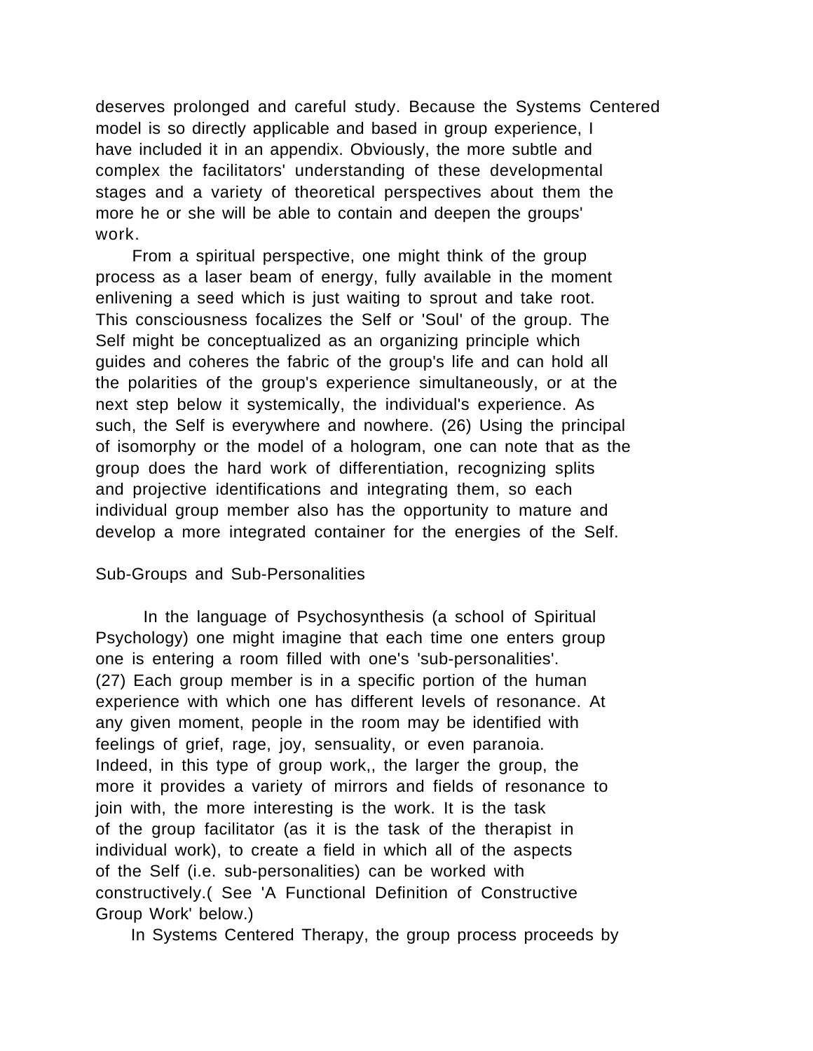deserves prolonged and careful study. Because the Systems Centered model is so directly applicable and based in group experience, I have included it in an appendix. Obviously, the more subtle and complex the facilitators' understanding of these developmental stages and a variety of theoretical perspectives about them the more he or she will be able to contain and deepen the groups' work.

From a spiritual perspective, one might think of the group process as a laser beam of energy, fully available in the moment enlivening a seed which is just waiting to sprout and take root. This consciousness focalizes the Self or 'Soul' of the group. The Self might be conceptualized as an organizing principle which guides and coheres the fabric of the group's life and can hold all the polarities of the group's experience simultaneously, or at the next step below it systemically, the individual's experience. As such, the Self is everywhere and nowhere. (26) Using the principal of isomorphy or the model of a hologram, one can note that as the group does the hard work of differentiation, recognizing splits and projective identifications and integrating them, so each individual group member also has the opportunity to mature and develop a more integrated container for the energies of the Self.

## Sub-Groups and Sub-Personalities

In the language of Psychosynthesis (a school of Spiritual Psychology) one might imagine that each time one enters group one is entering a room filled with one's 'sub-personalities'. (27) Each group member is in a specific portion of the human experience with which one has different levels of resonance. At any given moment, people in the room may be identified with feelings of grief, rage, joy, sensuality, or even paranoia. Indeed, in this type of group work,, the larger the group, the more it provides a variety of mirrors and fields of resonance to join with, the more interesting is the work. It is the task of the group facilitator (as it is the task of the therapist in individual work), to create a field in which all of the aspects of the Self (i.e. sub-personalities) can be worked with constructively.( See 'A Functional Definition of Constructive Group Work' below.)

In Systems Centered Therapy, the group process proceeds by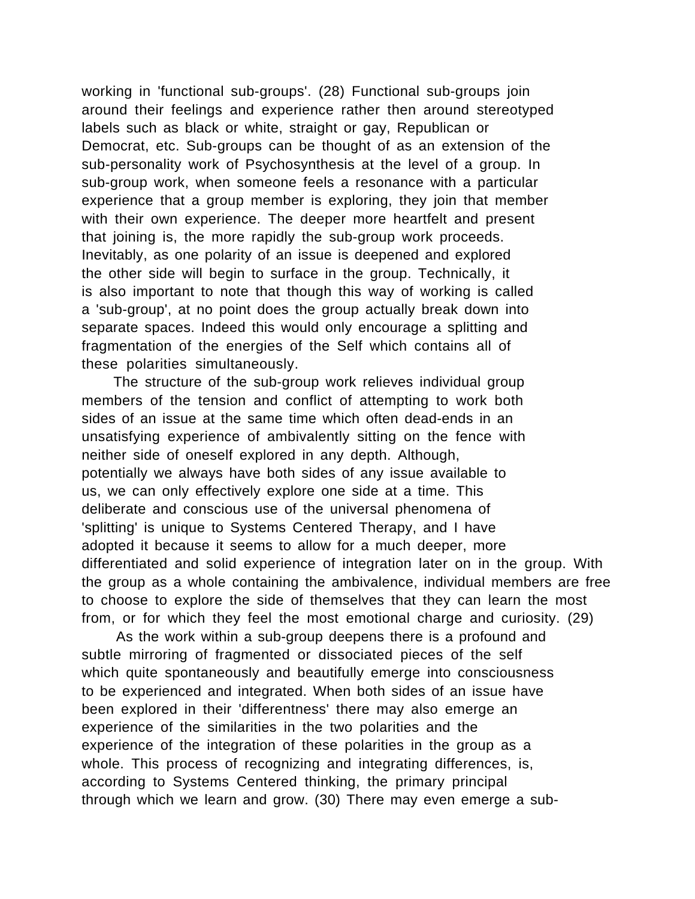working in 'functional sub-groups'. (28) Functional sub-groups join around their feelings and experience rather then around stereotyped labels such as black or white, straight or gay, Republican or Democrat, etc. Sub-groups can be thought of as an extension of the sub-personality work of Psychosynthesis at the level of a group. In sub-group work, when someone feels a resonance with a particular experience that a group member is exploring, they join that member with their own experience. The deeper more heartfelt and present that joining is, the more rapidly the sub-group work proceeds. Inevitably, as one polarity of an issue is deepened and explored the other side will begin to surface in the group. Technically, it is also important to note that though this way of working is called a 'sub-group', at no point does the group actually break down into separate spaces. Indeed this would only encourage a splitting and fragmentation of the energies of the Self which contains all of these polarities simultaneously.

The structure of the sub-group work relieves individual group members of the tension and conflict of attempting to work both sides of an issue at the same time which often dead-ends in an unsatisfying experience of ambivalently sitting on the fence with neither side of oneself explored in any depth. Although, potentially we always have both sides of any issue available to us, we can only effectively explore one side at a time. This deliberate and conscious use of the universal phenomena of 'splitting' is unique to Systems Centered Therapy, and I have adopted it because it seems to allow for a much deeper, more differentiated and solid experience of integration later on in the group. With the group as a whole containing the ambivalence, individual members are free to choose to explore the side of themselves that they can learn the most from, or for which they feel the most emotional charge and curiosity. (29)

As the work within a sub-group deepens there is a profound and subtle mirroring of fragmented or dissociated pieces of the self which quite spontaneously and beautifully emerge into consciousness to be experienced and integrated. When both sides of an issue have been explored in their 'differentness' there may also emerge an experience of the similarities in the two polarities and the experience of the integration of these polarities in the group as a whole. This process of recognizing and integrating differences, is, according to Systems Centered thinking, the primary principal through which we learn and grow. (30) There may even emerge a sub-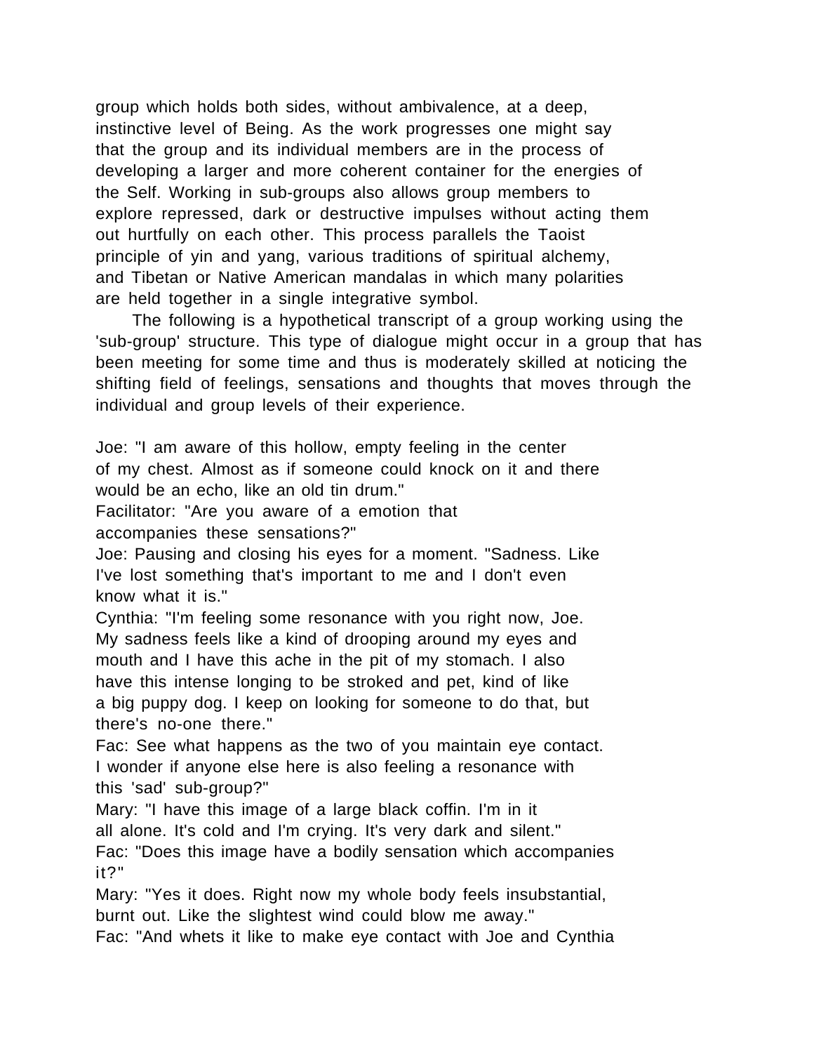group which holds both sides, without ambivalence, at a deep, instinctive level of Being. As the work progresses one might say that the group and its individual members are in the process of developing a larger and more coherent container for the energies of the Self. Working in sub-groups also allows group members to explore repressed, dark or destructive impulses without acting them out hurtfully on each other. This process parallels the Taoist principle of yin and yang, various traditions of spiritual alchemy, and Tibetan or Native American mandalas in which many polarities are held together in a single integrative symbol.

The following is a hypothetical transcript of a group working using the 'sub-group' structure. This type of dialogue might occur in a group that has been meeting for some time and thus is moderately skilled at noticing the shifting field of feelings, sensations and thoughts that moves through the individual and group levels of their experience.

Joe: "I am aware of this hollow, empty feeling in the center of my chest. Almost as if someone could knock on it and there would be an echo, like an old tin drum."
Facilitator: "Are you aware of a emotion that accompanies these sensations?"
Joe: Pausing and closing his eyes for a moment. "Sadness. Like I've lost something that's important to me and I don't even know what it is."
Cynthia: "I'm feeling some resonance with you right now, Joe. My sadness feels like a kind of drooping around my eyes and mouth and I have this ache in the pit of my stomach. I also have this intense longing to be stroked and pet, kind of like a big puppy dog. I keep on looking for someone to do that, but there's no-one there."
Fac: See what happens as the two of you maintain eye contact. I wonder if anyone else here is also feeling a resonance with this 'sad' sub-group?"
Mary: "I have this image of a large black coffin. I'm in it all alone. It's cold and I'm crying. It's very dark and silent."
Fac: "Does this image have a bodily sensation which accompanies it?"
Mary: "Yes it does. Right now my whole body feels insubstantial, burnt out. Like the slightest wind could blow me away."
Fac: "And whets it like to make eye contact with Joe and Cynthia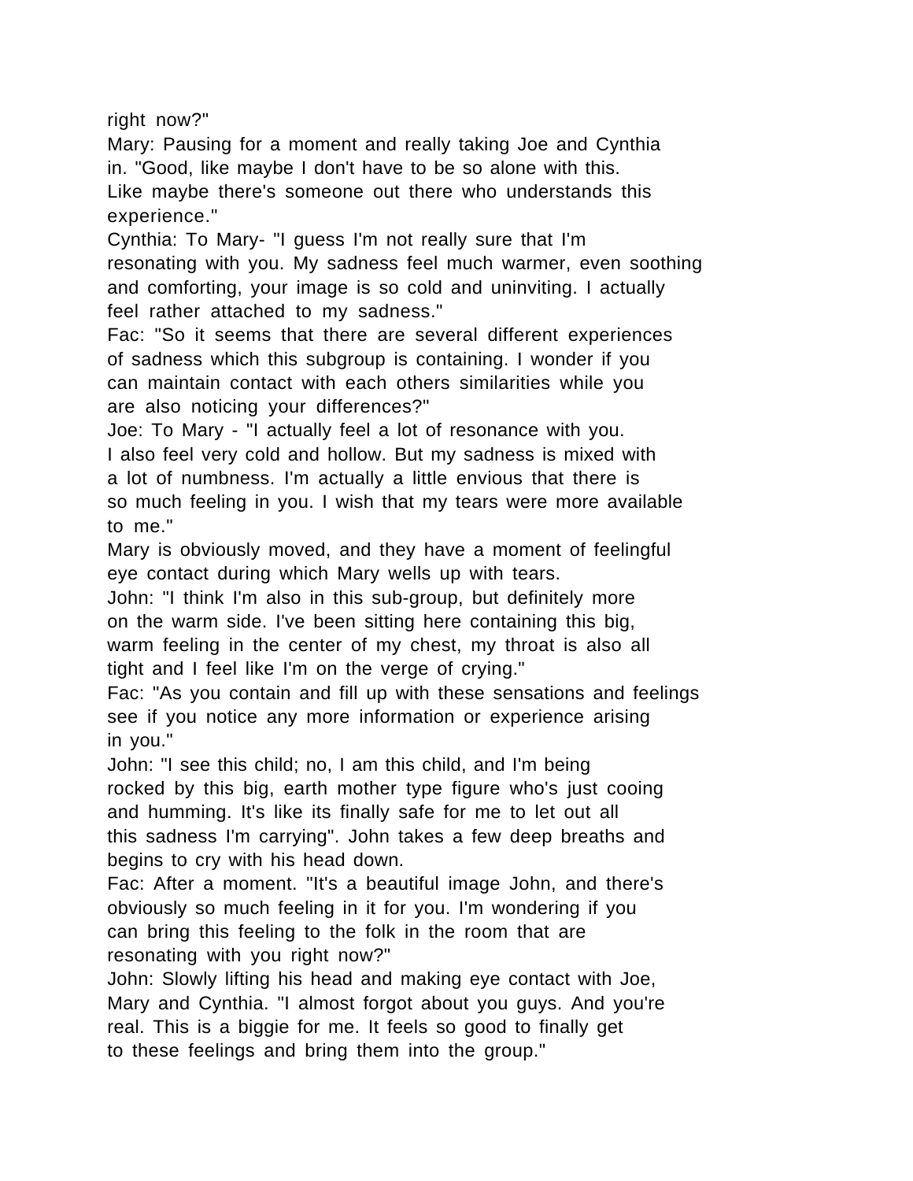right now?"

Mary: Pausing for a moment and really taking Joe and Cynthia in. "Good, like maybe I don't have to be so alone with this. Like maybe there's someone out there who understands this experience."

Cynthia: To Mary- "I guess I'm not really sure that I'm resonating with you. My sadness feel much warmer, even soothing and comforting, your image is so cold and uninviting. I actually feel rather attached to my sadness."

Fac: "So it seems that there are several different experiences of sadness which this subgroup is containing. I wonder if you can maintain contact with each others similarities while you are also noticing your differences?"

Joe: To Mary - "I actually feel a lot of resonance with you. I also feel very cold and hollow. But my sadness is mixed with a lot of numbness. I'm actually a little envious that there is so much feeling in you. I wish that my tears were more available to me."

Mary is obviously moved, and they have a moment of feelingful eye contact during which Mary wells up with tears.

John: "I think I'm also in this sub-group, but definitely more on the warm side. I've been sitting here containing this big, warm feeling in the center of my chest, my throat is also all tight and I feel like I'm on the verge of crying."

Fac: "As you contain and fill up with these sensations and feelings see if you notice any more information or experience arising in you."

John: "I see this child; no, I am this child, and I'm being rocked by this big, earth mother type figure who's just cooing and humming. It's like its finally safe for me to let out all this sadness I'm carrying". John takes a few deep breaths and begins to cry with his head down.

Fac: After a moment. "It's a beautiful image John, and there's obviously so much feeling in it for you. I'm wondering if you can bring this feeling to the folk in the room that are resonating with you right now?"

John: Slowly lifting his head and making eye contact with Joe, Mary and Cynthia. "I almost forgot about you guys. And you're real. This is a biggie for me. It feels so good to finally get to these feelings and bring them into the group."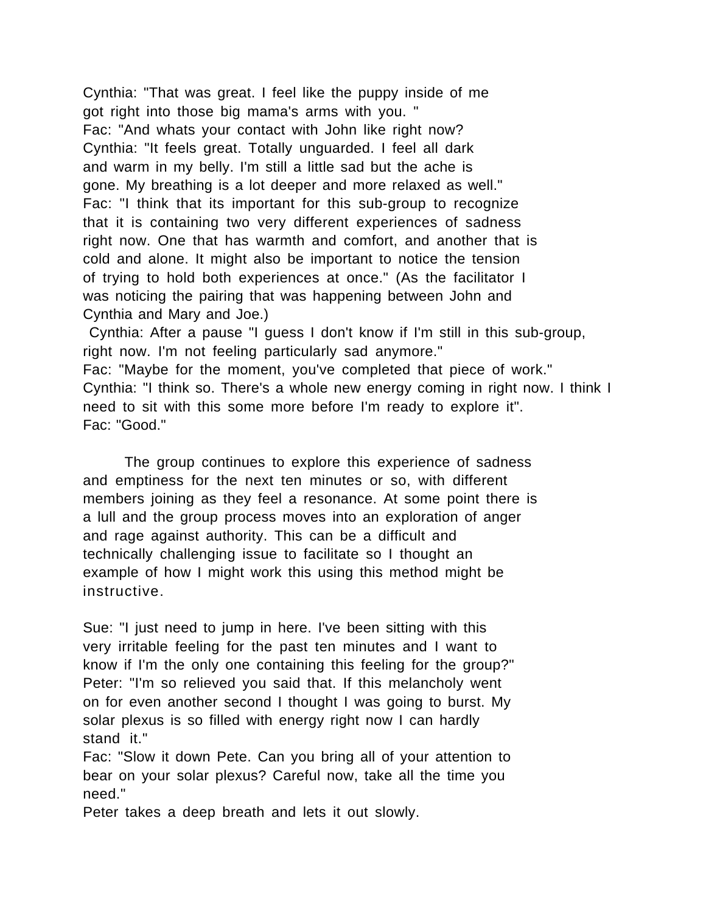Cynthia: "That was great. I feel like the puppy inside of me got right into those big mama's arms with you. "
Fac: "And whats your contact with John like right now?
Cynthia: "It feels great. Totally unguarded. I feel all dark and warm in my belly. I'm still a little sad but the ache is gone. My breathing is a lot deeper and more relaxed as well."
Fac: "I think that its important for this sub-group to recognize that it is containing two very different experiences of sadness right now. One that has warmth and comfort, and another that is cold and alone. It might also be important to notice the tension of trying to hold both experiences at once." (As the facilitator I was noticing the pairing that was happening between John and Cynthia and Mary and Joe.)
Cynthia: After a pause "I guess I don't know if I'm still in this sub-group, right now. I'm not feeling particularly sad anymore."
Fac: "Maybe for the moment, you've completed that piece of work."
Cynthia: "I think so. There's a whole new energy coming in right now. I think I need to sit with this some more before I'm ready to explore it".
Fac: "Good."

The group continues to explore this experience of sadness and emptiness for the next ten minutes or so, with different members joining as they feel a resonance. At some point there is a lull and the group process moves into an exploration of anger and rage against authority. This can be a difficult and technically challenging issue to facilitate so I thought an example of how I might work this using this method might be instructive.

Sue: "I just need to jump in here. I've been sitting with this very irritable feeling for the past ten minutes and I want to know if I'm the only one containing this feeling for the group?"
Peter: "I'm so relieved you said that. If this melancholy went on for even another second I thought I was going to burst. My solar plexus is so filled with energy right now I can hardly stand it."
Fac: "Slow it down Pete. Can you bring all of your attention to bear on your solar plexus? Careful now, take all the time you need."
Peter takes a deep breath and lets it out slowly.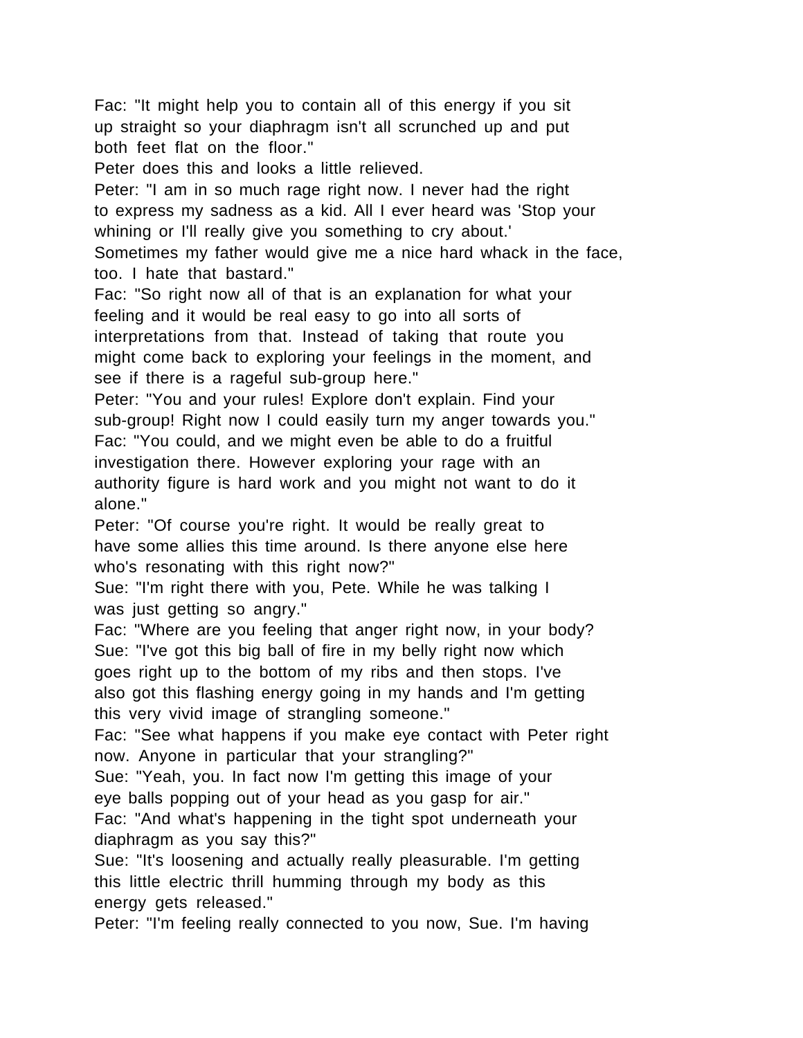Fac: "It might help you to contain all of this energy if you sit up straight so your diaphragm isn't all scrunched up and put both feet flat on the floor."

Peter does this and looks a little relieved.

Peter: "I am in so much rage right now. I never had the right to express my sadness as a kid. All I ever heard was 'Stop your whining or I'll really give you something to cry about.' Sometimes my father would give me a nice hard whack in the face, too. I hate that bastard."

Fac: "So right now all of that is an explanation for what your feeling and it would be real easy to go into all sorts of interpretations from that. Instead of taking that route you might come back to exploring your feelings in the moment, and see if there is a rageful sub-group here."

Peter: "You and your rules! Explore don't explain. Find your sub-group! Right now I could easily turn my anger towards you."

Fac: "You could, and we might even be able to do a fruitful investigation there. However exploring your rage with an authority figure is hard work and you might not want to do it alone."

Peter: "Of course you're right. It would be really great to have some allies this time around. Is there anyone else here who's resonating with this right now?"

Sue: "I'm right there with you, Pete. While he was talking I was just getting so angry."

Fac: "Where are you feeling that anger right now, in your body?

Sue: "I've got this big ball of fire in my belly right now which goes right up to the bottom of my ribs and then stops. I've also got this flashing energy going in my hands and I'm getting this very vivid image of strangling someone."

Fac: "See what happens if you make eye contact with Peter right now. Anyone in particular that your strangling?"

Sue: "Yeah, you. In fact now I'm getting this image of your eye balls popping out of your head as you gasp for air."

Fac: "And what's happening in the tight spot underneath your diaphragm as you say this?"

Sue: "It's loosening and actually really pleasurable. I'm getting this little electric thrill humming through my body as this energy gets released."

Peter: "I'm feeling really connected to you now, Sue. I'm having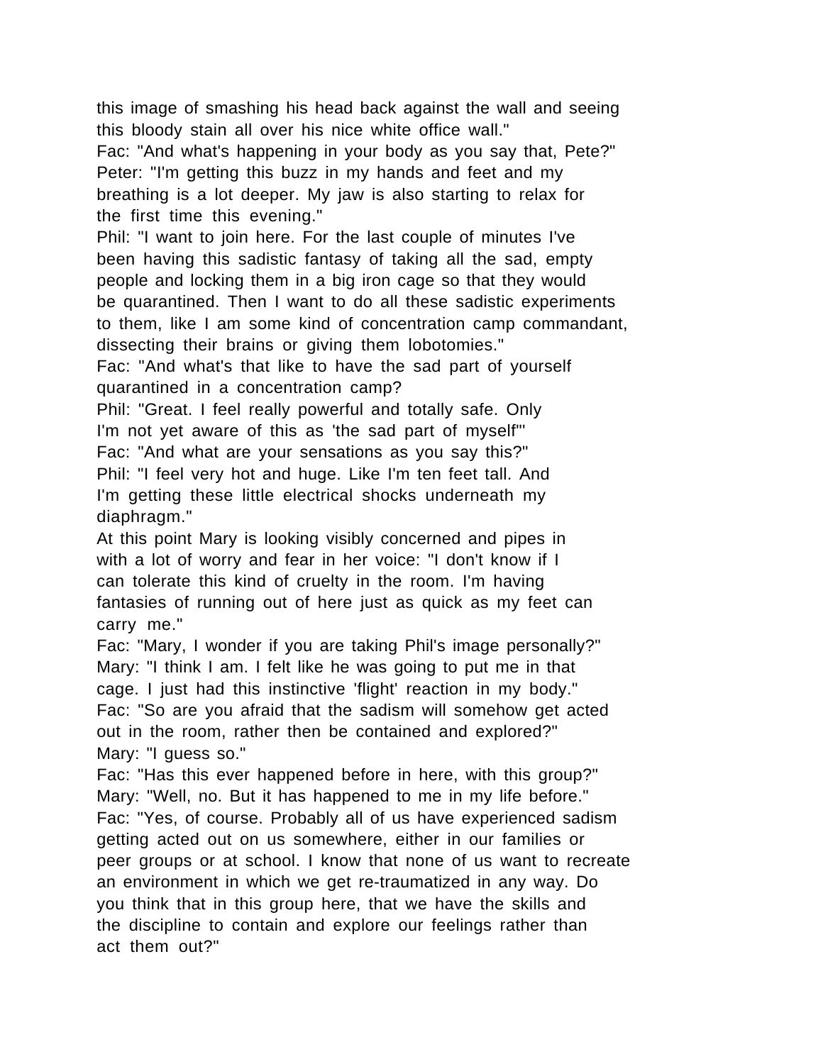this image of smashing his head back against the wall and seeing this bloody stain all over his nice white office wall."

Fac: "And what's happening in your body as you say that, Pete?"

Peter: "I'm getting this buzz in my hands and feet and my breathing is a lot deeper. My jaw is also starting to relax for the first time this evening."

Phil: "I want to join here. For the last couple of minutes I've been having this sadistic fantasy of taking all the sad, empty people and locking them in a big iron cage so that they would be quarantined. Then I want to do all these sadistic experiments to them, like I am some kind of concentration camp commandant, dissecting their brains or giving them lobotomies."

Fac: "And what's that like to have the sad part of yourself quarantined in a concentration camp?

Phil: "Great. I feel really powerful and totally safe. Only I'm not yet aware of this as 'the sad part of myself'"

Fac: "And what are your sensations as you say this?"

Phil: "I feel very hot and huge. Like I'm ten feet tall. And I'm getting these little electrical shocks underneath my diaphragm."

At this point Mary is looking visibly concerned and pipes in with a lot of worry and fear in her voice: "I don't know if I can tolerate this kind of cruelty in the room. I'm having fantasies of running out of here just as quick as my feet can carry me."

Fac: "Mary, I wonder if you are taking Phil's image personally?"

Mary: "I think I am. I felt like he was going to put me in that cage. I just had this instinctive 'flight' reaction in my body."

Fac: "So are you afraid that the sadism will somehow get acted out in the room, rather then be contained and explored?"

Mary: "I guess so."

Fac: "Has this ever happened before in here, with this group?"

Mary: "Well, no. But it has happened to me in my life before."

Fac: "Yes, of course. Probably all of us have experienced sadism getting acted out on us somewhere, either in our families or peer groups or at school. I know that none of us want to recreate an environment in which we get re-traumatized in any way. Do you think that in this group here, that we have the skills and the discipline to contain and explore our feelings rather than act them out?"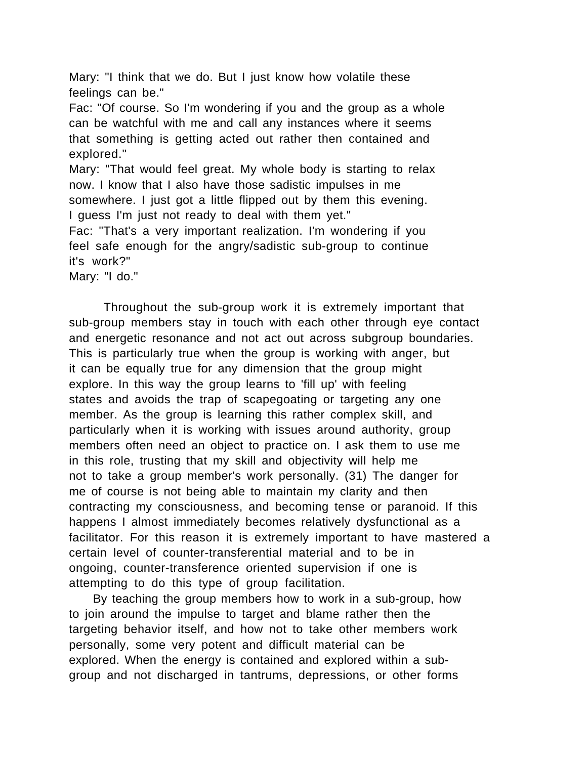Mary: "I think that we do. But I just know how volatile these feelings can be."

Fac: "Of course. So I'm wondering if you and the group as a whole can be watchful with me and call any instances where it seems that something is getting acted out rather then contained and explored."

Mary: "That would feel great. My whole body is starting to relax now. I know that I also have those sadistic impulses in me somewhere. I just got a little flipped out by them this evening. I guess I'm just not ready to deal with them yet."

Fac: "That's a very important realization. I'm wondering if you feel safe enough for the angry/sadistic sub-group to continue it's work?"

Mary: "I do."

Throughout the sub-group work it is extremely important that sub-group members stay in touch with each other through eye contact and energetic resonance and not act out across subgroup boundaries. This is particularly true when the group is working with anger, but it can be equally true for any dimension that the group might explore. In this way the group learns to 'fill up' with feeling states and avoids the trap of scapegoating or targeting any one member. As the group is learning this rather complex skill, and particularly when it is working with issues around authority, group members often need an object to practice on. I ask them to use me in this role, trusting that my skill and objectivity will help me not to take a group member's work personally. (31) The danger for me of course is not being able to maintain my clarity and then contracting my consciousness, and becoming tense or paranoid. If this happens I almost immediately becomes relatively dysfunctional as a facilitator. For this reason it is extremely important to have mastered a certain level of counter-transferential material and to be in ongoing, counter-transference oriented supervision if one is attempting to do this type of group facilitation.

By teaching the group members how to work in a sub-group, how to join around the impulse to target and blame rather then the targeting behavior itself, and how not to take other members work personally, some very potent and difficult material can be explored. When the energy is contained and explored within a sub-group and not discharged in tantrums, depressions, or other forms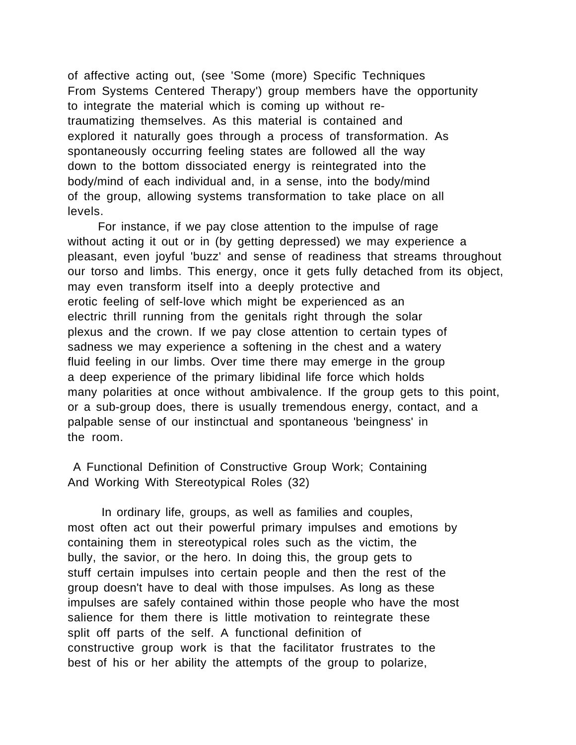of affective acting out, (see 'Some (more) Specific Techniques From Systems Centered Therapy') group members have the opportunity to integrate the material which is coming up without re-traumatizing themselves. As this material is contained and explored it naturally goes through a process of transformation. As spontaneously occurring feeling states are followed all the way down to the bottom dissociated energy is reintegrated into the body/mind of each individual and, in a sense, into the body/mind of the group, allowing systems transformation to take place on all levels.

For instance, if we pay close attention to the impulse of rage without acting it out or in (by getting depressed) we may experience a pleasant, even joyful 'buzz' and sense of readiness that streams throughout our torso and limbs. This energy, once it gets fully detached from its object, may even transform itself into a deeply protective and erotic feeling of self-love which might be experienced as an electric thrill running from the genitals right through the solar plexus and the crown. If we pay close attention to certain types of sadness we may experience a softening in the chest and a watery fluid feeling in our limbs. Over time there may emerge in the group a deep experience of the primary libidinal life force which holds many polarities at once without ambivalence. If the group gets to this point, or a sub-group does, there is usually tremendous energy, contact, and a palpable sense of our instinctual and spontaneous 'beingness' in the room.

## A Functional Definition of Constructive Group Work; Containing And Working With Stereotypical Roles (32)

In ordinary life, groups, as well as families and couples, most often act out their powerful primary impulses and emotions by containing them in stereotypical roles such as the victim, the bully, the savior, or the hero. In doing this, the group gets to stuff certain impulses into certain people and then the rest of the group doesn't have to deal with those impulses. As long as these impulses are safely contained within those people who have the most salience for them there is little motivation to reintegrate these split off parts of the self. A functional definition of constructive group work is that the facilitator frustrates to the best of his or her ability the attempts of the group to polarize,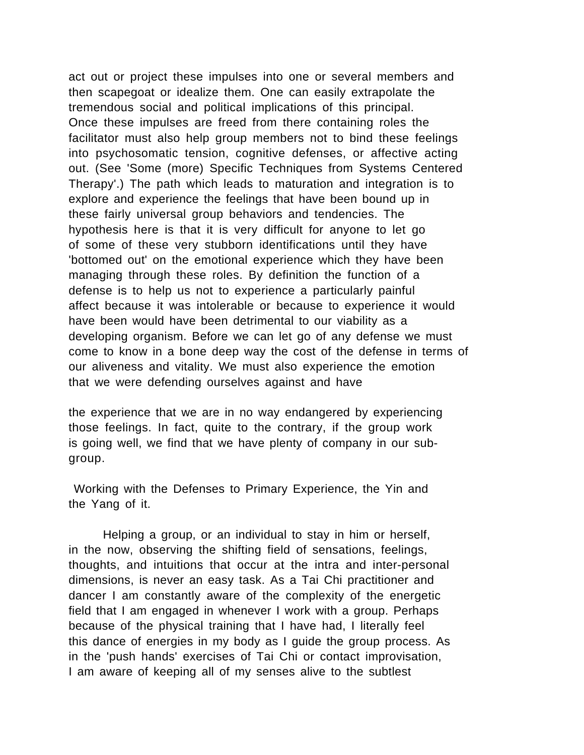act out or project these impulses into one or several members and then scapegoat or idealize them. One can easily extrapolate the tremendous social and political implications of this principal. Once these impulses are freed from there containing roles the facilitator must also help group members not to bind these feelings into psychosomatic tension, cognitive defenses, or affective acting out. (See 'Some (more) Specific Techniques from Systems Centered Therapy'.) The path which leads to maturation and integration is to explore and experience the feelings that have been bound up in these fairly universal group behaviors and tendencies. The hypothesis here is that it is very difficult for anyone to let go of some of these very stubborn identifications until they have 'bottomed out' on the emotional experience which they have been managing through these roles. By definition the function of a defense is to help us not to experience a particularly painful affect because it was intolerable or because to experience it would have been would have been detrimental to our viability as a developing organism. Before we can let go of any defense we must come to know in a bone deep way the cost of the defense in terms of our aliveness and vitality. We must also experience the emotion that we were defending ourselves against and have

the experience that we are in no way endangered by experiencing those feelings. In fact, quite to the contrary, if the group work is going well, we find that we have plenty of company in our sub-group.

## Working with the Defenses to Primary Experience, the Yin and the Yang of it.

Helping a group, or an individual to stay in him or herself, in the now, observing the shifting field of sensations, feelings, thoughts, and intuitions that occur at the intra and inter-personal dimensions, is never an easy task. As a Tai Chi practitioner and dancer I am constantly aware of the complexity of the energetic field that I am engaged in whenever I work with a group. Perhaps because of the physical training that I have had, I literally feel this dance of energies in my body as I guide the group process. As in the 'push hands' exercises of Tai Chi or contact improvisation, I am aware of keeping all of my senses alive to the subtlest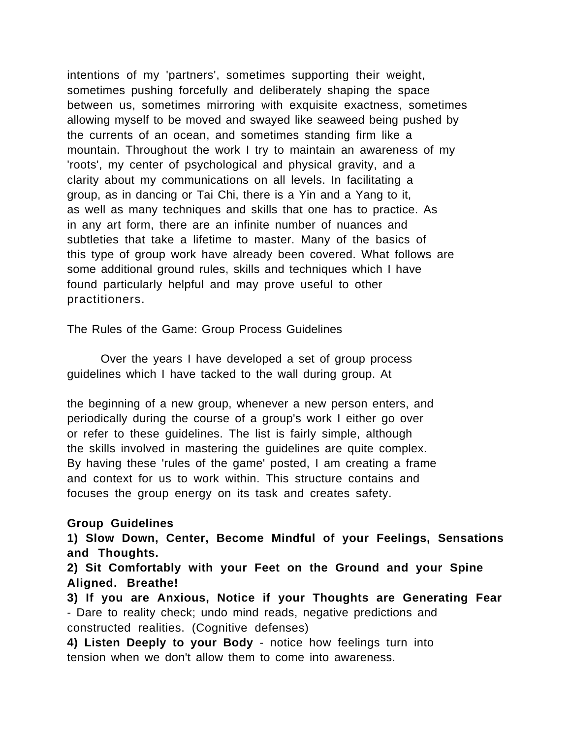intentions of my 'partners', sometimes supporting their weight, sometimes pushing forcefully and deliberately shaping the space between us, sometimes mirroring with exquisite exactness, sometimes allowing myself to be moved and swayed like seaweed being pushed by the currents of an ocean, and sometimes standing firm like a mountain. Throughout the work I try to maintain an awareness of my 'roots', my center of psychological and physical gravity, and a clarity about my communications on all levels. In facilitating a group, as in dancing or Tai Chi, there is a Yin and a Yang to it, as well as many techniques and skills that one has to practice. As in any art form, there are an infinite number of nuances and subtleties that take a lifetime to master. Many of the basics of this type of group work have already been covered. What follows are some additional ground rules, skills and techniques which I have found particularly helpful and may prove useful to other practitioners.

## The Rules of the Game: Group Process Guidelines

Over the years I have developed a set of group process guidelines which I have tacked to the wall during group. At the beginning of a new group, whenever a new person enters, and periodically during the course of a group's work I either go over or refer to these guidelines. The list is fairly simple, although the skills involved in mastering the guidelines are quite complex. By having these 'rules of the game' posted, I am creating a frame and context for us to work within. This structure contains and focuses the group energy on its task and creates safety.

**Group Guidelines**

**1) Slow Down, Center, Become Mindful of your Feelings, Sensations and Thoughts.**

**2) Sit Comfortably with your Feet on the Ground and your Spine Aligned. Breathe!**

**3) If you are Anxious, Notice if your Thoughts are Generating Fear** - Dare to reality check; undo mind reads, negative predictions and constructed realities. (Cognitive defenses)

**4) Listen Deeply to your Body** - notice how feelings turn into tension when we don't allow them to come into awareness.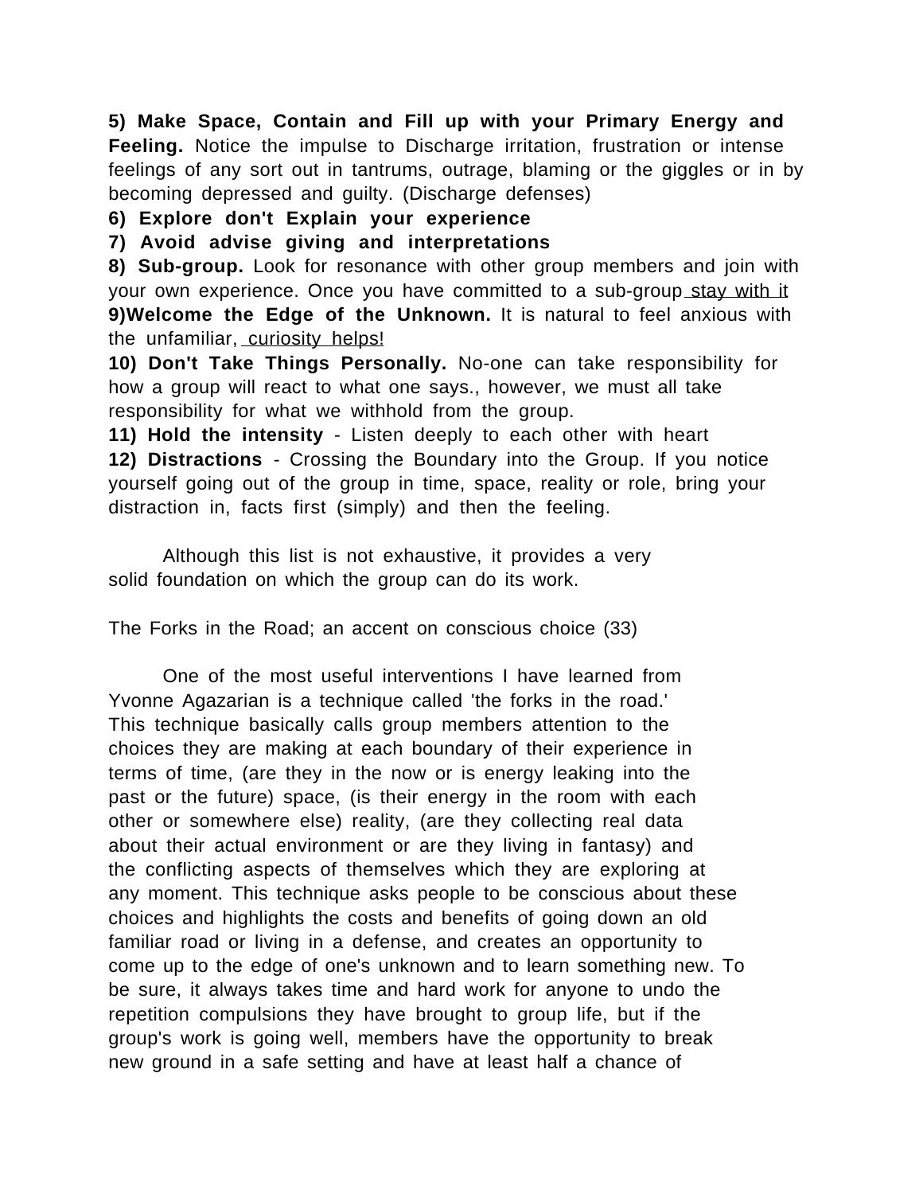**5) Make Space, Contain and Fill up with your Primary Energy and Feeling.** Notice the impulse to Discharge irritation, frustration or intense feelings of any sort out in tantrums, outrage, blaming or the giggles or in by becoming depressed and guilty. (Discharge defenses)

**6) Explore don't Explain your experience**

**7) Avoid advise giving and interpretations**

**8) Sub-group.** Look for resonance with other group members and join with your own experience. Once you have committed to a sub-group stay with it

**9)Welcome the Edge of the Unknown.** It is natural to feel anxious with the unfamiliar, curiosity helps!

**10) Don't Take Things Personally.** No-one can take responsibility for how a group will react to what one says., however, we must all take responsibility for what we withhold from the group.

**11) Hold the intensity** - Listen deeply to each other with heart

**12) Distractions** - Crossing the Boundary into the Group. If you notice yourself going out of the group in time, space, reality or role, bring your distraction in, facts first (simply) and then the feeling.

Although this list is not exhaustive, it provides a very solid foundation on which the group can do its work.

The Forks in the Road; an accent on conscious choice (33)

One of the most useful interventions I have learned from Yvonne Agazarian is a technique called 'the forks in the road.' This technique basically calls group members attention to the choices they are making at each boundary of their experience in terms of time, (are they in the now or is energy leaking into the past or the future) space, (is their energy in the room with each other or somewhere else) reality, (are they collecting real data about their actual environment or are they living in fantasy) and the conflicting aspects of themselves which they are exploring at any moment. This technique asks people to be conscious about these choices and highlights the costs and benefits of going down an old familiar road or living in a defense, and creates an opportunity to come up to the edge of one's unknown and to learn something new. To be sure, it always takes time and hard work for anyone to undo the repetition compulsions they have brought to group life, but if the group's work is going well, members have the opportunity to break new ground in a safe setting and have at least half a chance of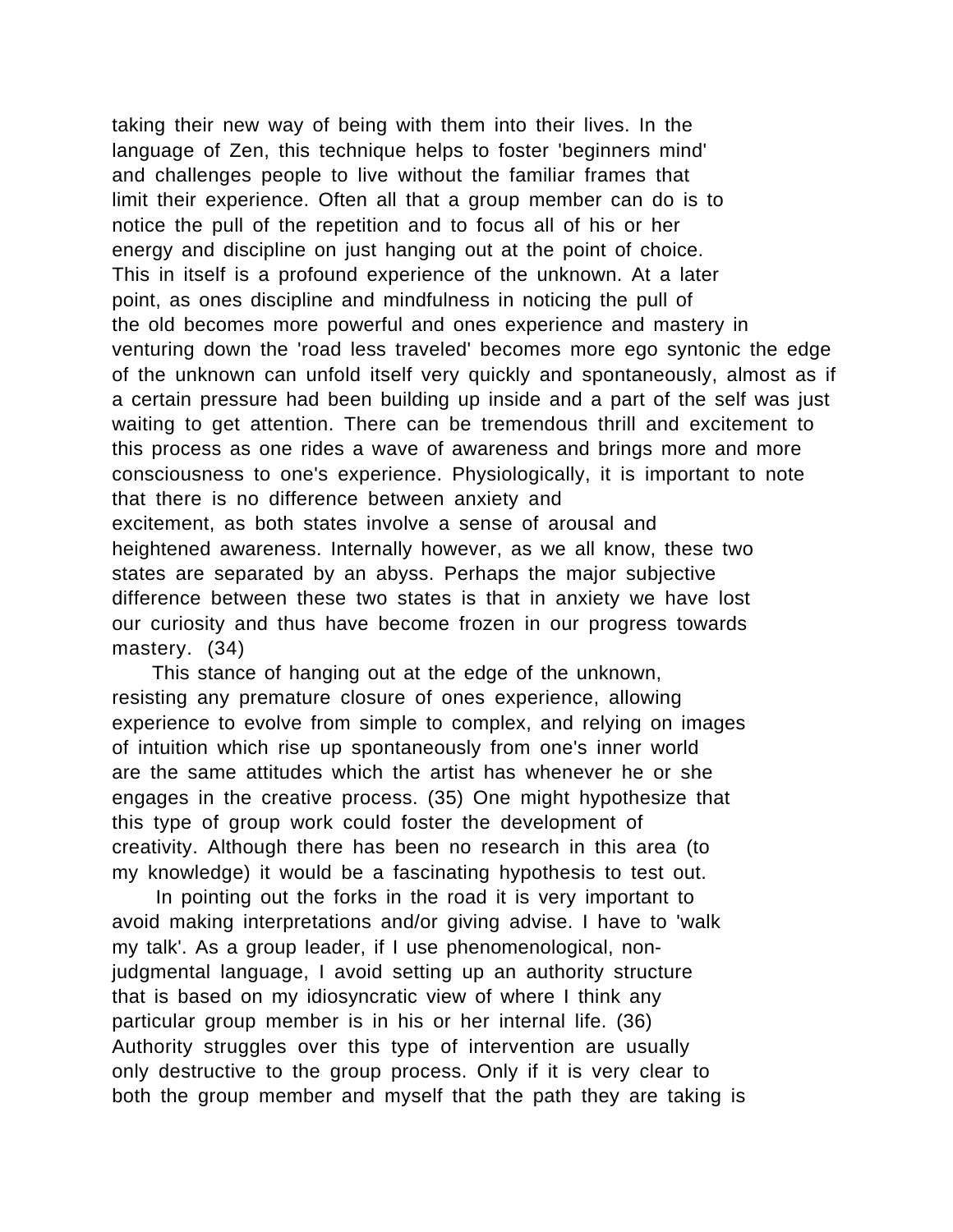taking their new way of being with them into their lives. In the language of Zen, this technique helps to foster 'beginners mind' and challenges people to live without the familiar frames that limit their experience. Often all that a group member can do is to notice the pull of the repetition and to focus all of his or her energy and discipline on just hanging out at the point of choice. This in itself is a profound experience of the unknown. At a later point, as ones discipline and mindfulness in noticing the pull of the old becomes more powerful and ones experience and mastery in venturing down the 'road less traveled' becomes more ego syntonic the edge of the unknown can unfold itself very quickly and spontaneously, almost as if a certain pressure had been building up inside and a part of the self was just waiting to get attention. There can be tremendous thrill and excitement to this process as one rides a wave of awareness and brings more and more consciousness to one's experience. Physiologically, it is important to note that there is no difference between anxiety and excitement, as both states involve a sense of arousal and heightened awareness. Internally however, as we all know, these two states are separated by an abyss. Perhaps the major subjective difference between these two states is that in anxiety we have lost our curiosity and thus have become frozen in our progress towards mastery. (34)

This stance of hanging out at the edge of the unknown, resisting any premature closure of ones experience, allowing experience to evolve from simple to complex, and relying on images of intuition which rise up spontaneously from one's inner world are the same attitudes which the artist has whenever he or she engages in the creative process. (35) One might hypothesize that this type of group work could foster the development of creativity. Although there has been no research in this area (to my knowledge) it would be a fascinating hypothesis to test out.

In pointing out the forks in the road it is very important to avoid making interpretations and/or giving advise. I have to 'walk my talk'. As a group leader, if I use phenomenological, non-judgmental language, I avoid setting up an authority structure that is based on my idiosyncratic view of where I think any particular group member is in his or her internal life. (36) Authority struggles over this type of intervention are usually only destructive to the group process. Only if it is very clear to both the group member and myself that the path they are taking is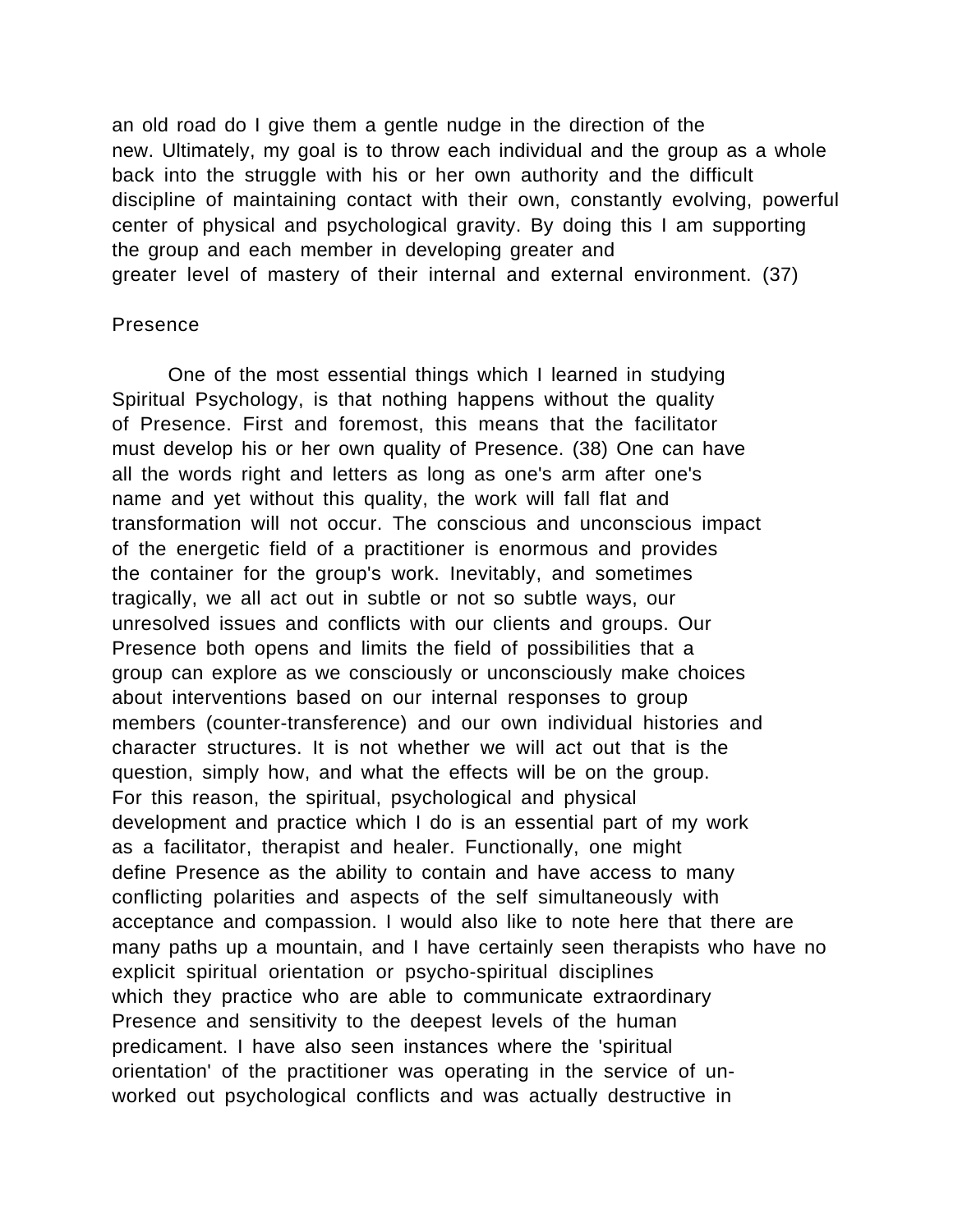an old road do I give them a gentle nudge in the direction of the new. Ultimately, my goal is to throw each individual and the group as a whole back into the struggle with his or her own authority and the difficult discipline of maintaining contact with their own, constantly evolving, powerful center of physical and psychological gravity. By doing this I am supporting the group and each member in developing greater and greater level of mastery of their internal and external environment. (37)

## Presence

One of the most essential things which I learned in studying Spiritual Psychology, is that nothing happens without the quality of Presence. First and foremost, this means that the facilitator must develop his or her own quality of Presence. (38) One can have all the words right and letters as long as one's arm after one's name and yet without this quality, the work will fall flat and transformation will not occur. The conscious and unconscious impact of the energetic field of a practitioner is enormous and provides the container for the group's work. Inevitably, and sometimes tragically, we all act out in subtle or not so subtle ways, our unresolved issues and conflicts with our clients and groups. Our Presence both opens and limits the field of possibilities that a group can explore as we consciously or unconsciously make choices about interventions based on our internal responses to group members (counter-transference) and our own individual histories and character structures. It is not whether we will act out that is the question, simply how, and what the effects will be on the group. For this reason, the spiritual, psychological and physical development and practice which I do is an essential part of my work as a facilitator, therapist and healer. Functionally, one might define Presence as the ability to contain and have access to many conflicting polarities and aspects of the self simultaneously with acceptance and compassion. I would also like to note here that there are many paths up a mountain, and I have certainly seen therapists who have no explicit spiritual orientation or psycho-spiritual disciplines which they practice who are able to communicate extraordinary Presence and sensitivity to the deepest levels of the human predicament. I have also seen instances where the 'spiritual orientation' of the practitioner was operating in the service of un-worked out psychological conflicts and was actually destructive in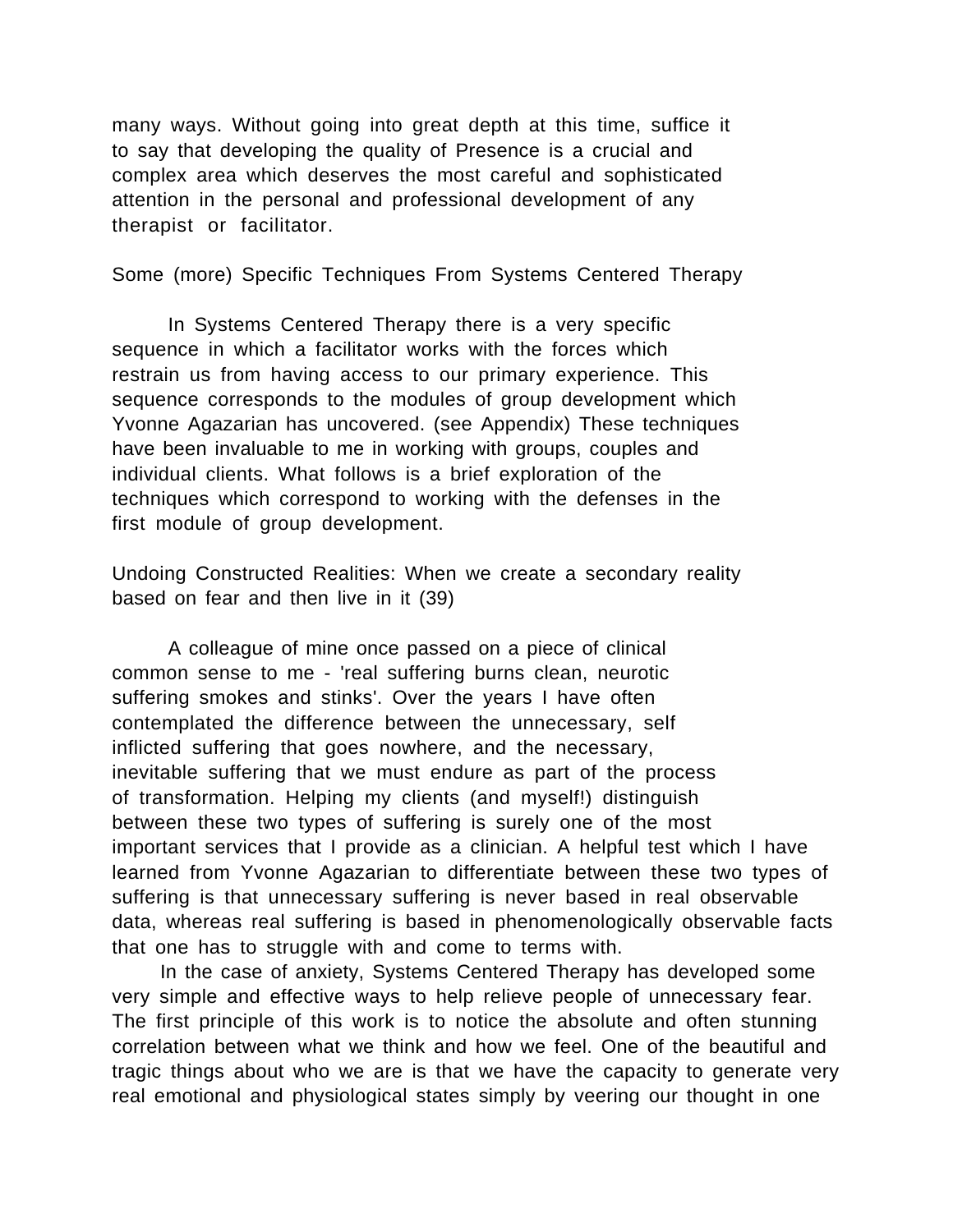many ways. Without going into great depth at this time, suffice it to say that developing the quality of Presence is a crucial and complex area which deserves the most careful and sophisticated attention in the personal and professional development of any therapist or facilitator.

## Some (more) Specific Techniques From Systems Centered Therapy

In Systems Centered Therapy there is a very specific sequence in which a facilitator works with the forces which restrain us from having access to our primary experience. This sequence corresponds to the modules of group development which Yvonne Agazarian has uncovered. (see Appendix) These techniques have been invaluable to me in working with groups, couples and individual clients. What follows is a brief exploration of the techniques which correspond to working with the defenses in the first module of group development.

### Undoing Constructed Realities: When we create a secondary reality based on fear and then live in it (39)

A colleague of mine once passed on a piece of clinical common sense to me - 'real suffering burns clean, neurotic suffering smokes and stinks'. Over the years I have often contemplated the difference between the unnecessary, self inflicted suffering that goes nowhere, and the necessary, inevitable suffering that we must endure as part of the process of transformation. Helping my clients (and myself!) distinguish between these two types of suffering is surely one of the most important services that I provide as a clinician. A helpful test which I have learned from Yvonne Agazarian to differentiate between these two types of suffering is that unnecessary suffering is never based in real observable data, whereas real suffering is based in phenomenologically observable facts that one has to struggle with and come to terms with.

In the case of anxiety, Systems Centered Therapy has developed some very simple and effective ways to help relieve people of unnecessary fear. The first principle of this work is to notice the absolute and often stunning correlation between what we think and how we feel. One of the beautiful and tragic things about who we are is that we have the capacity to generate very real emotional and physiological states simply by veering our thought in one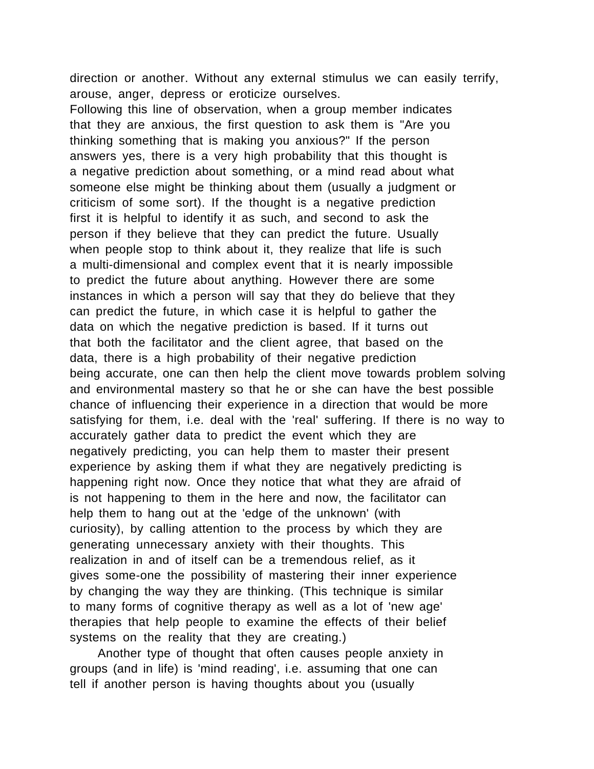direction or another. Without any external stimulus we can easily terrify, arouse, anger, depress or eroticize ourselves.

Following this line of observation, when a group member indicates that they are anxious, the first question to ask them is "Are you thinking something that is making you anxious?" If the person answers yes, there is a very high probability that this thought is a negative prediction about something, or a mind read about what someone else might be thinking about them (usually a judgment or criticism of some sort). If the thought is a negative prediction first it is helpful to identify it as such, and second to ask the person if they believe that they can predict the future. Usually when people stop to think about it, they realize that life is such a multi-dimensional and complex event that it is nearly impossible to predict the future about anything. However there are some instances in which a person will say that they do believe that they can predict the future, in which case it is helpful to gather the data on which the negative prediction is based. If it turns out that both the facilitator and the client agree, that based on the data, there is a high probability of their negative prediction being accurate, one can then help the client move towards problem solving and environmental mastery so that he or she can have the best possible chance of influencing their experience in a direction that would be more satisfying for them, i.e. deal with the 'real' suffering. If there is no way to accurately gather data to predict the event which they are negatively predicting, you can help them to master their present experience by asking them if what they are negatively predicting is happening right now. Once they notice that what they are afraid of is not happening to them in the here and now, the facilitator can help them to hang out at the 'edge of the unknown' (with curiosity), by calling attention to the process by which they are generating unnecessary anxiety with their thoughts. This realization in and of itself can be a tremendous relief, as it gives some-one the possibility of mastering their inner experience by changing the way they are thinking. (This technique is similar to many forms of cognitive therapy as well as a lot of 'new age' therapies that help people to examine the effects of their belief systems on the reality that they are creating.)

Another type of thought that often causes people anxiety in groups (and in life) is 'mind reading', i.e. assuming that one can tell if another person is having thoughts about you (usually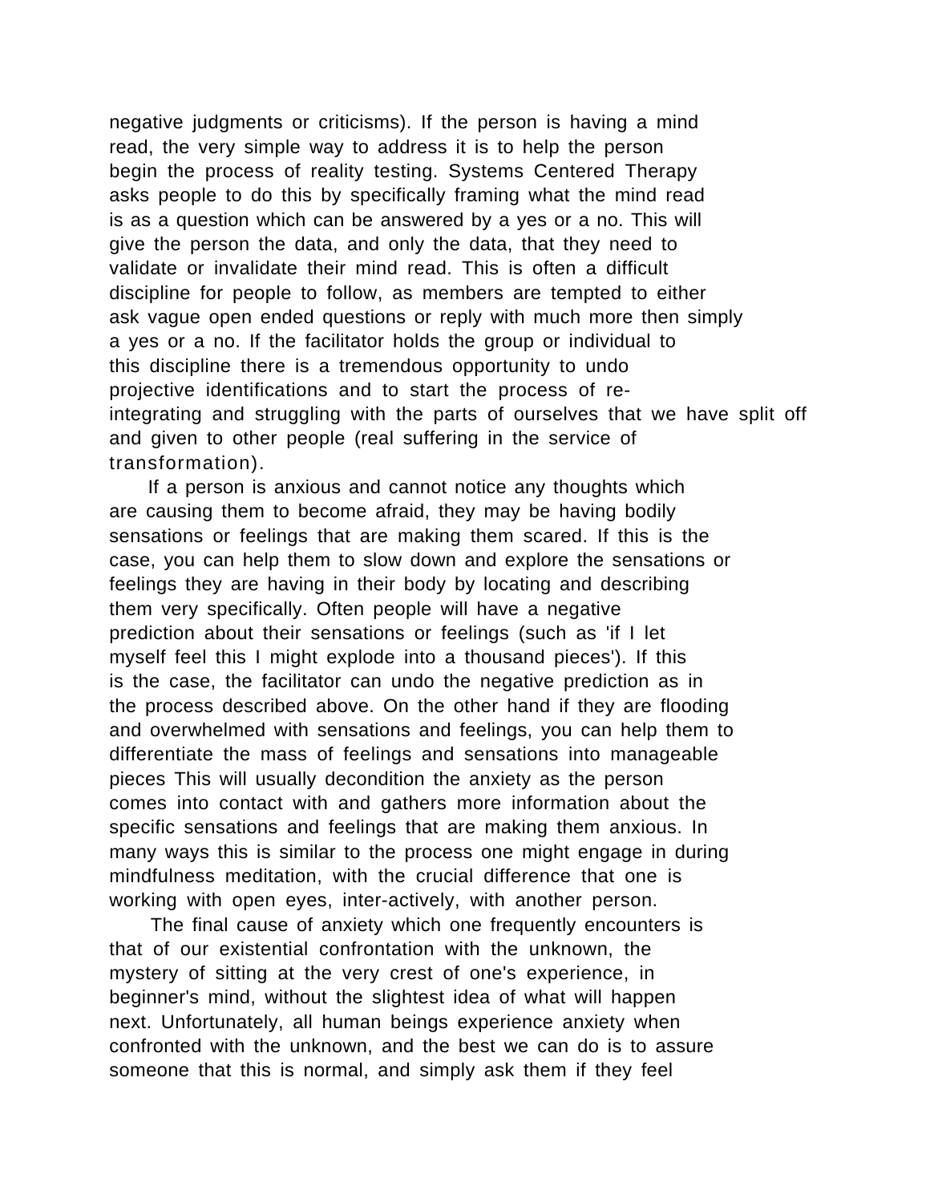negative judgments or criticisms). If the person is having a mind read, the very simple way to address it is to help the person begin the process of reality testing. Systems Centered Therapy asks people to do this by specifically framing what the mind read is as a question which can be answered by a yes or a no. This will give the person the data, and only the data, that they need to validate or invalidate their mind read. This is often a difficult discipline for people to follow, as members are tempted to either ask vague open ended questions or reply with much more then simply a yes or a no. If the facilitator holds the group or individual to this discipline there is a tremendous opportunity to undo projective identifications and to start the process of re-integrating and struggling with the parts of ourselves that we have split off and given to other people (real suffering in the service of transformation).

If a person is anxious and cannot notice any thoughts which are causing them to become afraid, they may be having bodily sensations or feelings that are making them scared. If this is the case, you can help them to slow down and explore the sensations or feelings they are having in their body by locating and describing them very specifically. Often people will have a negative prediction about their sensations or feelings (such as 'if I let myself feel this I might explode into a thousand pieces'). If this is the case, the facilitator can undo the negative prediction as in the process described above. On the other hand if they are flooding and overwhelmed with sensations and feelings, you can help them to differentiate the mass of feelings and sensations into manageable pieces This will usually decondition the anxiety as the person comes into contact with and gathers more information about the specific sensations and feelings that are making them anxious. In many ways this is similar to the process one might engage in during mindfulness meditation, with the crucial difference that one is working with open eyes, inter-actively, with another person.

The final cause of anxiety which one frequently encounters is that of our existential confrontation with the unknown, the mystery of sitting at the very crest of one's experience, in beginner's mind, without the slightest idea of what will happen next. Unfortunately, all human beings experience anxiety when confronted with the unknown, and the best we can do is to assure someone that this is normal, and simply ask them if they feel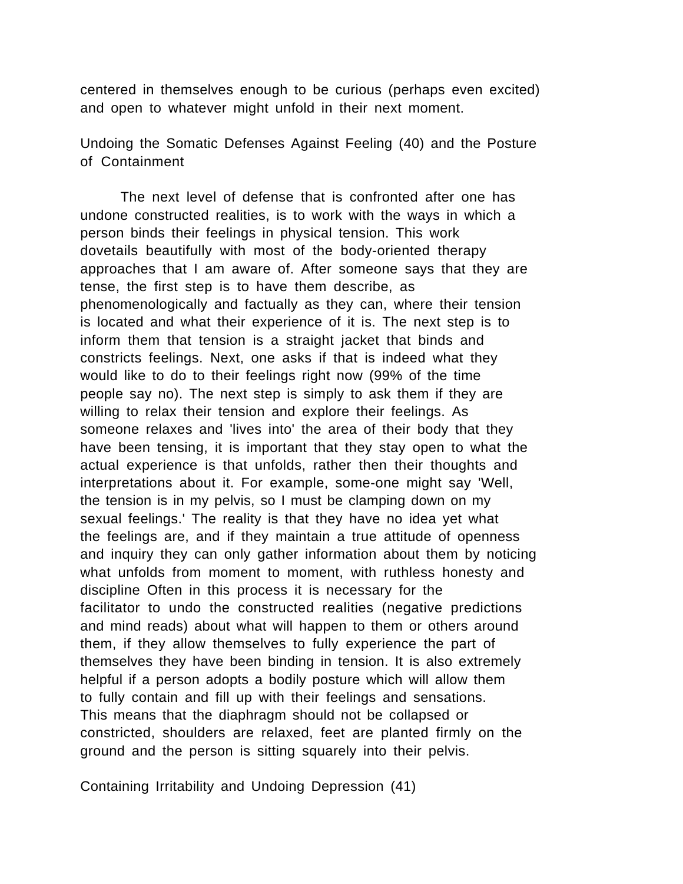centered in themselves enough to be curious (perhaps even excited) and open to whatever might unfold in their next moment.

## Undoing the Somatic Defenses Against Feeling (40) and the Posture of Containment

The next level of defense that is confronted after one has undone constructed realities, is to work with the ways in which a person binds their feelings in physical tension. This work dovetails beautifully with most of the body-oriented therapy approaches that I am aware of. After someone says that they are tense, the first step is to have them describe, as phenomenologically and factually as they can, where their tension is located and what their experience of it is. The next step is to inform them that tension is a straight jacket that binds and constricts feelings. Next, one asks if that is indeed what they would like to do to their feelings right now (99% of the time people say no). The next step is simply to ask them if they are willing to relax their tension and explore their feelings. As someone relaxes and 'lives into' the area of their body that they have been tensing, it is important that they stay open to what the actual experience is that unfolds, rather then their thoughts and interpretations about it. For example, some-one might say 'Well, the tension is in my pelvis, so I must be clamping down on my sexual feelings.' The reality is that they have no idea yet what the feelings are, and if they maintain a true attitude of openness and inquiry they can only gather information about them by noticing what unfolds from moment to moment, with ruthless honesty and discipline Often in this process it is necessary for the facilitator to undo the constructed realities (negative predictions and mind reads) about what will happen to them or others around them, if they allow themselves to fully experience the part of themselves they have been binding in tension. It is also extremely helpful if a person adopts a bodily posture which will allow them to fully contain and fill up with their feelings and sensations. This means that the diaphragm should not be collapsed or constricted, shoulders are relaxed, feet are planted firmly on the ground and the person is sitting squarely into their pelvis.

## Containing Irritability and Undoing Depression (41)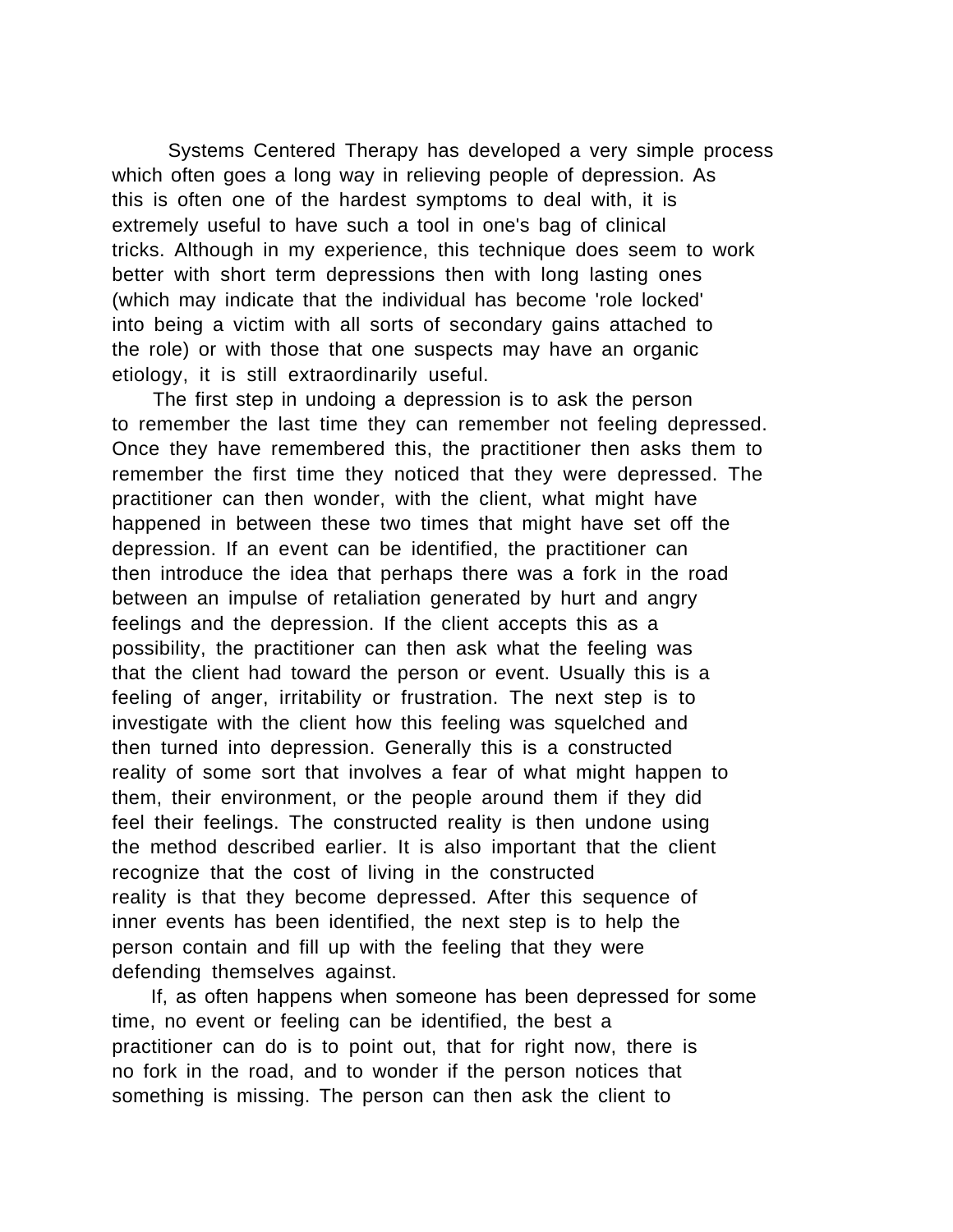Systems Centered Therapy has developed a very simple process which often goes a long way in relieving people of depression. As this is often one of the hardest symptoms to deal with, it is extremely useful to have such a tool in one's bag of clinical tricks. Although in my experience, this technique does seem to work better with short term depressions then with long lasting ones (which may indicate that the individual has become 'role locked' into being a victim with all sorts of secondary gains attached to the role) or with those that one suspects may have an organic etiology, it is still extraordinarily useful.

The first step in undoing a depression is to ask the person to remember the last time they can remember not feeling depressed. Once they have remembered this, the practitioner then asks them to remember the first time they noticed that they were depressed. The practitioner can then wonder, with the client, what might have happened in between these two times that might have set off the depression. If an event can be identified, the practitioner can then introduce the idea that perhaps there was a fork in the road between an impulse of retaliation generated by hurt and angry feelings and the depression. If the client accepts this as a possibility, the practitioner can then ask what the feeling was that the client had toward the person or event. Usually this is a feeling of anger, irritability or frustration. The next step is to investigate with the client how this feeling was squelched and then turned into depression. Generally this is a constructed reality of some sort that involves a fear of what might happen to them, their environment, or the people around them if they did feel their feelings. The constructed reality is then undone using the method described earlier. It is also important that the client recognize that the cost of living in the constructed reality is that they become depressed. After this sequence of inner events has been identified, the next step is to help the person contain and fill up with the feeling that they were defending themselves against.

If, as often happens when someone has been depressed for some time, no event or feeling can be identified, the best a practitioner can do is to point out, that for right now, there is no fork in the road, and to wonder if the person notices that something is missing. The person can then ask the client to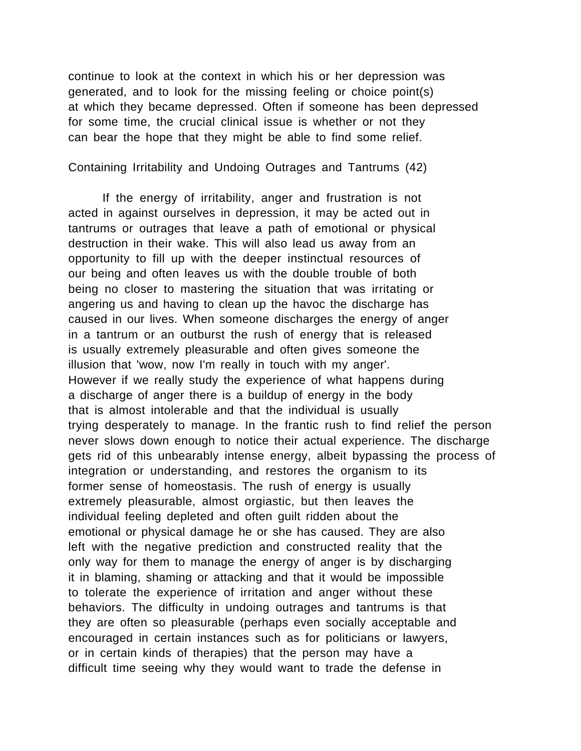continue to look at the context in which his or her depression was generated, and to look for the missing feeling or choice point(s) at which they became depressed. Often if someone has been depressed for some time, the crucial clinical issue is whether or not they can bear the hope that they might be able to find some relief.

## Containing Irritability and Undoing Outrages and Tantrums (42)

If the energy of irritability, anger and frustration is not acted in against ourselves in depression, it may be acted out in tantrums or outrages that leave a path of emotional or physical destruction in their wake. This will also lead us away from an opportunity to fill up with the deeper instinctual resources of our being and often leaves us with the double trouble of both being no closer to mastering the situation that was irritating or angering us and having to clean up the havoc the discharge has caused in our lives. When someone discharges the energy of anger in a tantrum or an outburst the rush of energy that is released is usually extremely pleasurable and often gives someone the illusion that 'wow, now I'm really in touch with my anger'. However if we really study the experience of what happens during a discharge of anger there is a buildup of energy in the body that is almost intolerable and that the individual is usually trying desperately to manage. In the frantic rush to find relief the person never slows down enough to notice their actual experience. The discharge gets rid of this unbearably intense energy, albeit bypassing the process of integration or understanding, and restores the organism to its former sense of homeostasis. The rush of energy is usually extremely pleasurable, almost orgiastic, but then leaves the individual feeling depleted and often guilt ridden about the emotional or physical damage he or she has caused. They are also left with the negative prediction and constructed reality that the only way for them to manage the energy of anger is by discharging it in blaming, shaming or attacking and that it would be impossible to tolerate the experience of irritation and anger without these behaviors. The difficulty in undoing outrages and tantrums is that they are often so pleasurable (perhaps even socially acceptable and encouraged in certain instances such as for politicians or lawyers, or in certain kinds of therapies) that the person may have a difficult time seeing why they would want to trade the defense in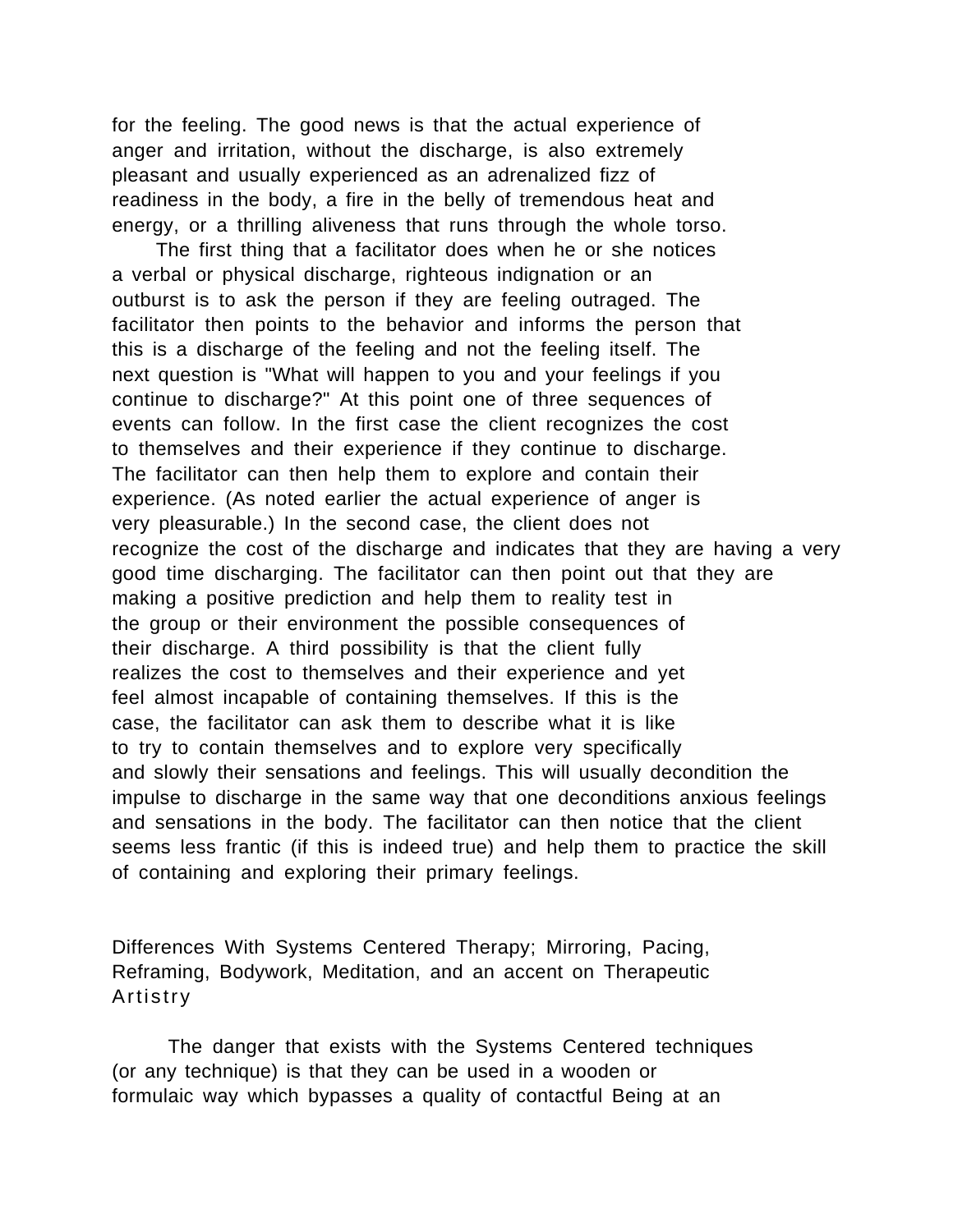for the feeling. The good news is that the actual experience of anger and irritation, without the discharge, is also extremely pleasant and usually experienced as an adrenalized fizz of readiness in the body, a fire in the belly of tremendous heat and energy, or a thrilling aliveness that runs through the whole torso.

The first thing that a facilitator does when he or she notices a verbal or physical discharge, righteous indignation or an outburst is to ask the person if they are feeling outraged. The facilitator then points to the behavior and informs the person that this is a discharge of the feeling and not the feeling itself. The next question is "What will happen to you and your feelings if you continue to discharge?" At this point one of three sequences of events can follow. In the first case the client recognizes the cost to themselves and their experience if they continue to discharge. The facilitator can then help them to explore and contain their experience. (As noted earlier the actual experience of anger is very pleasurable.) In the second case, the client does not recognize the cost of the discharge and indicates that they are having a very good time discharging. The facilitator can then point out that they are making a positive prediction and help them to reality test in the group or their environment the possible consequences of their discharge. A third possibility is that the client fully realizes the cost to themselves and their experience and yet feel almost incapable of containing themselves. If this is the case, the facilitator can ask them to describe what it is like to try to contain themselves and to explore very specifically and slowly their sensations and feelings. This will usually decondition the impulse to discharge in the same way that one deconditions anxious feelings and sensations in the body. The facilitator can then notice that the client seems less frantic (if this is indeed true) and help them to practice the skill of containing and exploring their primary feelings.

## Differences With Systems Centered Therapy; Mirroring, Pacing, Reframing, Bodywork, Meditation, and an accent on Therapeutic Artistry

The danger that exists with the Systems Centered techniques (or any technique) is that they can be used in a wooden or formulaic way which bypasses a quality of contactful Being at an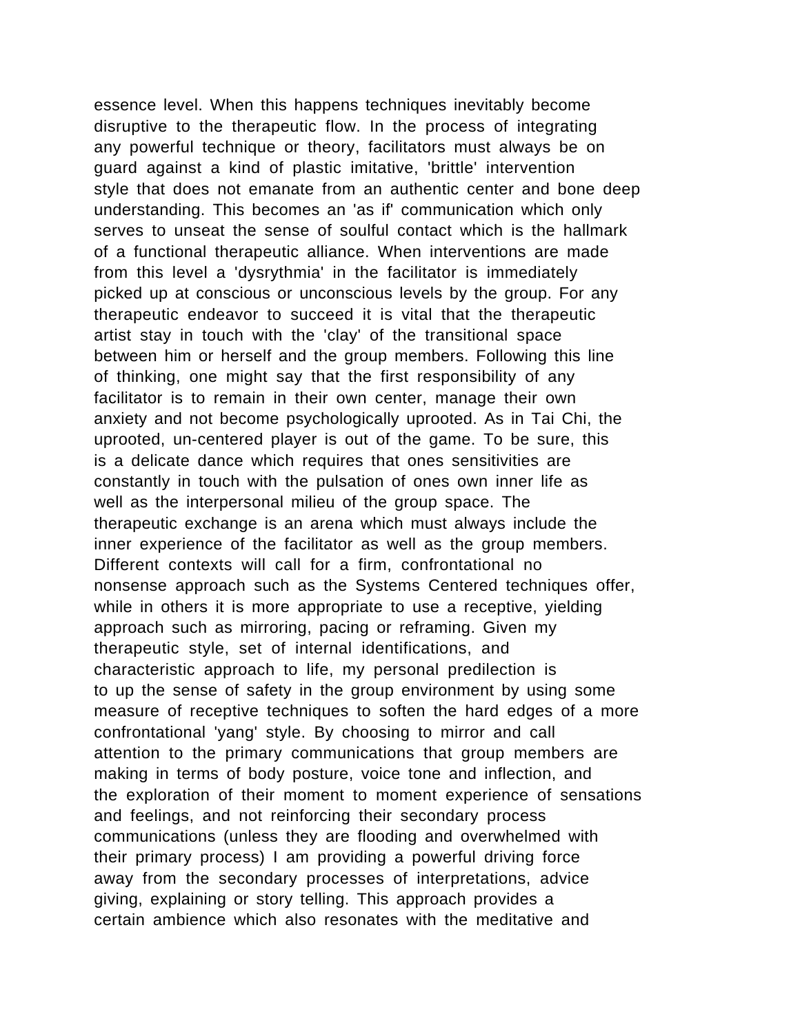essence level. When this happens techniques inevitably become disruptive to the therapeutic flow. In the process of integrating any powerful technique or theory, facilitators must always be on guard against a kind of plastic imitative, 'brittle' intervention style that does not emanate from an authentic center and bone deep understanding. This becomes an 'as if' communication which only serves to unseat the sense of soulful contact which is the hallmark of a functional therapeutic alliance. When interventions are made from this level a 'dysrythmia' in the facilitator is immediately picked up at conscious or unconscious levels by the group. For any therapeutic endeavor to succeed it is vital that the therapeutic artist stay in touch with the 'clay' of the transitional space between him or herself and the group members. Following this line of thinking, one might say that the first responsibility of any facilitator is to remain in their own center, manage their own anxiety and not become psychologically uprooted. As in Tai Chi, the uprooted, un-centered player is out of the game. To be sure, this is a delicate dance which requires that ones sensitivities are constantly in touch with the pulsation of ones own inner life as well as the interpersonal milieu of the group space. The therapeutic exchange is an arena which must always include the inner experience of the facilitator as well as the group members. Different contexts will call for a firm, confrontational no nonsense approach such as the Systems Centered techniques offer, while in others it is more appropriate to use a receptive, yielding approach such as mirroring, pacing or reframing. Given my therapeutic style, set of internal identifications, and characteristic approach to life, my personal predilection is to up the sense of safety in the group environment by using some measure of receptive techniques to soften the hard edges of a more confrontational 'yang' style. By choosing to mirror and call attention to the primary communications that group members are making in terms of body posture, voice tone and inflection, and the exploration of their moment to moment experience of sensations and feelings, and not reinforcing their secondary process communications (unless they are flooding and overwhelmed with their primary process) I am providing a powerful driving force away from the secondary processes of interpretations, advice giving, explaining or story telling. This approach provides a certain ambience which also resonates with the meditative and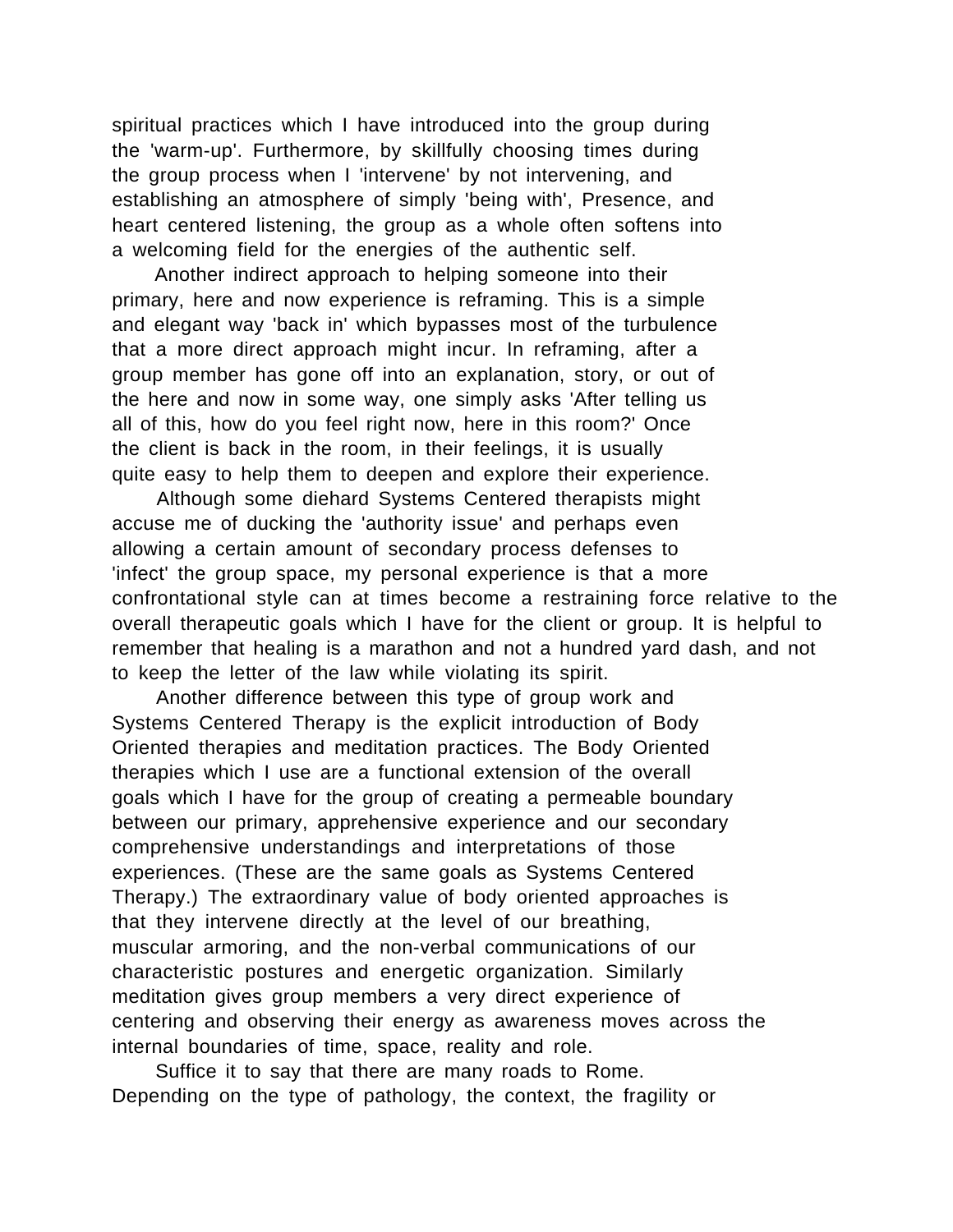spiritual practices which I have introduced into the group during the 'warm-up'. Furthermore, by skillfully choosing times during the group process when I 'intervene' by not intervening, and establishing an atmosphere of simply 'being with', Presence, and heart centered listening, the group as a whole often softens into a welcoming field for the energies of the authentic self.

Another indirect approach to helping someone into their primary, here and now experience is reframing. This is a simple and elegant way 'back in' which bypasses most of the turbulence that a more direct approach might incur. In reframing, after a group member has gone off into an explanation, story, or out of the here and now in some way, one simply asks 'After telling us all of this, how do you feel right now, here in this room?' Once the client is back in the room, in their feelings, it is usually quite easy to help them to deepen and explore their experience.

Although some diehard Systems Centered therapists might accuse me of ducking the 'authority issue' and perhaps even allowing a certain amount of secondary process defenses to 'infect' the group space, my personal experience is that a more confrontational style can at times become a restraining force relative to the overall therapeutic goals which I have for the client or group. It is helpful to remember that healing is a marathon and not a hundred yard dash, and not to keep the letter of the law while violating its spirit.

Another difference between this type of group work and Systems Centered Therapy is the explicit introduction of Body Oriented therapies and meditation practices. The Body Oriented therapies which I use are a functional extension of the overall goals which I have for the group of creating a permeable boundary between our primary, apprehensive experience and our secondary comprehensive understandings and interpretations of those experiences. (These are the same goals as Systems Centered Therapy.) The extraordinary value of body oriented approaches is that they intervene directly at the level of our breathing, muscular armoring, and the non-verbal communications of our characteristic postures and energetic organization. Similarly meditation gives group members a very direct experience of centering and observing their energy as awareness moves across the internal boundaries of time, space, reality and role.

Suffice it to say that there are many roads to Rome. Depending on the type of pathology, the context, the fragility or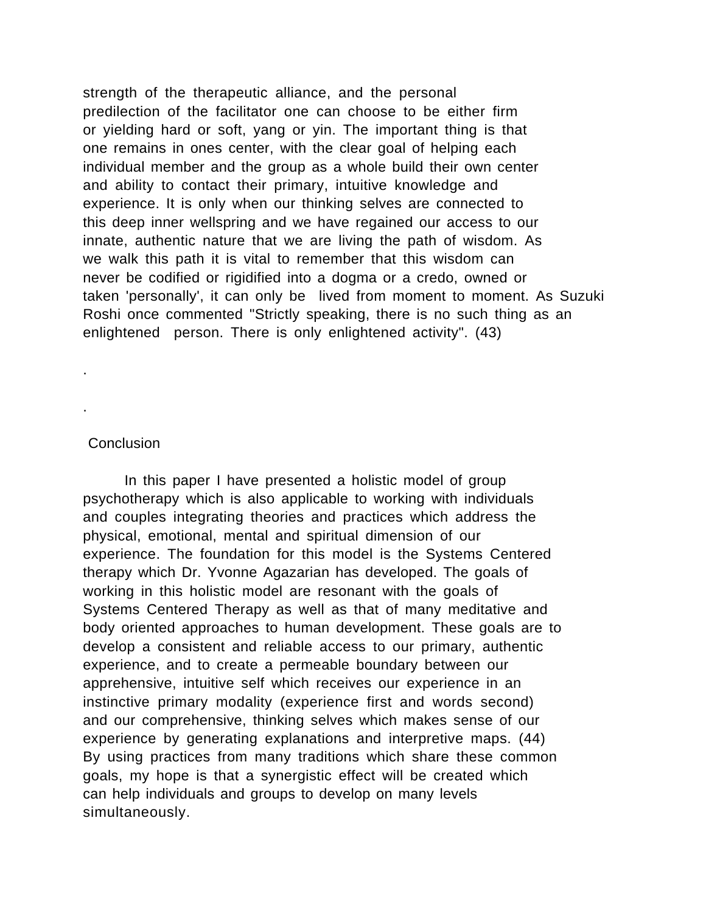strength of the therapeutic alliance, and the personal predilection of the facilitator one can choose to be either firm or yielding hard or soft, yang or yin. The important thing is that one remains in ones center, with the clear goal of helping each individual member and the group as a whole build their own center and ability to contact their primary, intuitive knowledge and experience. It is only when our thinking selves are connected to this deep inner wellspring and we have regained our access to our innate, authentic nature that we are living the path of wisdom. As we walk this path it is vital to remember that this wisdom can never be codified or rigidified into a dogma or a credo, owned or taken 'personally', it can only be lived from moment to moment. As Suzuki Roshi once commented "Strictly speaking, there is no such thing as an enlightened person. There is only enlightened activity". (43)

.

.

## Conclusion

In this paper I have presented a holistic model of group psychotherapy which is also applicable to working with individuals and couples integrating theories and practices which address the physical, emotional, mental and spiritual dimension of our experience. The foundation for this model is the Systems Centered therapy which Dr. Yvonne Agazarian has developed. The goals of working in this holistic model are resonant with the goals of Systems Centered Therapy as well as that of many meditative and body oriented approaches to human development. These goals are to develop a consistent and reliable access to our primary, authentic experience, and to create a permeable boundary between our apprehensive, intuitive self which receives our experience in an instinctive primary modality (experience first and words second) and our comprehensive, thinking selves which makes sense of our experience by generating explanations and interpretive maps. (44) By using practices from many traditions which share these common goals, my hope is that a synergistic effect will be created which can help individuals and groups to develop on many levels simultaneously.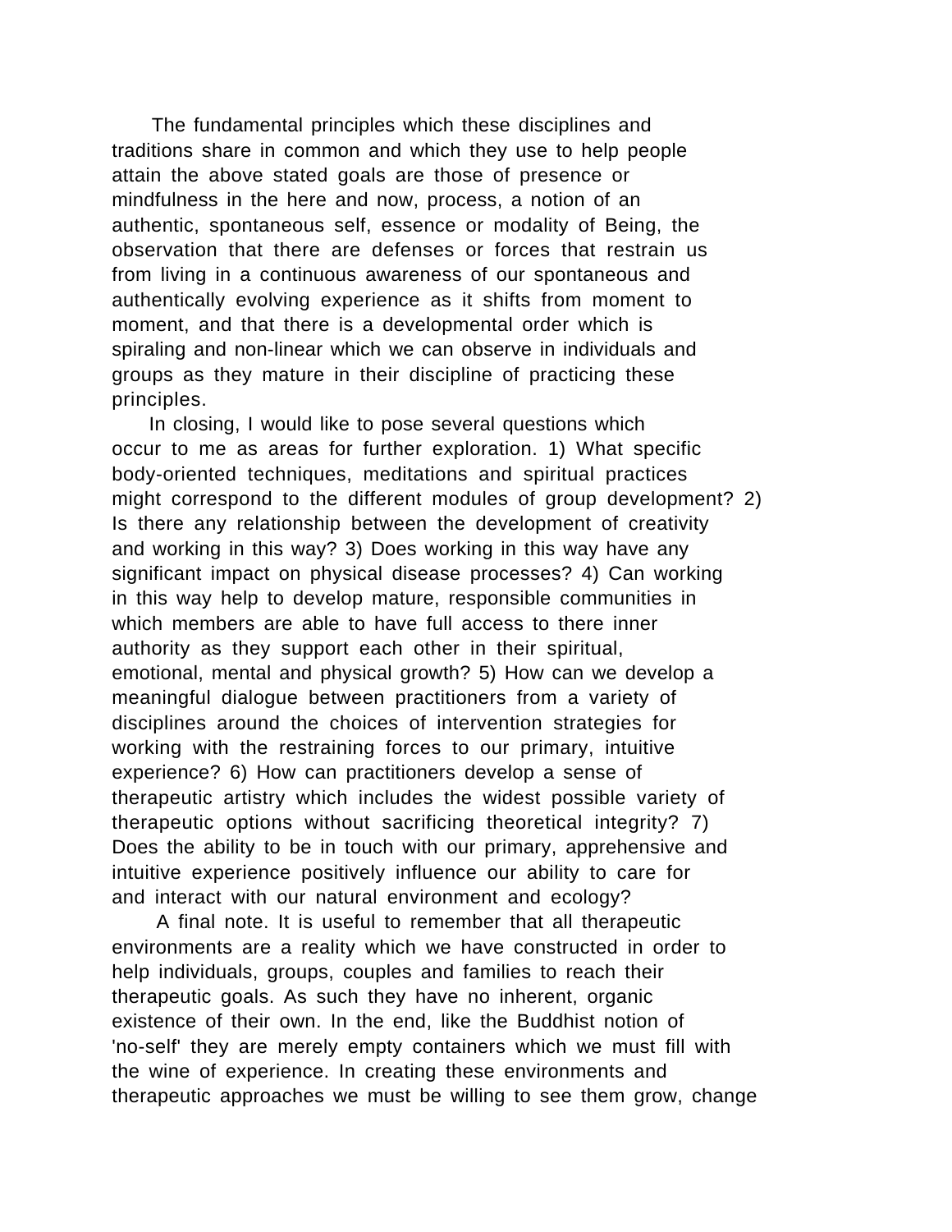The fundamental principles which these disciplines and traditions share in common and which they use to help people attain the above stated goals are those of presence or mindfulness in the here and now, process, a notion of an authentic, spontaneous self, essence or modality of Being, the observation that there are defenses or forces that restrain us from living in a continuous awareness of our spontaneous and authentically evolving experience as it shifts from moment to moment, and that there is a developmental order which is spiraling and non-linear which we can observe in individuals and groups as they mature in their discipline of practicing these principles.

In closing, I would like to pose several questions which occur to me as areas for further exploration. 1) What specific body-oriented techniques, meditations and spiritual practices might correspond to the different modules of group development? 2) Is there any relationship between the development of creativity and working in this way? 3) Does working in this way have any significant impact on physical disease processes? 4) Can working in this way help to develop mature, responsible communities in which members are able to have full access to there inner authority as they support each other in their spiritual, emotional, mental and physical growth? 5) How can we develop a meaningful dialogue between practitioners from a variety of disciplines around the choices of intervention strategies for working with the restraining forces to our primary, intuitive experience? 6) How can practitioners develop a sense of therapeutic artistry which includes the widest possible variety of therapeutic options without sacrificing theoretical integrity? 7) Does the ability to be in touch with our primary, apprehensive and intuitive experience positively influence our ability to care for and interact with our natural environment and ecology?

A final note. It is useful to remember that all therapeutic environments are a reality which we have constructed in order to help individuals, groups, couples and families to reach their therapeutic goals. As such they have no inherent, organic existence of their own. In the end, like the Buddhist notion of 'no-self' they are merely empty containers which we must fill with the wine of experience. In creating these environments and therapeutic approaches we must be willing to see them grow, change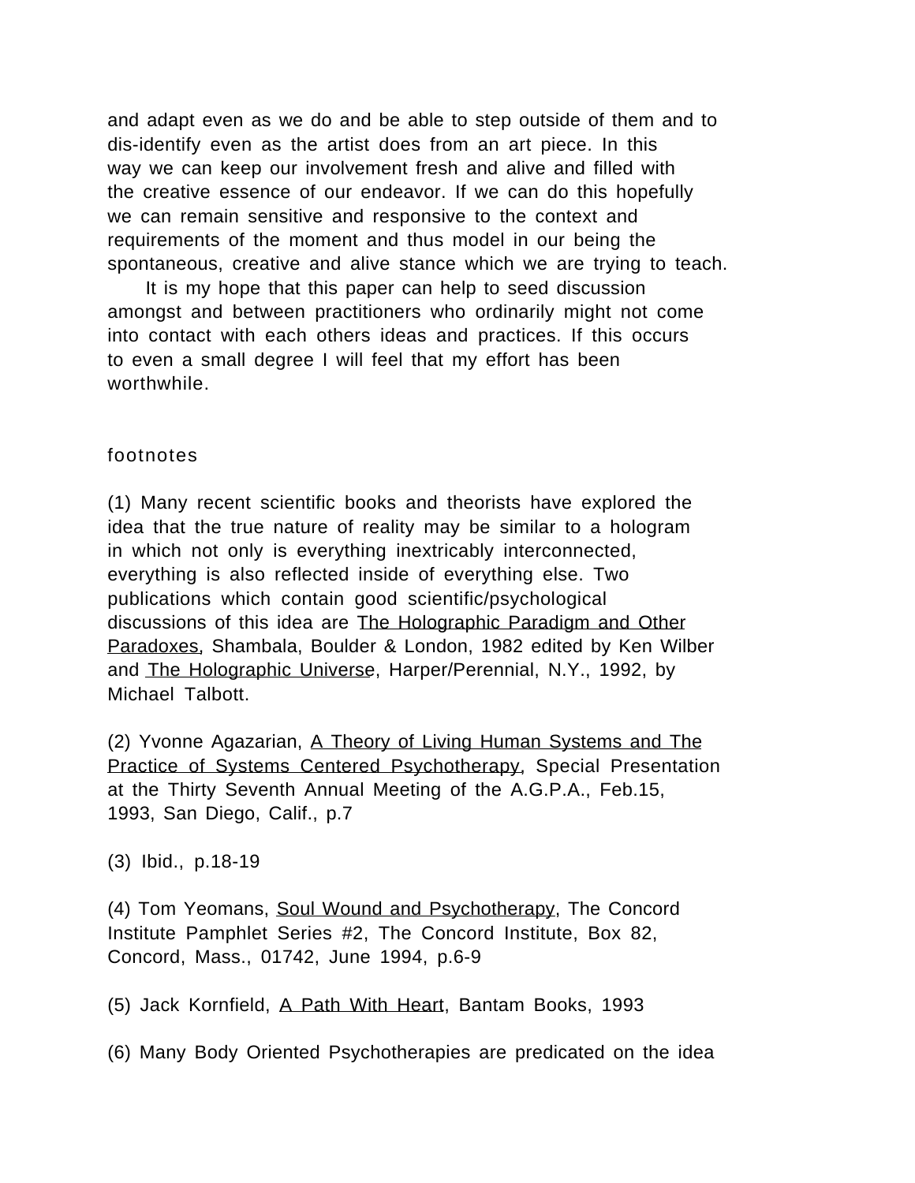and adapt even as we do and be able to step outside of them and to dis-identify even as the artist does from an art piece. In this way we can keep our involvement fresh and alive and filled with the creative essence of our endeavor. If we can do this hopefully we can remain sensitive and responsive to the context and requirements of the moment and thus model in our being the spontaneous, creative and alive stance which we are trying to teach.

It is my hope that this paper can help to seed discussion amongst and between practitioners who ordinarily might not come into contact with each others ideas and practices. If this occurs to even a small degree I will feel that my effort has been worthwhile.

footnotes

(1) Many recent scientific books and theorists have explored the idea that the true nature of reality may be similar to a hologram in which not only is everything inextricably interconnected, everything is also reflected inside of everything else. Two publications which contain good scientific/psychological discussions of this idea are <u>The Holographic Paradigm and Other Paradoxes</u>, Shambala, Boulder & London, 1982 edited by Ken Wilber and <u>The Holographic Universe</u>, Harper/Perennial, N.Y., 1992, by Michael Talbott.

(2) Yvonne Agazarian, <u>A Theory of Living Human Systems and The Practice of Systems Centered Psychotherapy</u>, Special Presentation at the Thirty Seventh Annual Meeting of the A.G.P.A., Feb.15, 1993, San Diego, Calif., p.7

(3) Ibid., p.18-19

(4) Tom Yeomans, <u>Soul Wound and Psychotherapy</u>, The Concord Institute Pamphlet Series #2, The Concord Institute, Box 82, Concord, Mass., 01742, June 1994, p.6-9

(5) Jack Kornfield, <u>A Path With Heart</u>, Bantam Books, 1993

(6) Many Body Oriented Psychotherapies are predicated on the idea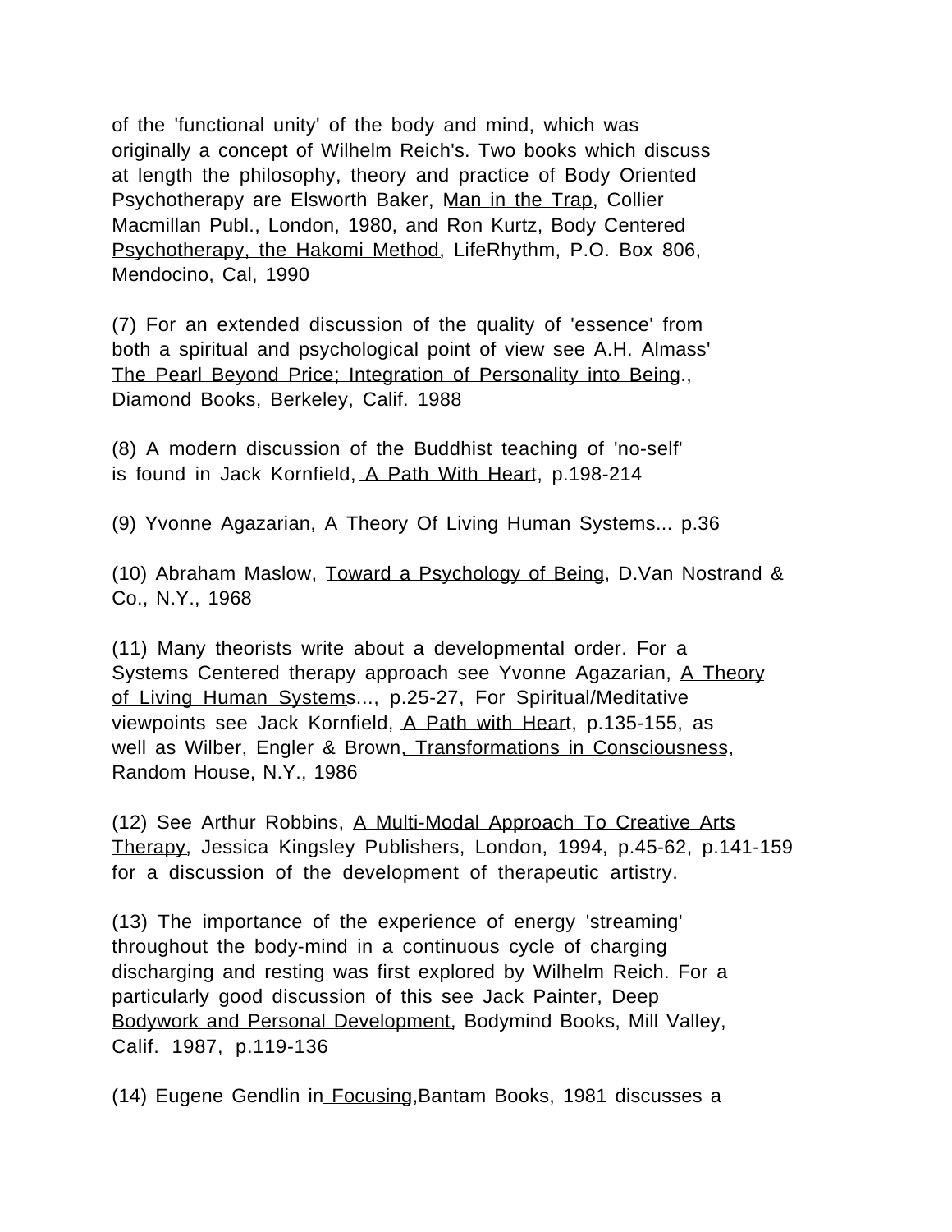of the 'functional unity' of the body and mind, which was originally a concept of Wilhelm Reich's. Two books which discuss at length the philosophy, theory and practice of Body Oriented Psychotherapy are Elsworth Baker, Man in the Trap, Collier Macmillan Publ., London, 1980, and Ron Kurtz, Body Centered Psychotherapy, the Hakomi Method, LifeRhythm, P.O. Box 806, Mendocino, Cal, 1990

(7) For an extended discussion of the quality of 'essence' from both a spiritual and psychological point of view see A.H. Almass' The Pearl Beyond Price; Integration of Personality into Being., Diamond Books, Berkeley, Calif. 1988

(8) A modern discussion of the Buddhist teaching of 'no-self' is found in Jack Kornfield, A Path With Heart, p.198-214

(9) Yvonne Agazarian, A Theory Of Living Human Systems... p.36

(10) Abraham Maslow, Toward a Psychology of Being, D.Van Nostrand & Co., N.Y., 1968

(11) Many theorists write about a developmental order. For a Systems Centered therapy approach see Yvonne Agazarian, A Theory of Living Human Systems..., p.25-27, For Spiritual/Meditative viewpoints see Jack Kornfield, A Path with Heart, p.135-155, as well as Wilber, Engler & Brown, Transformations in Consciousness, Random House, N.Y., 1986

(12) See Arthur Robbins, A Multi-Modal Approach To Creative Arts Therapy, Jessica Kingsley Publishers, London, 1994, p.45-62, p.141-159 for a discussion of the development of therapeutic artistry.

(13) The importance of the experience of energy 'streaming' throughout the body-mind in a continuous cycle of charging discharging and resting was first explored by Wilhelm Reich. For a particularly good discussion of this see Jack Painter, Deep Bodywork and Personal Development, Bodymind Books, Mill Valley, Calif. 1987, p.119-136

(14) Eugene Gendlin in Focusing,Bantam Books, 1981 discusses a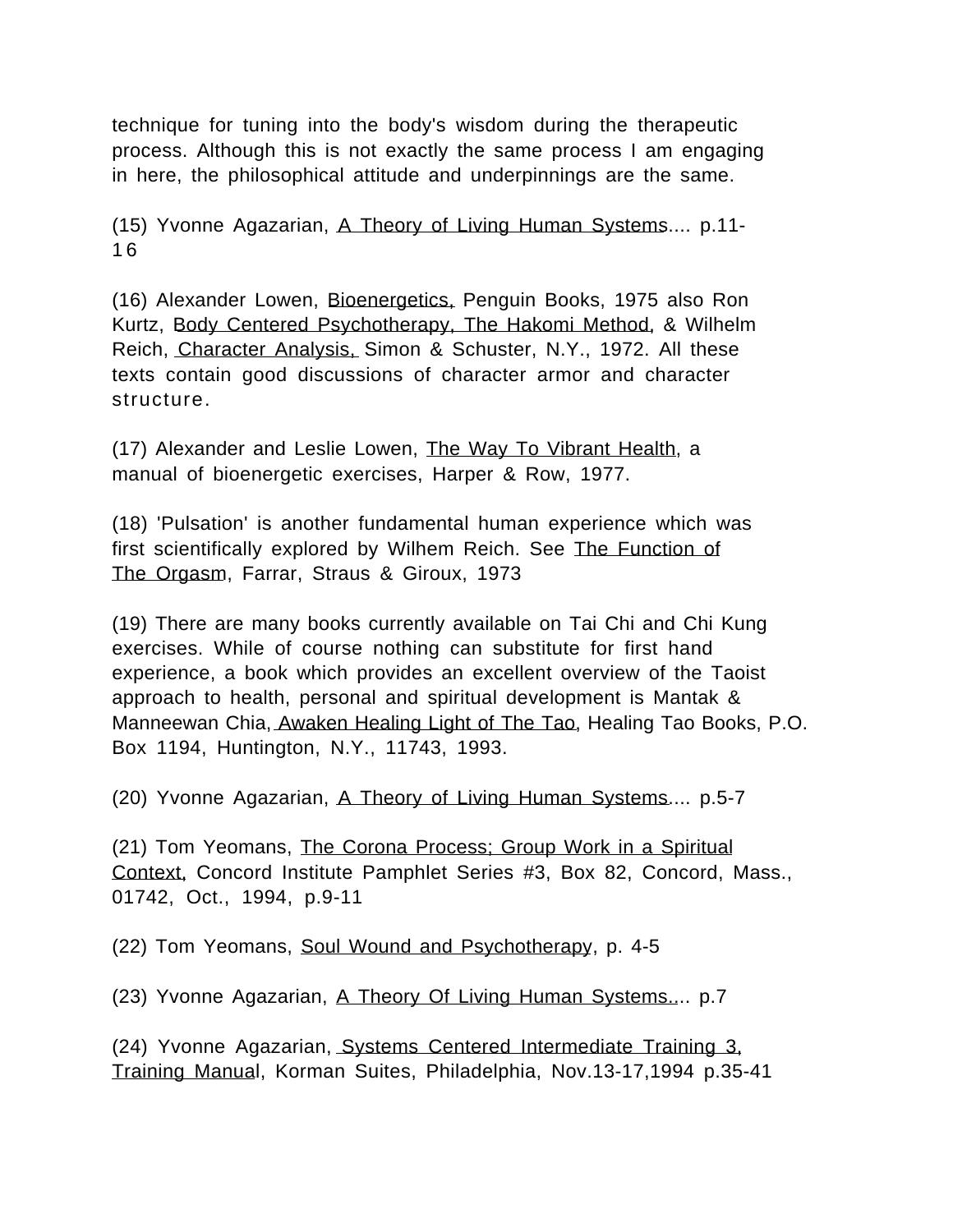technique for tuning into the body's wisdom during the therapeutic process. Although this is not exactly the same process I am engaging in here, the philosophical attitude and underpinnings are the same.

(15) Yvonne Agazarian, A Theory of Living Human Systems.... p.11-16

(16) Alexander Lowen, Bioenergetics, Penguin Books, 1975 also Ron Kurtz, Body Centered Psychotherapy, The Hakomi Method, & Wilhelm Reich, Character Analysis, Simon & Schuster, N.Y., 1972. All these texts contain good discussions of character armor and character structure.

(17) Alexander and Leslie Lowen, The Way To Vibrant Health, a manual of bioenergetic exercises, Harper & Row, 1977.

(18) 'Pulsation' is another fundamental human experience which was first scientifically explored by Wilhem Reich. See The Function of The Orgasm, Farrar, Straus & Giroux, 1973

(19) There are many books currently available on Tai Chi and Chi Kung exercises. While of course nothing can substitute for first hand experience, a book which provides an excellent overview of the Taoist approach to health, personal and spiritual development is Mantak & Manneewan Chia, Awaken Healing Light of The Tao, Healing Tao Books, P.O. Box 1194, Huntington, N.Y., 11743, 1993.

(20) Yvonne Agazarian, A Theory of Living Human Systems.... p.5-7

(21) Tom Yeomans, The Corona Process; Group Work in a Spiritual Context, Concord Institute Pamphlet Series #3, Box 82, Concord, Mass., 01742, Oct., 1994, p.9-11

(22) Tom Yeomans, Soul Wound and Psychotherapy, p. 4-5

(23) Yvonne Agazarian, A Theory Of Living Human Systems.... p.7

(24) Yvonne Agazarian, Systems Centered Intermediate Training 3, Training Manual, Korman Suites, Philadelphia, Nov.13-17,1994 p.35-41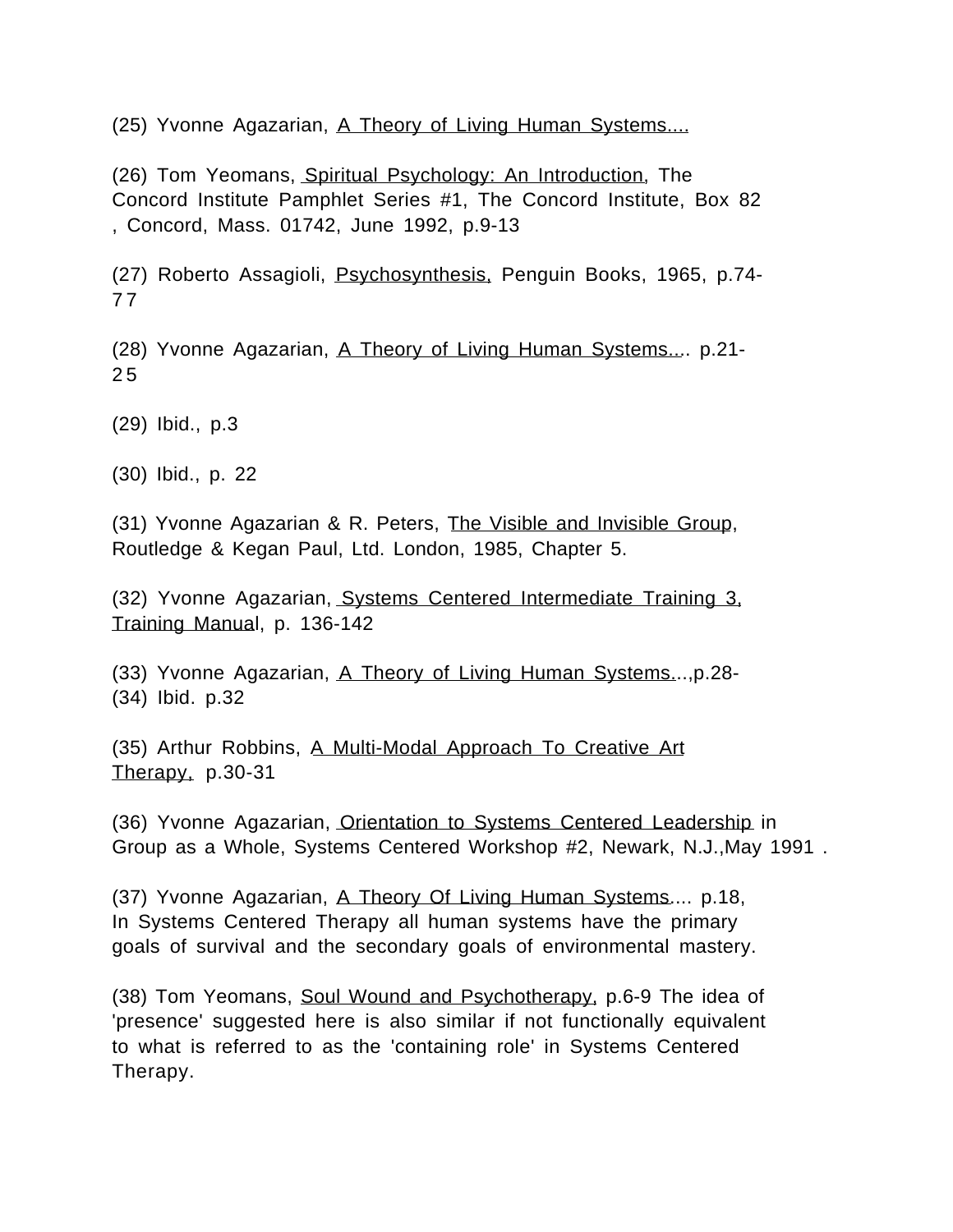(25) Yvonne Agazarian, A Theory of Living Human Systems....

(26) Tom Yeomans, Spiritual Psychology: An Introduction, The Concord Institute Pamphlet Series #1, The Concord Institute, Box 82 , Concord, Mass. 01742, June 1992, p.9-13

(27) Roberto Assagioli, Psychosynthesis, Penguin Books, 1965, p.74-77

(28) Yvonne Agazarian, A Theory of Living Human Systems.... p.21-25

(29) Ibid., p.3

(30) Ibid., p. 22

(31) Yvonne Agazarian & R. Peters, The Visible and Invisible Group, Routledge & Kegan Paul, Ltd. London, 1985, Chapter 5.

(32) Yvonne Agazarian, Systems Centered Intermediate Training 3, Training Manual, p. 136-142

(33) Yvonne Agazarian, A Theory of Living Human Systems...,p.28-

(34) Ibid. p.32

(35) Arthur Robbins, A Multi-Modal Approach To Creative Art Therapy, p.30-31

(36) Yvonne Agazarian, Orientation to Systems Centered Leadership in Group as a Whole, Systems Centered Workshop #2, Newark, N.J.,May 1991 .

(37) Yvonne Agazarian, A Theory Of Living Human Systems.... p.18, In Systems Centered Therapy all human systems have the primary goals of survival and the secondary goals of environmental mastery.

(38) Tom Yeomans, Soul Wound and Psychotherapy, p.6-9 The idea of 'presence' suggested here is also similar if not functionally equivalent to what is referred to as the 'containing role' in Systems Centered Therapy.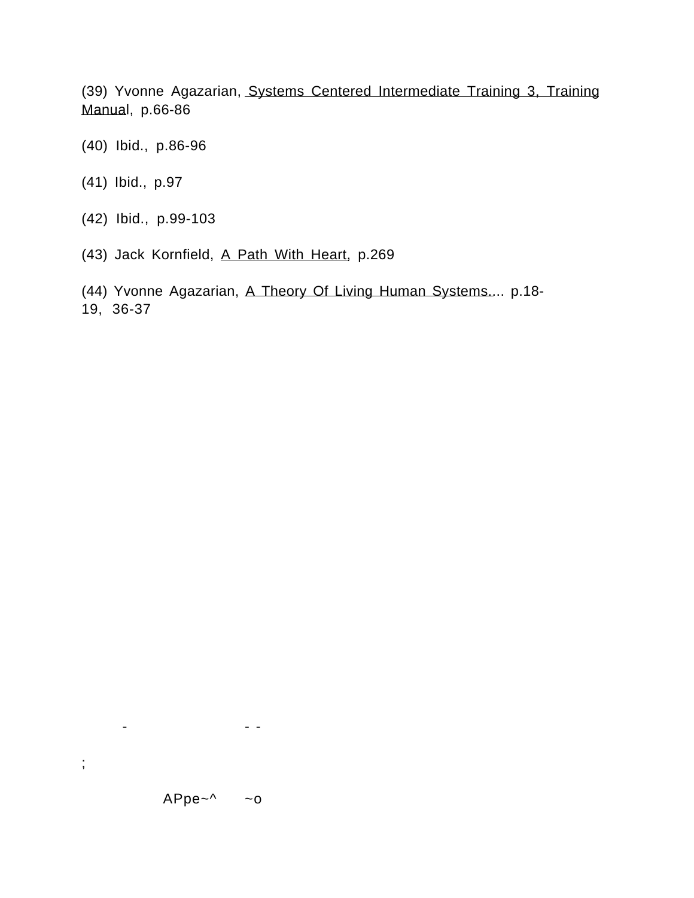(39) Yvonne Agazarian, Systems Centered Intermediate Training 3, Training Manual, p.66-86

(40) Ibid., p.86-96

(41) Ibid., p.97

(42) Ibid., p.99-103

(43) Jack Kornfield, A Path With Heart, p.269

(44) Yvonne Agazarian, A Theory Of Living Human Systems.... p.18-19, 36-37

APpe~^ ~o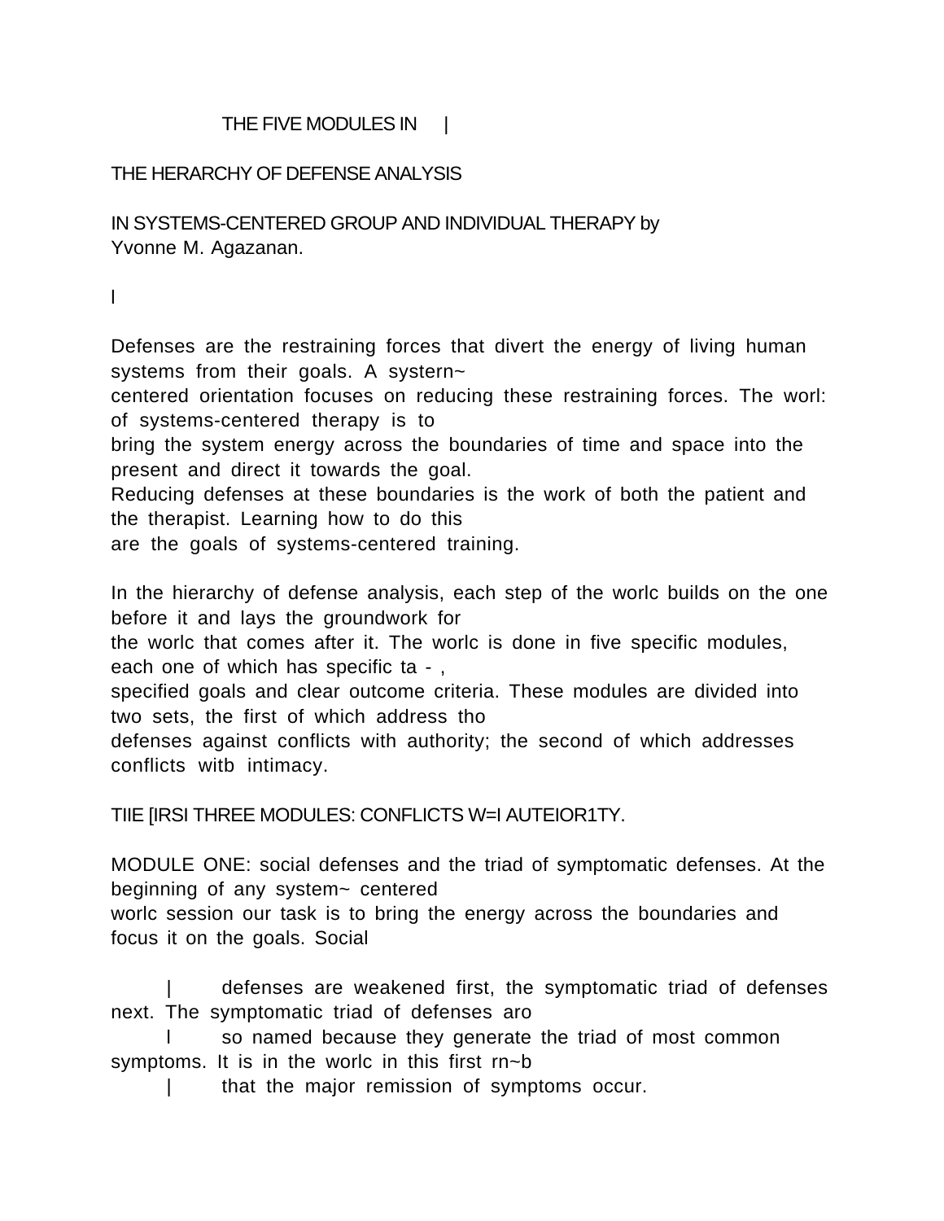THE FIVE MODULES IN |

THE HERARCHY OF DEFENSE ANALYSIS

IN SYSTEMS-CENTERED GROUP AND INDIVIDUAL THERAPY by Yvonne M. Agazanan.

I

Defenses are the restraining forces that divert the energy of living human systems from their goals. A systern~ centered orientation focuses on reducing these restraining forces. The worl: of systems-centered therapy is to bring the system energy across the boundaries of time and space into the present and direct it towards the goal. Reducing defenses at these boundaries is the work of both the patient and the therapist. Learning how to do this are the goals of systems-centered training.

In the hierarchy of defense analysis, each step of the worlc builds on the one before it and lays the groundwork for the worlc that comes after it. The worlc is done in five specific modules, each one of which has specific ta - , specified goals and clear outcome criteria. These modules are divided into two sets, the first of which address tho defenses against conflicts with authority; the second of which addresses conflicts witb intimacy.

TIIE [IRSI THREE MODULES: CONFLICTS W=I AUTEIOR1TY.

MODULE ONE: social defenses and the triad of symptomatic defenses. At the beginning of any system~ centered worlc session our task is to bring the energy across the boundaries and focus it on the goals. Social defenses are weakened first, the symptomatic triad of defenses next. The symptomatic triad of defenses aro so named because they generate the triad of most common symptoms. It is in the worlc in this first rn~b that the major remission of symptoms occur.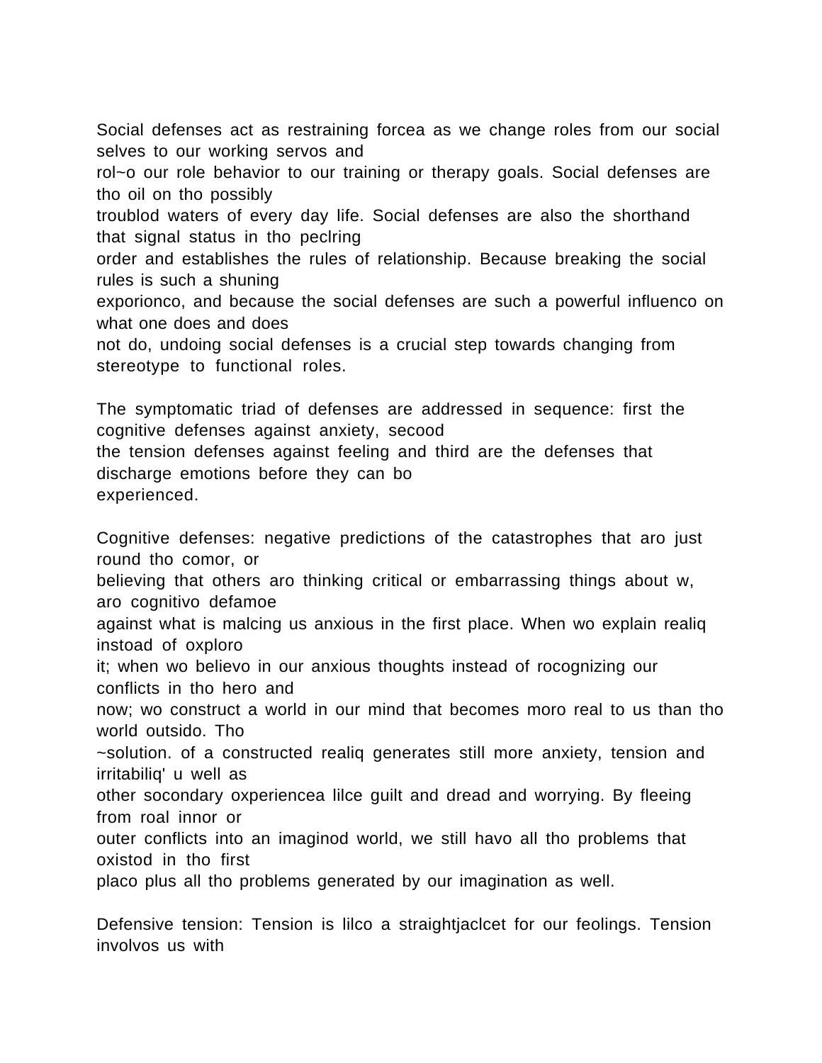Social defenses act as restraining forcea as we change roles from our social selves to our working servos and rol~o our role behavior to our training or therapy goals. Social defenses are tho oil on tho possibly troublod waters of every day life. Social defenses are also the shorthand that signal status in tho peclring order and establishes the rules of relationship. Because breaking the social rules is such a shuning exporionco, and because the social defenses are such a powerful influenco on what one does and does not do, undoing social defenses is a crucial step towards changing from stereotype to functional roles.

The symptomatic triad of defenses are addressed in sequence: first the cognitive defenses against anxiety, secood the tension defenses against feeling and third are the defenses that discharge emotions before they can bo experienced.

Cognitive defenses: negative predictions of the catastrophes that aro just round tho comor, or believing that others aro thinking critical or embarrassing things about w, aro cognitivo defamoe against what is malcing us anxious in the first place. When wo explain realiq instoad of oxploro it; when wo believo in our anxious thoughts instead of rocognizing our conflicts in tho hero and now; wo construct a world in our mind that becomes moro real to us than tho world outsido. Tho ~solution. of a constructed realiq generates still more anxiety, tension and irritabiliq' u well as other socondary oxperiencea lilce guilt and dread and worrying. By fleeing from roal innor or outer conflicts into an imaginod world, we still havo all tho problems that oxistod in tho first placo plus all tho problems generated by our imagination as well.

Defensive tension: Tension is lilco a straightjaclcet for our feolings. Tension involvos us with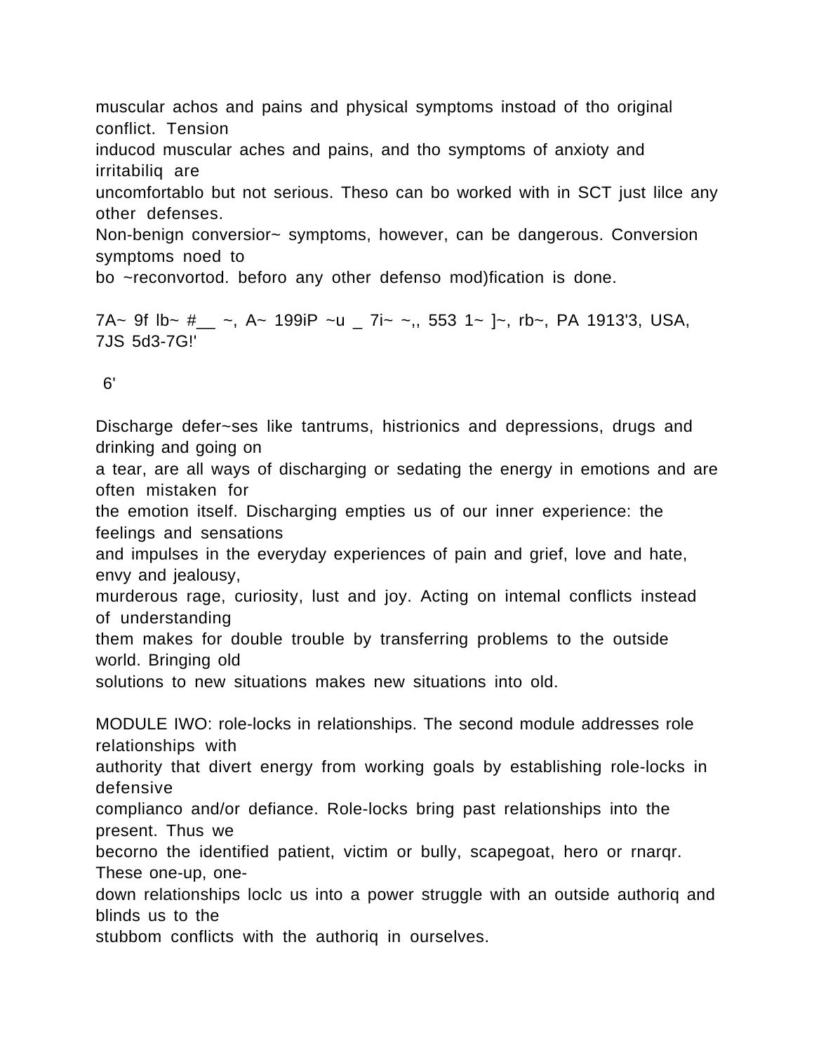muscular achos and pains and physical symptoms instoad of tho original conflict. Tension inducod muscular aches and pains, and tho symptoms of anxioty and irritabiliq are uncomfortablo but not serious. Theso can bo worked with in SCT just lilce any other defenses. Non-benign conversior~ symptoms, however, can be dangerous. Conversion symptoms noed to bo ~reconvortod. beforo any other defenso mod)fication is done.

7A~ 9f lb~ #__ ~, A~ 199iP ~u _ 7i~ ~,, 553 1~ ]~, rb~, PA 1913'3, USA, 7JS 5d3-7G!'

6'

Discharge defer~ses like tantrums, histrionics and depressions, drugs and drinking and going on a tear, are all ways of discharging or sedating the energy in emotions and are often mistaken for the emotion itself. Discharging empties us of our inner experience: the feelings and sensations and impulses in the everyday experiences of pain and grief, love and hate, envy and jealousy, murderous rage, curiosity, lust and joy. Acting on intemal conflicts instead of understanding them makes for double trouble by transferring problems to the outside world. Bringing old solutions to new situations makes new situations into old.

MODULE IWO: role-locks in relationships. The second module addresses role relationships with authority that divert energy from working goals by establishing role-locks in defensive complianco and/or defiance. Role-locks bring past relationships into the present. Thus we becorno the identified patient, victim or bully, scapegoat, hero or rnarqr. These one-up, one-down relationships loclc us into a power struggle with an outside authoriq and blinds us to the stubbom conflicts with the authoriq in ourselves.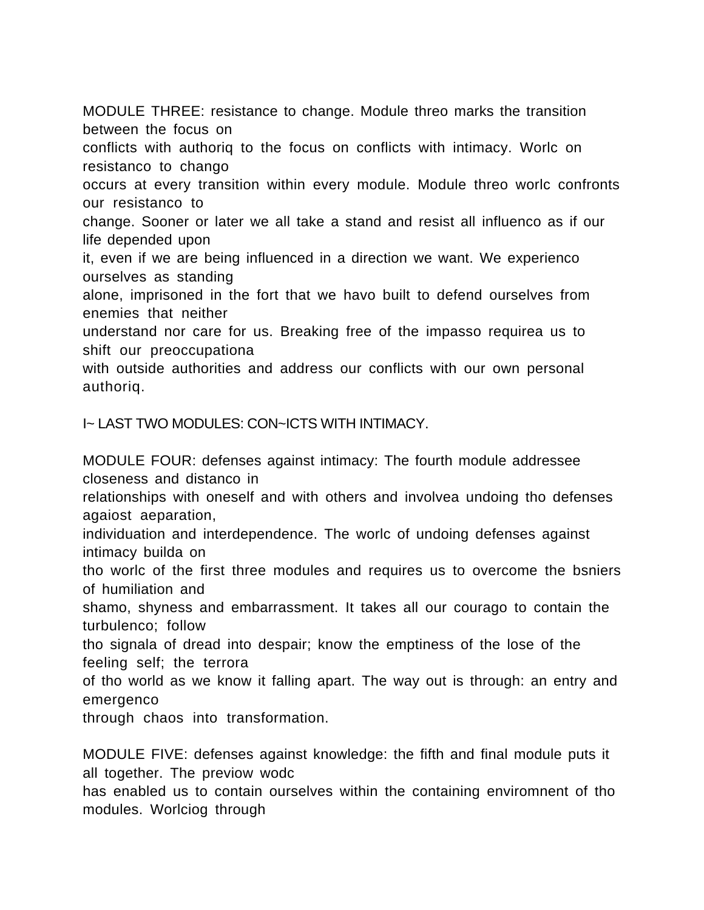MODULE THREE: resistance to change. Module threo marks the transition between the focus on conflicts with authoriq to the focus on conflicts with intimacy. Worlc on resistanco to chango occurs at every transition within every module. Module threo worlc confronts our resistanco to change. Sooner or later we all take a stand and resist all influenco as if our life depended upon it, even if we are being influenced in a direction we want. We experienco ourselves as standing alone, imprisoned in the fort that we havo built to defend ourselves from enemies that neither understand nor care for us. Breaking free of the impasso requirea us to shift our preoccupationa with outside authorities and address our conflicts with our own personal authoriq.

I~ LAST TWO MODULES: CON~ICTS WITH INTIMACY.

MODULE FOUR: defenses against intimacy: The fourth module addressee closeness and distanco in relationships with oneself and with others and involvea undoing tho defenses agaiost aeparation, individuation and interdependence. The worlc of undoing defenses against intimacy builda on tho worlc of the first three modules and requires us to overcome the bsniers of humiliation and shamo, shyness and embarrassment. It takes all our courago to contain the turbulenco; follow tho signala of dread into despair; know the emptiness of the lose of the feeling self; the terrora of tho world as we know it falling apart. The way out is through: an entry and emergenco through chaos into transformation.

MODULE FIVE: defenses against knowledge: the fifth and final module puts it all together. The preview wodc has enabled us to contain ourselves within the containing enviromnent of tho modules. Worlciog through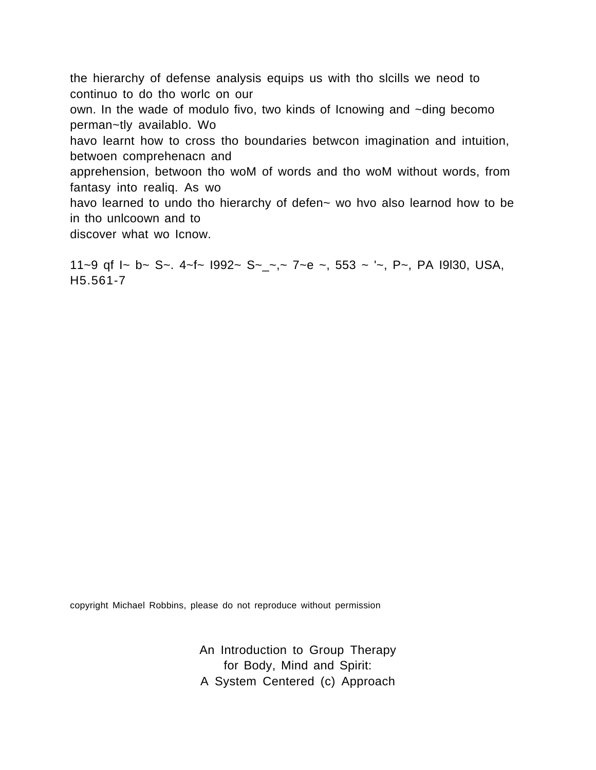the hierarchy of defense analysis equips us with tho slcills we neod to continuo to do tho worlc on our own. In the wade of modulo fivo, two kinds of Icnowing and ~ding becomo perman~tly availablo. Wo havo learnt how to cross tho boundaries betwcon imagination and intuition, betwoen comprehenacn and apprehension, betwoon tho woM of words and tho woM without words, from fantasy into realiq. As wo havo learned to undo tho hierarchy of defen~ wo hvo also learnod how to be in tho unlcoown and to discover what wo Icnow.

11~9 qf I~ b~ S~. 4~f~ I992~ S~_~,~ 7~e ~, 553 ~ '~, P~, PA I9l30, USA, H5.561-7

copyright Michael Robbins, please do not reproduce without permission

An Introduction to Group Therapy
for Body, Mind and Spirit:
A System Centered (c) Approach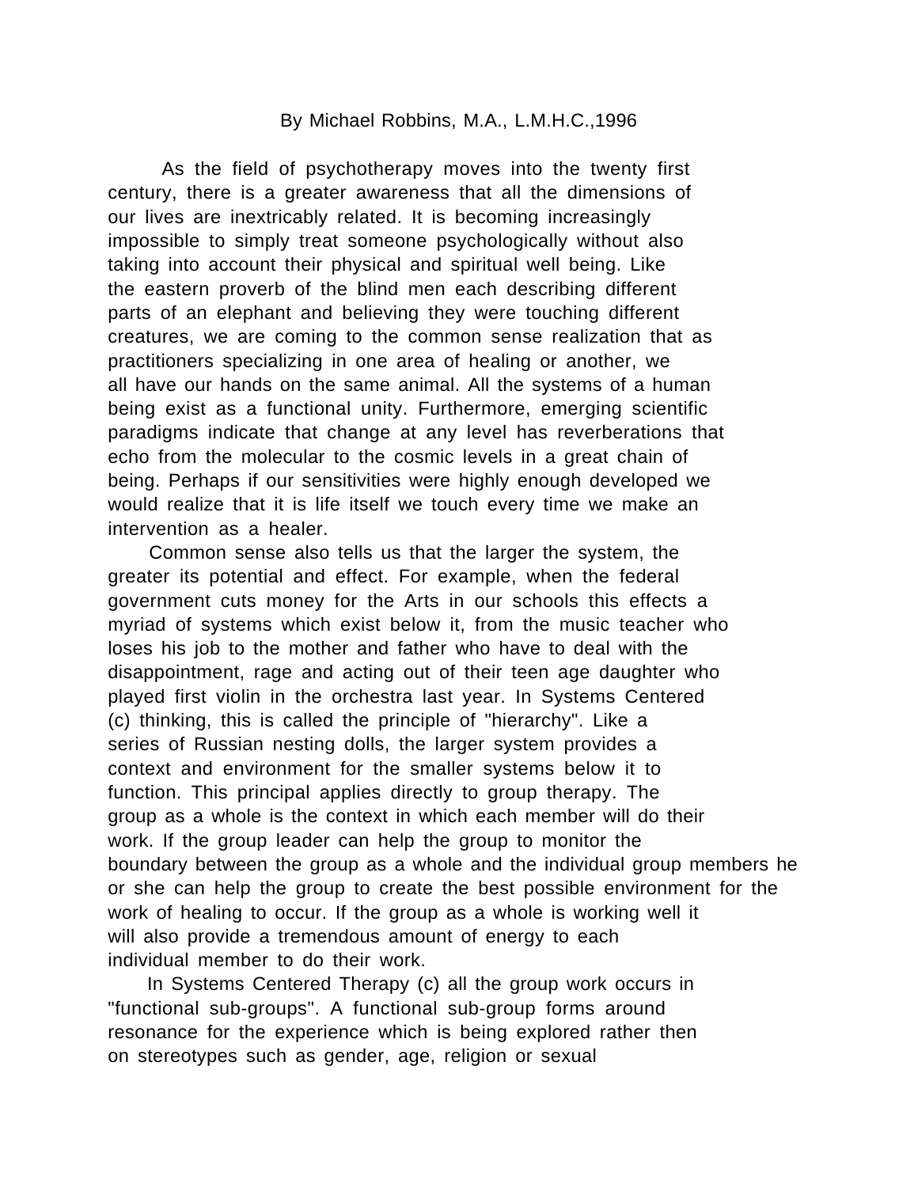By Michael Robbins, M.A., L.M.H.C.,1996

As the field of psychotherapy moves into the twenty first century, there is a greater awareness that all the dimensions of our lives are inextricably related. It is becoming increasingly impossible to simply treat someone psychologically without also taking into account their physical and spiritual well being. Like the eastern proverb of the blind men each describing different parts of an elephant and believing they were touching different creatures, we are coming to the common sense realization that as practitioners specializing in one area of healing or another, we all have our hands on the same animal. All the systems of a human being exist as a functional unity. Furthermore, emerging scientific paradigms indicate that change at any level has reverberations that echo from the molecular to the cosmic levels in a great chain of being. Perhaps if our sensitivities were highly enough developed we would realize that it is life itself we touch every time we make an intervention as a healer.

Common sense also tells us that the larger the system, the greater its potential and effect. For example, when the federal government cuts money for the Arts in our schools this effects a myriad of systems which exist below it, from the music teacher who loses his job to the mother and father who have to deal with the disappointment, rage and acting out of their teen age daughter who played first violin in the orchestra last year. In Systems Centered (c) thinking, this is called the principle of "hierarchy". Like a series of Russian nesting dolls, the larger system provides a context and environment for the smaller systems below it to function. This principal applies directly to group therapy. The group as a whole is the context in which each member will do their work. If the group leader can help the group to monitor the boundary between the group as a whole and the individual group members he or she can help the group to create the best possible environment for the work of healing to occur. If the group as a whole is working well it will also provide a tremendous amount of energy to each individual member to do their work.

In Systems Centered Therapy (c) all the group work occurs in "functional sub-groups". A functional sub-group forms around resonance for the experience which is being explored rather then on stereotypes such as gender, age, religion or sexual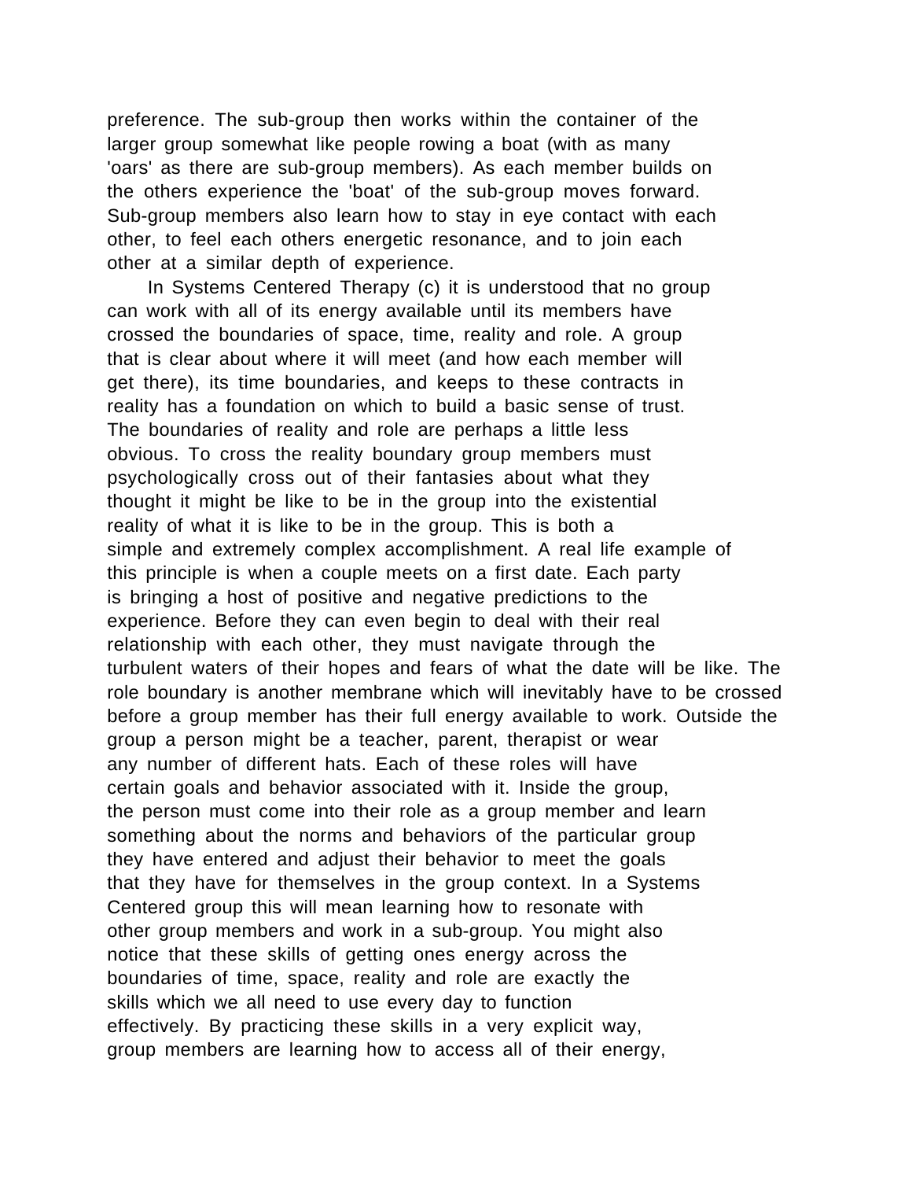preference. The sub-group then works within the container of the larger group somewhat like people rowing a boat (with as many 'oars' as there are sub-group members). As each member builds on the others experience the 'boat' of the sub-group moves forward. Sub-group members also learn how to stay in eye contact with each other, to feel each others energetic resonance, and to join each other at a similar depth of experience.

In Systems Centered Therapy (c) it is understood that no group can work with all of its energy available until its members have crossed the boundaries of space, time, reality and role. A group that is clear about where it will meet (and how each member will get there), its time boundaries, and keeps to these contracts in reality has a foundation on which to build a basic sense of trust. The boundaries of reality and role are perhaps a little less obvious. To cross the reality boundary group members must psychologically cross out of their fantasies about what they thought it might be like to be in the group into the existential reality of what it is like to be in the group. This is both a simple and extremely complex accomplishment. A real life example of this principle is when a couple meets on a first date. Each party is bringing a host of positive and negative predictions to the experience. Before they can even begin to deal with their real relationship with each other, they must navigate through the turbulent waters of their hopes and fears of what the date will be like. The role boundary is another membrane which will inevitably have to be crossed before a group member has their full energy available to work. Outside the group a person might be a teacher, parent, therapist or wear any number of different hats. Each of these roles will have certain goals and behavior associated with it. Inside the group, the person must come into their role as a group member and learn something about the norms and behaviors of the particular group they have entered and adjust their behavior to meet the goals that they have for themselves in the group context. In a Systems Centered group this will mean learning how to resonate with other group members and work in a sub-group. You might also notice that these skills of getting ones energy across the boundaries of time, space, reality and role are exactly the skills which we all need to use every day to function effectively. By practicing these skills in a very explicit way, group members are learning how to access all of their energy,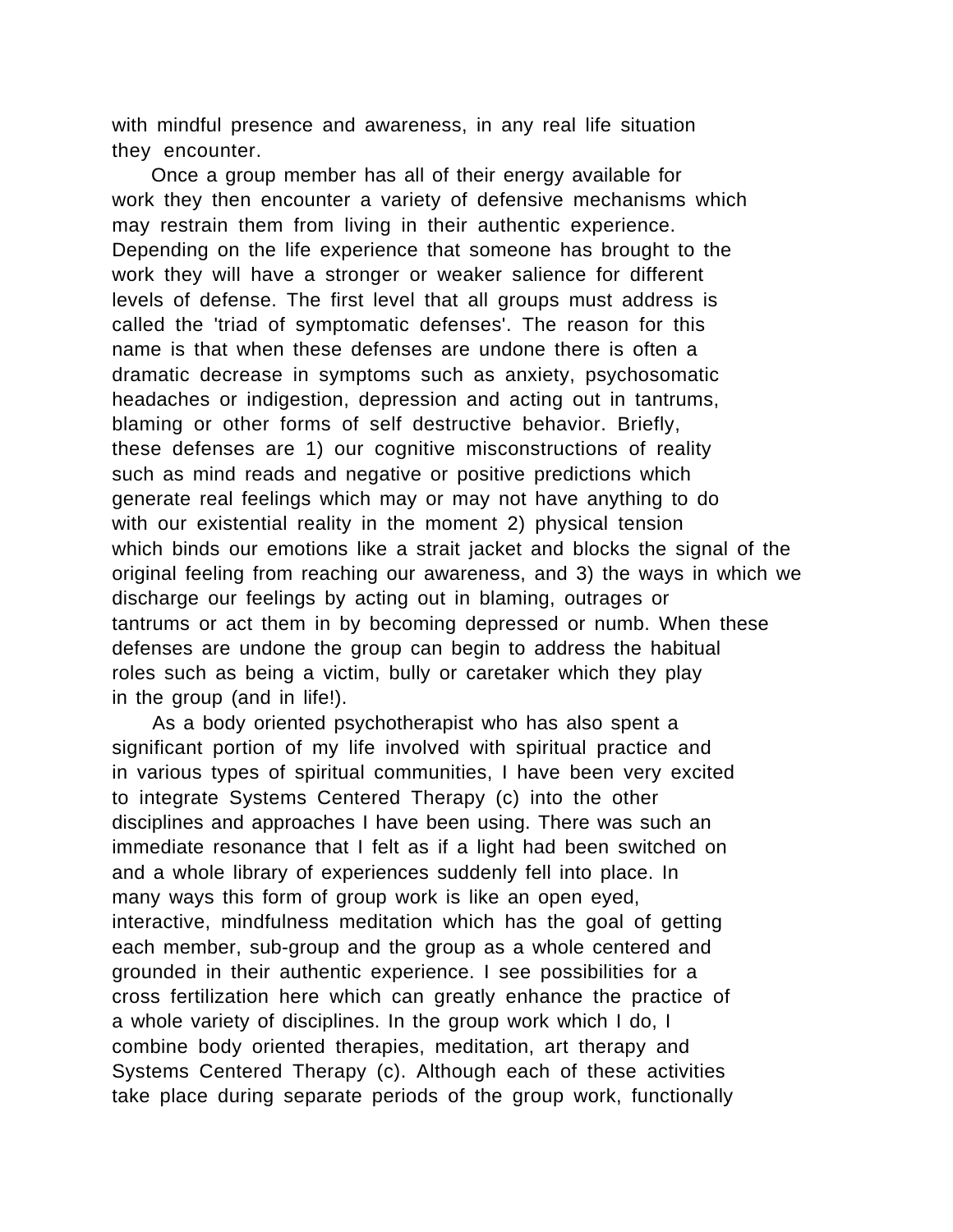with mindful presence and awareness, in any real life situation they encounter.

Once a group member has all of their energy available for work they then encounter a variety of defensive mechanisms which may restrain them from living in their authentic experience. Depending on the life experience that someone has brought to the work they will have a stronger or weaker salience for different levels of defense. The first level that all groups must address is called the 'triad of symptomatic defenses'. The reason for this name is that when these defenses are undone there is often a dramatic decrease in symptoms such as anxiety, psychosomatic headaches or indigestion, depression and acting out in tantrums, blaming or other forms of self destructive behavior. Briefly, these defenses are 1) our cognitive misconstructions of reality such as mind reads and negative or positive predictions which generate real feelings which may or may not have anything to do with our existential reality in the moment 2) physical tension which binds our emotions like a strait jacket and blocks the signal of the original feeling from reaching our awareness, and 3) the ways in which we discharge our feelings by acting out in blaming, outrages or tantrums or act them in by becoming depressed or numb. When these defenses are undone the group can begin to address the habitual roles such as being a victim, bully or caretaker which they play in the group (and in life!).

As a body oriented psychotherapist who has also spent a significant portion of my life involved with spiritual practice and in various types of spiritual communities, I have been very excited to integrate Systems Centered Therapy (c) into the other disciplines and approaches I have been using. There was such an immediate resonance that I felt as if a light had been switched on and a whole library of experiences suddenly fell into place. In many ways this form of group work is like an open eyed, interactive, mindfulness meditation which has the goal of getting each member, sub-group and the group as a whole centered and grounded in their authentic experience. I see possibilities for a cross fertilization here which can greatly enhance the practice of a whole variety of disciplines. In the group work which I do, I combine body oriented therapies, meditation, art therapy and Systems Centered Therapy (c). Although each of these activities take place during separate periods of the group work, functionally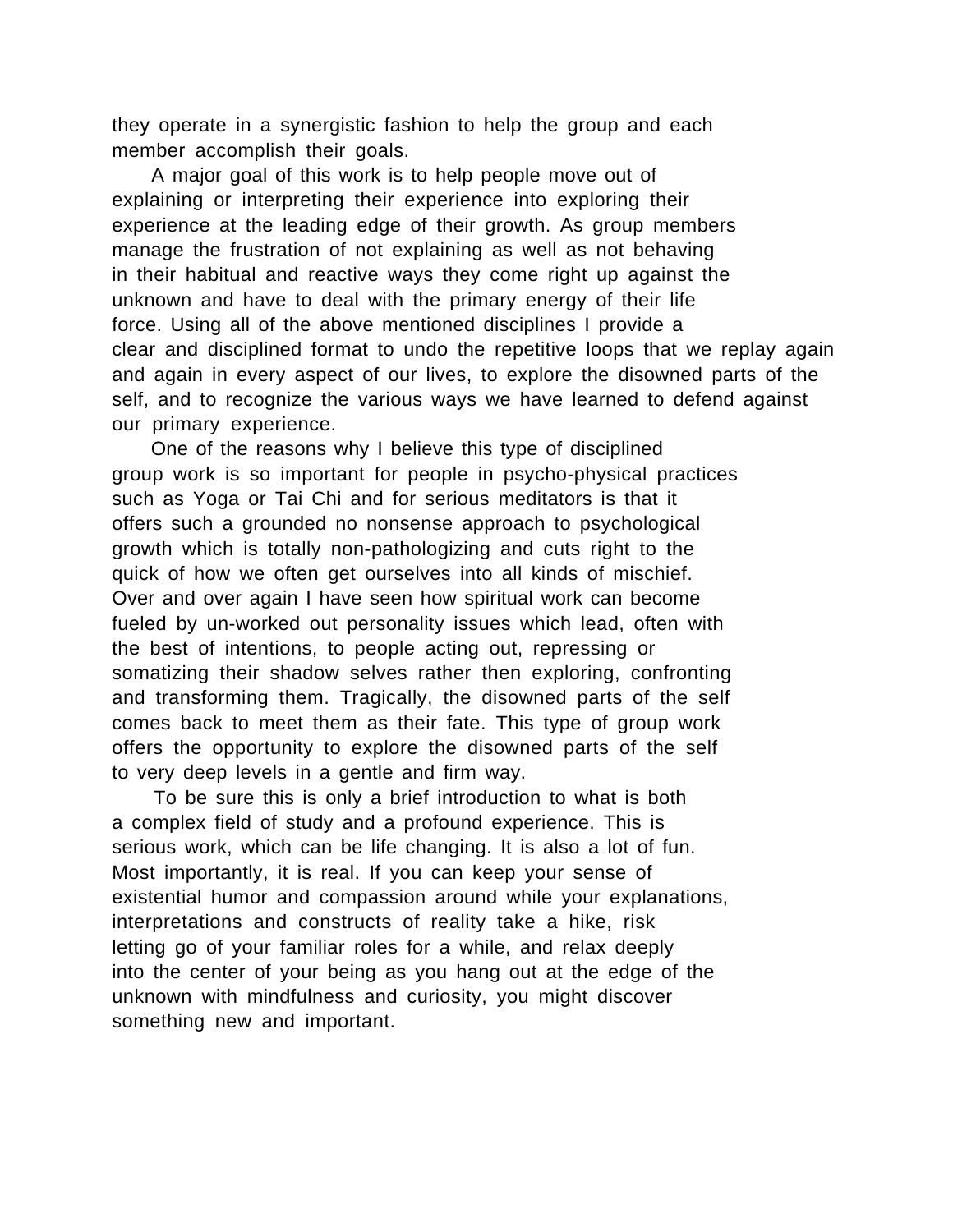they operate in a synergistic fashion to help the group and each member accomplish their goals.

A major goal of this work is to help people move out of explaining or interpreting their experience into exploring their experience at the leading edge of their growth. As group members manage the frustration of not explaining as well as not behaving in their habitual and reactive ways they come right up against the unknown and have to deal with the primary energy of their life force. Using all of the above mentioned disciplines I provide a clear and disciplined format to undo the repetitive loops that we replay again and again in every aspect of our lives, to explore the disowned parts of the self, and to recognize the various ways we have learned to defend against our primary experience.

One of the reasons why I believe this type of disciplined group work is so important for people in psycho-physical practices such as Yoga or Tai Chi and for serious meditators is that it offers such a grounded no nonsense approach to psychological growth which is totally non-pathologizing and cuts right to the quick of how we often get ourselves into all kinds of mischief. Over and over again I have seen how spiritual work can become fueled by un-worked out personality issues which lead, often with the best of intentions, to people acting out, repressing or somatizing their shadow selves rather then exploring, confronting and transforming them. Tragically, the disowned parts of the self comes back to meet them as their fate. This type of group work offers the opportunity to explore the disowned parts of the self to very deep levels in a gentle and firm way.

To be sure this is only a brief introduction to what is both a complex field of study and a profound experience. This is serious work, which can be life changing. It is also a lot of fun. Most importantly, it is real. If you can keep your sense of existential humor and compassion around while your explanations, interpretations and constructs of reality take a hike, risk letting go of your familiar roles for a while, and relax deeply into the center of your being as you hang out at the edge of the unknown with mindfulness and curiosity, you might discover something new and important.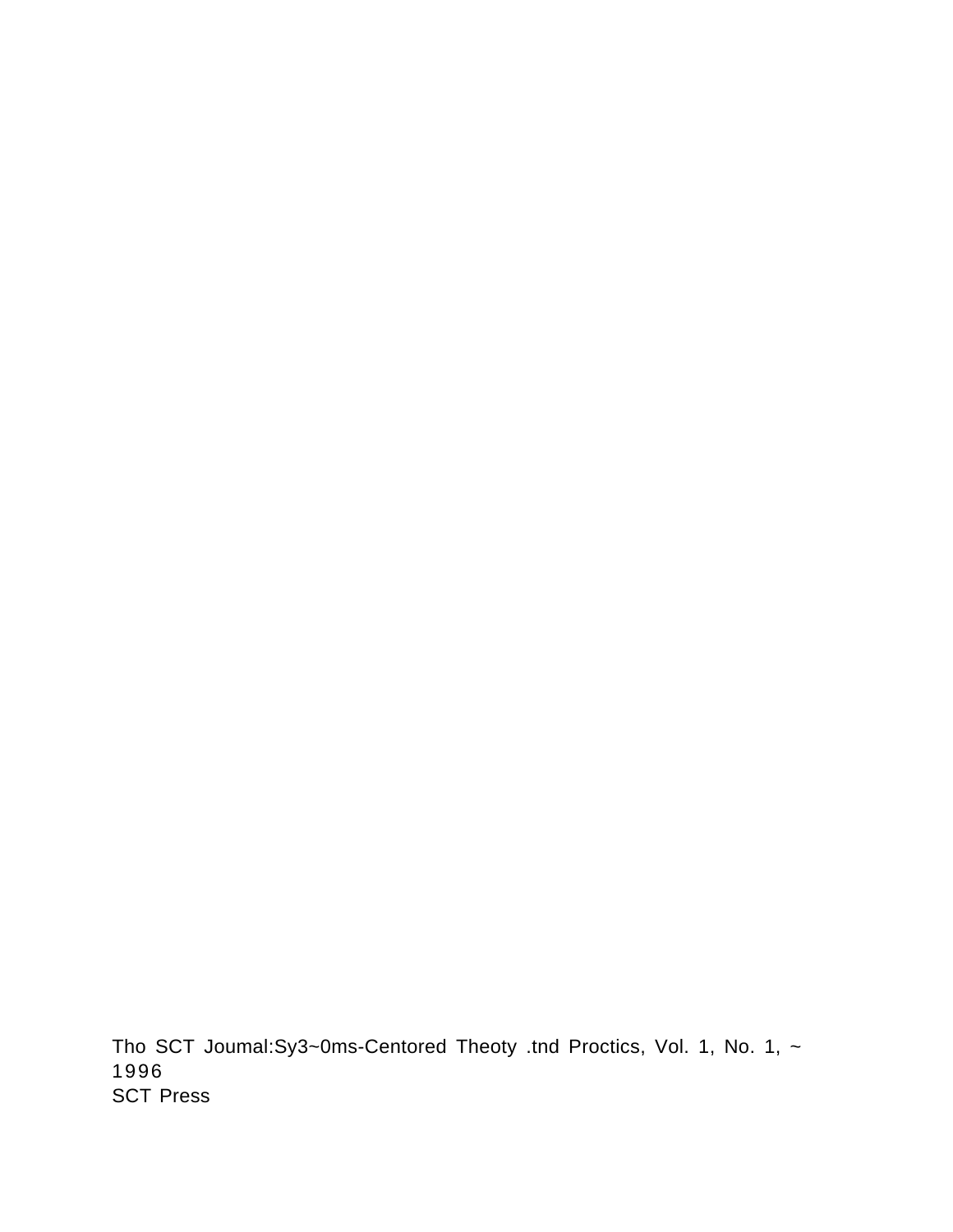Tho SCT Joumal:Sy3~0ms-Centored Theoty .tnd Proctics, Vol. 1, No. 1, ~ 1996
SCT Press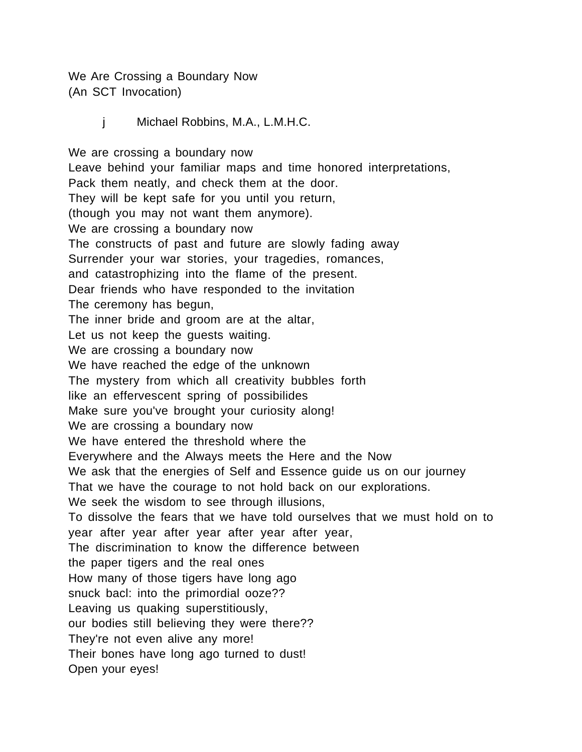We Are Crossing a Boundary Now
(An SCT Invocation)

j Michael Robbins, M.A., L.M.H.C.

We are crossing a boundary now
Leave behind your familiar maps and time honored interpretations,
Pack them neatly, and check them at the door.
They will be kept safe for you until you return,
(though you may not want them anymore).
We are crossing a boundary now
The constructs of past and future are slowly fading away
Surrender your war stories, your tragedies, romances,
and catastrophizing into the flame of the present.
Dear friends who have responded to the invitation
The ceremony has begun,
The inner bride and groom are at the altar,
Let us not keep the guests waiting.
We are crossing a boundary now
We have reached the edge of the unknown
The mystery from which all creativity bubbles forth
like an effervescent spring of possibilides
Make sure you've brought your curiosity along!
We are crossing a boundary now
We have entered the threshold where the
Everywhere and the Always meets the Here and the Now
We ask that the energies of Self and Essence guide us on our journey
That we have the courage to not hold back on our explorations.
We seek the wisdom to see through illusions,
To dissolve the fears that we have told ourselves that we must hold on to
year after year after year after year after year,
The discrimination to know the difference between
the paper tigers and the real ones
How many of those tigers have long ago
snuck bacl: into the primordial ooze??
Leaving us quaking superstitiously,
our bodies still believing they were there??
They're not even alive any more!
Their bones have long ago turned to dust!
Open your eyes!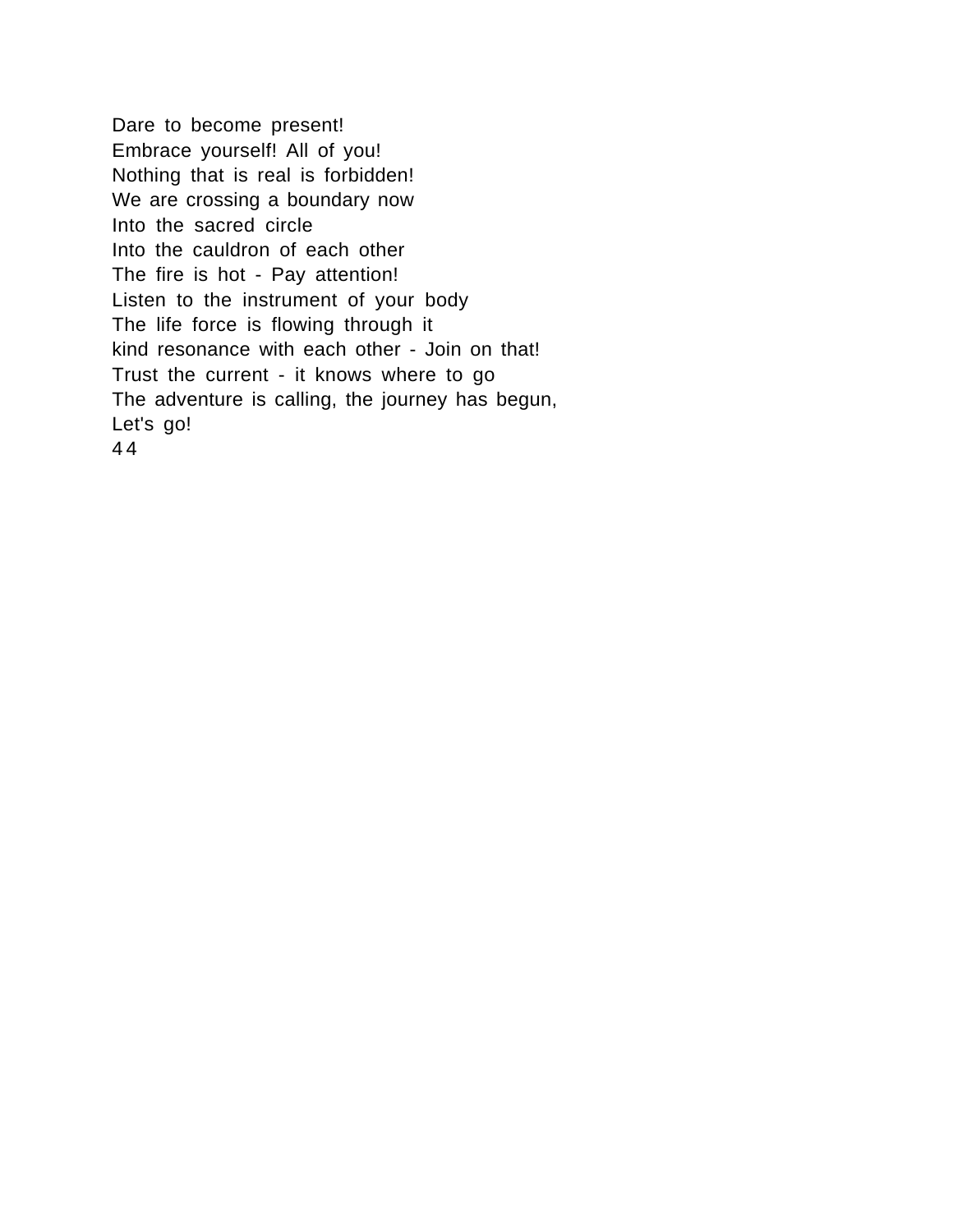Dare to become present!
Embrace yourself! All of you!
Nothing that is real is forbidden!
We are crossing a boundary now
Into the sacred circle
Into the cauldron of each other
The fire is hot - Pay attention!
Listen to the instrument of your body
The life force is flowing through it
kind resonance with each other - Join on that!
Trust the current - it knows where to go
The adventure is calling, the journey has begun,
Let's go!